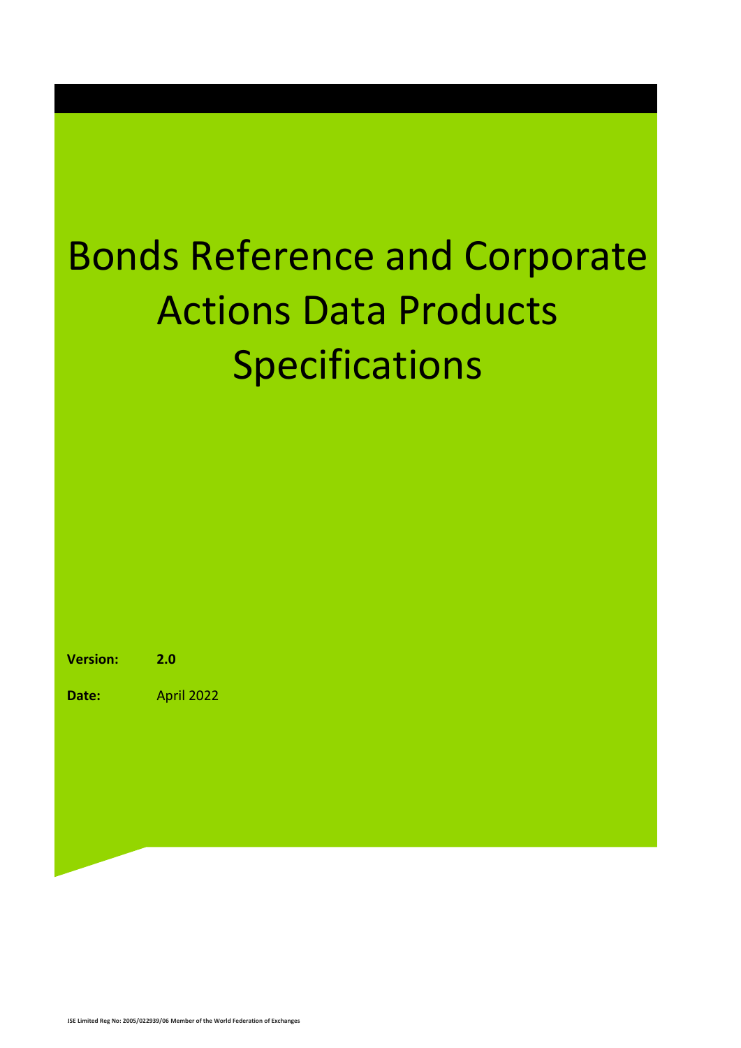# Bonds Reference and Corporate Actions Data Products Specifications

**Version:** **2.0**

**Date:** April 2022

JSE Limited Reg No: 2005/022939/06 Member of the World Federation of Exchanges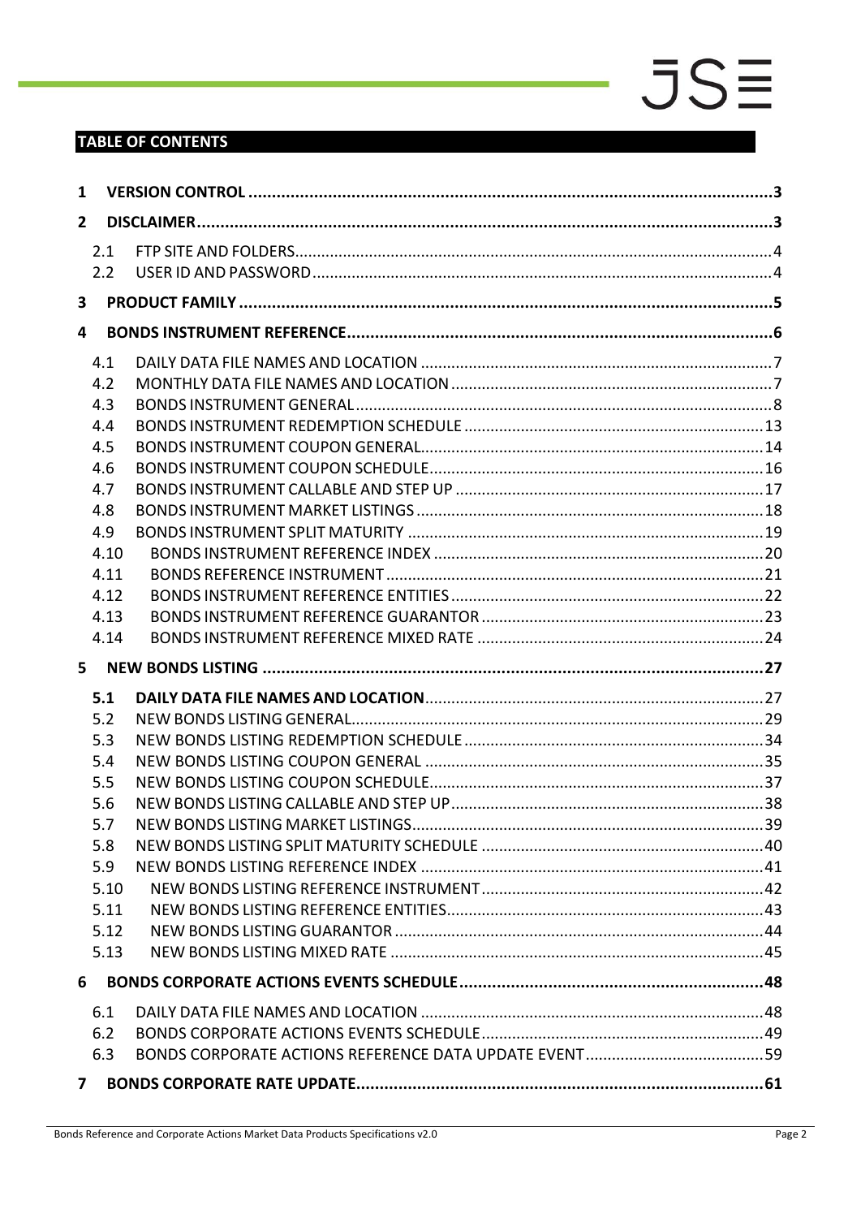## TABLE OF CONTENTS

**1 VERSION CONTROL ........................................................ 3**

**2 DISCLAIMER ........................................................ 3**

- 2.1 FTP SITE AND FOLDERS ........................................................ 4
- 2.2 USER ID AND PASSWORD ........................................................ 4

**3 PRODUCT FAMILY ........................................................ 5**

**4 BONDS INSTRUMENT REFERENCE ........................................................ 6**

- 4.1 DAILY DATA FILE NAMES AND LOCATION ........................................................ 7
- 4.2 MONTHLY DATA FILE NAMES AND LOCATION ........................................................ 7
- 4.3 BONDS INSTRUMENT GENERAL ........................................................ 8
- 4.4 BONDS INSTRUMENT REDEMPTION SCHEDULE ........................................................ 13
- 4.5 BONDS INSTRUMENT COUPON GENERAL ........................................................ 14
- 4.6 BONDS INSTRUMENT COUPON SCHEDULE ........................................................ 16
- 4.7 BONDS INSTRUMENT CALLABLE AND STEP UP ........................................................ 17
- 4.8 BONDS INSTRUMENT MARKET LISTINGS ........................................................ 18
- 4.9 BONDS INSTRUMENT SPLIT MATURITY ........................................................ 19
- 4.10 BONDS INSTRUMENT REFERENCE INDEX ........................................................ 20
- 4.11 BONDS REFERENCE INSTRUMENT ........................................................ 21
- 4.12 BONDS INSTRUMENT REFERENCE ENTITIES ........................................................ 22
- 4.13 BONDS INSTRUMENT REFERENCE GUARANTOR ........................................................ 23
- 4.14 BONDS INSTRUMENT REFERENCE MIXED RATE ........................................................ 24

**5 NEW BONDS LISTING ........................................................ 27**

- **5.1 DAILY DATA FILE NAMES AND LOCATION ........................................................ 27**
- 5.2 NEW BONDS LISTING GENERAL ........................................................ 29
- 5.3 NEW BONDS LISTING REDEMPTION SCHEDULE ........................................................ 34
- 5.4 NEW BONDS LISTING COUPON GENERAL ........................................................ 35
- 5.5 NEW BONDS LISTING COUPON SCHEDULE ........................................................ 37
- 5.6 NEW BONDS LISTING CALLABLE AND STEP UP ........................................................ 38
- 5.7 NEW BONDS LISTING MARKET LISTINGS ........................................................ 39
- 5.8 NEW BONDS LISTING SPLIT MATURITY SCHEDULE ........................................................ 40
- 5.9 NEW BONDS LISTING REFERENCE INDEX ........................................................ 41
- 5.10 NEW BONDS LISTING REFERENCE INSTRUMENT ........................................................ 42
- 5.11 NEW BONDS LISTING REFERENCE ENTITIES ........................................................ 43
- 5.12 NEW BONDS LISTING GUARANTOR ........................................................ 44
- 5.13 NEW BONDS LISTING MIXED RATE ........................................................ 45

**6 BONDS CORPORATE ACTIONS EVENTS SCHEDULE ........................................................ 48**

- 6.1 DAILY DATA FILE NAMES AND LOCATION ........................................................ 48
- 6.2 BONDS CORPORATE ACTIONS EVENTS SCHEDULE ........................................................ 49
- 6.3 BONDS CORPORATE ACTIONS REFERENCE DATA UPDATE EVENT ........................................................ 59

**7 BONDS CORPORATE RATE UPDATE ........................................................ 61**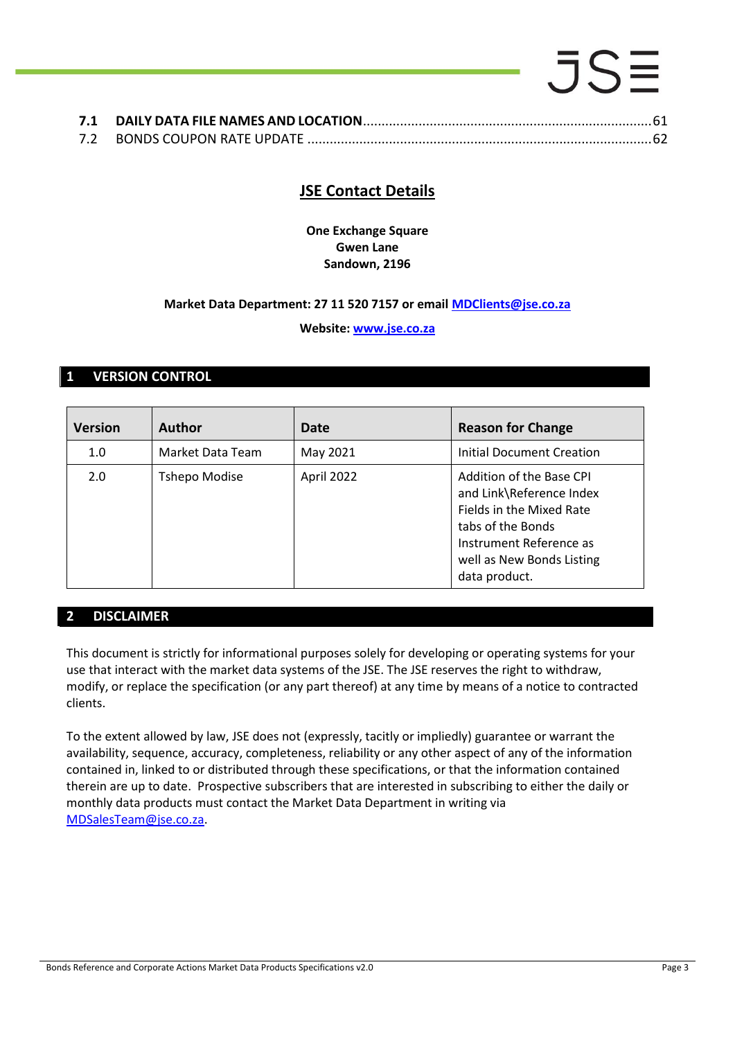**7.1 DAILY DATA FILE NAMES AND LOCATION** ........................................................................ 61

7.2 BONDS COUPON RATE UPDATE ........................................................................................... 62

## JSE Contact Details

**One Exchange Square**
**Gwen Lane**
**Sandown, 2196**

**Market Data Department: 27 11 520 7157 or email [MDClients@jse.co.za](mailto:MDClients@jse.co.za)**

**Website: [www.jse.co.za](http://www.jse.co.za)**

# 1 VERSION CONTROL

| Version | Author | Date | Reason for Change |
|---|---|---|---|
| 1.0 | Market Data Team | May 2021 | Initial Document Creation |
| 2.0 | Tshepo Modise | April 2022 | Addition of the Base CPI and Link\Reference Index Fields in the Mixed Rate tabs of the Bonds Instrument Reference as well as New Bonds Listing data product. |

# 2 DISCLAIMER

This document is strictly for informational purposes solely for developing or operating systems for your use that interact with the market data systems of the JSE. The JSE reserves the right to withdraw, modify, or replace the specification (or any part thereof) at any time by means of a notice to contracted clients.

To the extent allowed by law, JSE does not (expressly, tacitly or impliedly) guarantee or warrant the availability, sequence, accuracy, completeness, reliability or any other aspect of any of the information contained in, linked to or distributed through these specifications, or that the information contained therein are up to date. Prospective subscribers that are interested in subscribing to either the daily or monthly data products must contact the Market Data Department in writing via [MDSalesTeam@jse.co.za](mailto:MDSalesTeam@jse.co.za).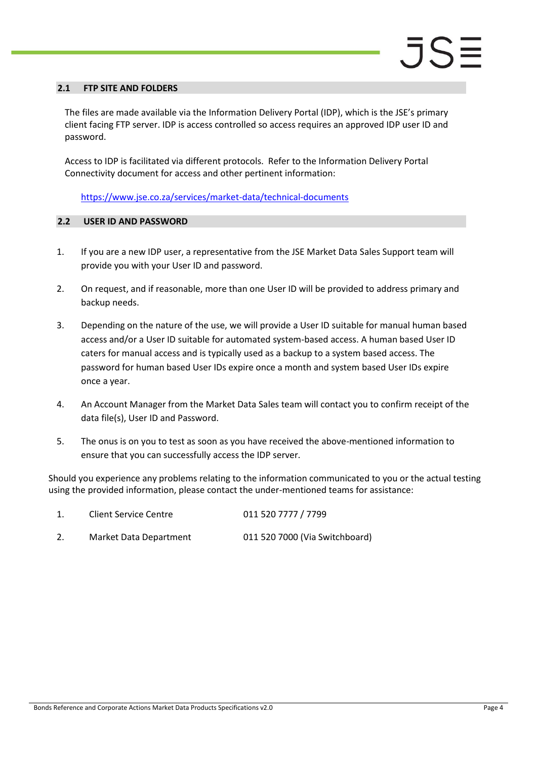## 2.1 FTP SITE AND FOLDERS

The files are made available via the Information Delivery Portal (IDP), which is the JSE's primary client facing FTP server. IDP is access controlled so access requires an approved IDP user ID and password.

Access to IDP is facilitated via different protocols. Refer to the Information Delivery Portal Connectivity document for access and other pertinent information:

https://www.jse.co.za/services/market-data/technical-documents

## 2.2 USER ID AND PASSWORD

1. If you are a new IDP user, a representative from the JSE Market Data Sales Support team will provide you with your User ID and password.

2. On request, and if reasonable, more than one User ID will be provided to address primary and backup needs.

3. Depending on the nature of the use, we will provide a User ID suitable for manual human based access and/or a User ID suitable for automated system-based access. A human based User ID caters for manual access and is typically used as a backup to a system based access. The password for human based User IDs expire once a month and system based User IDs expire once a year.

4. An Account Manager from the Market Data Sales team will contact you to confirm receipt of the data file(s), User ID and Password.

5. The onus is on you to test as soon as you have received the above-mentioned information to ensure that you can successfully access the IDP server.

Should you experience any problems relating to the information communicated to you or the actual testing using the provided information, please contact the under-mentioned teams for assistance:

1. Client Service Centre 011 520 7777 / 7799

2. Market Data Department 011 520 7000 (Via Switchboard)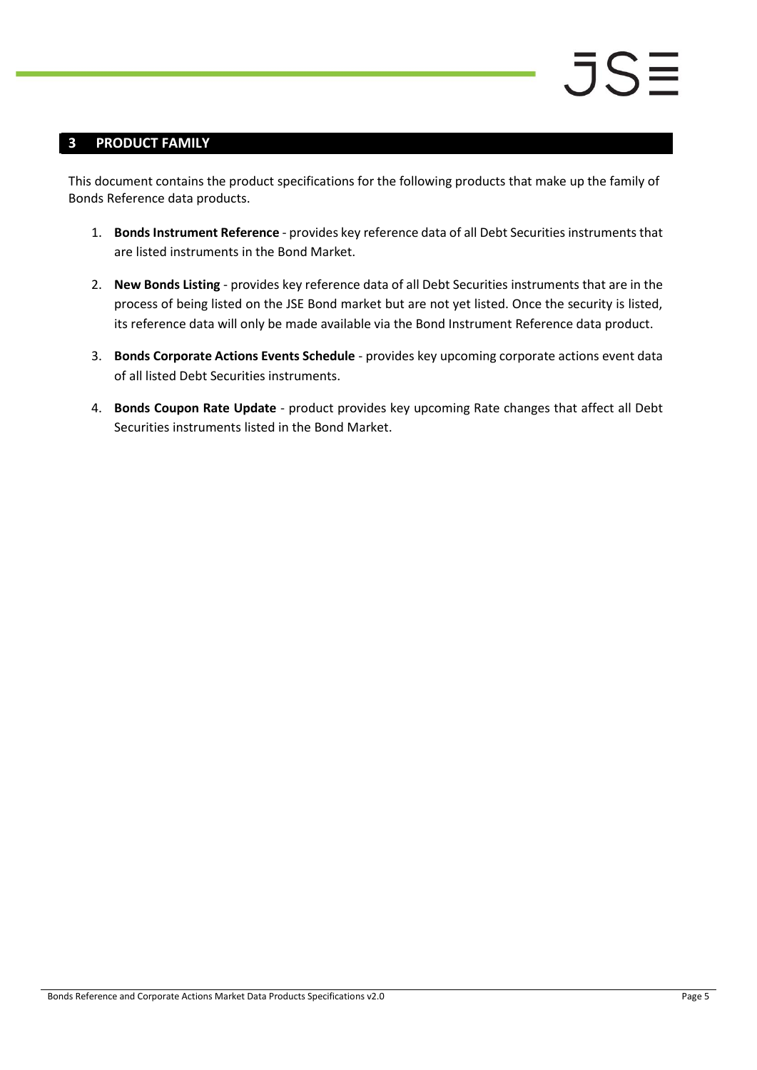## 3 PRODUCT FAMILY

This document contains the product specifications for the following products that make up the family of Bonds Reference data products.

1. **Bonds Instrument Reference** - provides key reference data of all Debt Securities instruments that are listed instruments in the Bond Market.
2. **New Bonds Listing** - provides key reference data of all Debt Securities instruments that are in the process of being listed on the JSE Bond market but are not yet listed. Once the security is listed, its reference data will only be made available via the Bond Instrument Reference data product.
3. **Bonds Corporate Actions Events Schedule** - provides key upcoming corporate actions event data of all listed Debt Securities instruments.
4. **Bonds Coupon Rate Update** - product provides key upcoming Rate changes that affect all Debt Securities instruments listed in the Bond Market.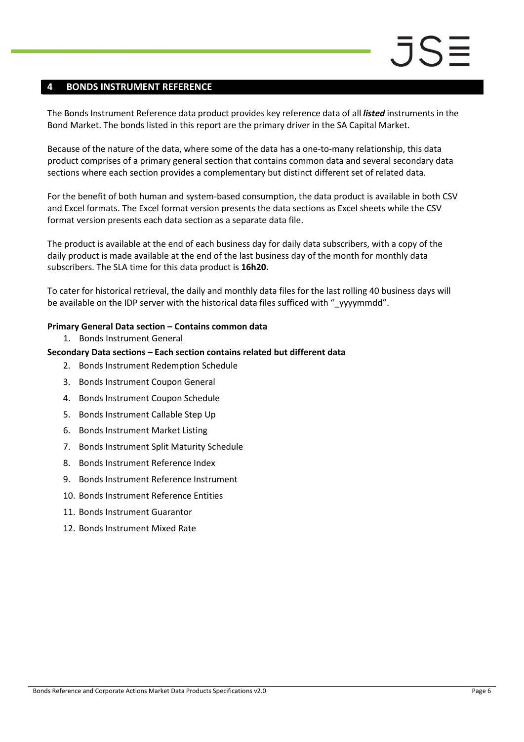# 4 BONDS INSTRUMENT REFERENCE

The Bonds Instrument Reference data product provides key reference data of all ***listed*** instruments in the Bond Market. The bonds listed in this report are the primary driver in the SA Capital Market.

Because of the nature of the data, where some of the data has a one-to-many relationship, this data product comprises of a primary general section that contains common data and several secondary data sections where each section provides a complementary but distinct different set of related data.

For the benefit of both human and system-based consumption, the data product is available in both CSV and Excel formats. The Excel format version presents the data sections as Excel sheets while the CSV format version presents each data section as a separate data file.

The product is available at the end of each business day for daily data subscribers, with a copy of the daily product is made available at the end of the last business day of the month for monthly data subscribers. The SLA time for this data product is **16h20.**

To cater for historical retrieval, the daily and monthly data files for the last rolling 40 business days will be available on the IDP server with the historical data files sufficed with "_yyyymmdd".

**Primary General Data section – Contains common data**

1. Bonds Instrument General

**Secondary Data sections – Each section contains related but different data**

2. Bonds Instrument Redemption Schedule
3. Bonds Instrument Coupon General
4. Bonds Instrument Coupon Schedule
5. Bonds Instrument Callable Step Up
6. Bonds Instrument Market Listing
7. Bonds Instrument Split Maturity Schedule
8. Bonds Instrument Reference Index
9. Bonds Instrument Reference Instrument
10. Bonds Instrument Reference Entities
11. Bonds Instrument Guarantor
12. Bonds Instrument Mixed Rate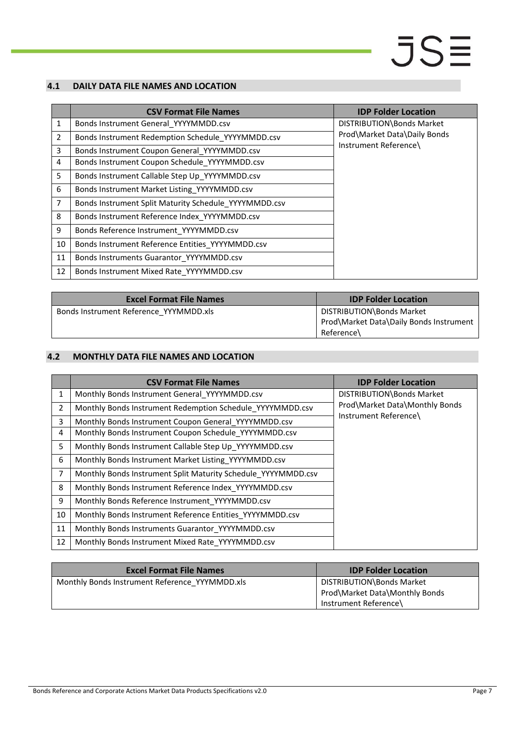## 4.1 DAILY DATA FILE NAMES AND LOCATION

| | CSV Format File Names | IDP Folder Location |
|---|---|---|
| 1 | Bonds Instrument General_YYYYMMDD.csv | DISTRIBUTION\Bonds Market Prod\Market Data\Daily Bonds Instrument Reference\ |
| 2 | Bonds Instrument Redemption Schedule_YYYYMMDD.csv | |
| 3 | Bonds Instrument Coupon General_YYYYMMDD.csv | |
| 4 | Bonds Instrument Coupon Schedule_YYYYMMDD.csv | |
| 5 | Bonds Instrument Callable Step Up_YYYYMMDD.csv | |
| 6 | Bonds Instrument Market Listing_YYYYMMDD.csv | |
| 7 | Bonds Instrument Split Maturity Schedule_YYYYMMDD.csv | |
| 8 | Bonds Instrument Reference Index_YYYYMMDD.csv | |
| 9 | Bonds Reference Instrument_YYYYMMDD.csv | |
| 10 | Bonds Instrument Reference Entities_YYYYMMDD.csv | |
| 11 | Bonds Instruments Guarantor_YYYYMMDD.csv | |
| 12 | Bonds Instrument Mixed Rate_YYYYMMDD.csv | |

| Excel Format File Names | IDP Folder Location |
|---|---|
| Bonds Instrument Reference_YYYMMDD.xls | DISTRIBUTION\Bonds Market Prod\Market Data\Daily Bonds Instrument Reference\ |

## 4.2 MONTHLY DATA FILE NAMES AND LOCATION

| | CSV Format File Names | IDP Folder Location |
|---|---|---|
| 1 | Monthly Bonds Instrument General_YYYYMMDD.csv | DISTRIBUTION\Bonds Market Prod\Market Data\Monthly Bonds Instrument Reference\ |
| 2 | Monthly Bonds Instrument Redemption Schedule_YYYYMMDD.csv | |
| 3 | Monthly Bonds Instrument Coupon General_YYYYMMDD.csv | |
| 4 | Monthly Bonds Instrument Coupon Schedule_YYYYMMDD.csv | |
| 5 | Monthly Bonds Instrument Callable Step Up_YYYYMMDD.csv | |
| 6 | Monthly Bonds Instrument Market Listing_YYYYMMDD.csv | |
| 7 | Monthly Bonds Instrument Split Maturity Schedule_YYYYMMDD.csv | |
| 8 | Monthly Bonds Instrument Reference Index_YYYYMMDD.csv | |
| 9 | Monthly Bonds Reference Instrument_YYYYMMDD.csv | |
| 10 | Monthly Bonds Instrument Reference Entities_YYYYMMDD.csv | |
| 11 | Monthly Bonds Instruments Guarantor_YYYYMMDD.csv | |
| 12 | Monthly Bonds Instrument Mixed Rate_YYYYMMDD.csv | |

| Excel Format File Names | IDP Folder Location |
|---|---|
| Monthly Bonds Instrument Reference_YYYMMDD.xls | DISTRIBUTION\Bonds Market Prod\Market Data\Monthly Bonds Instrument Reference\ |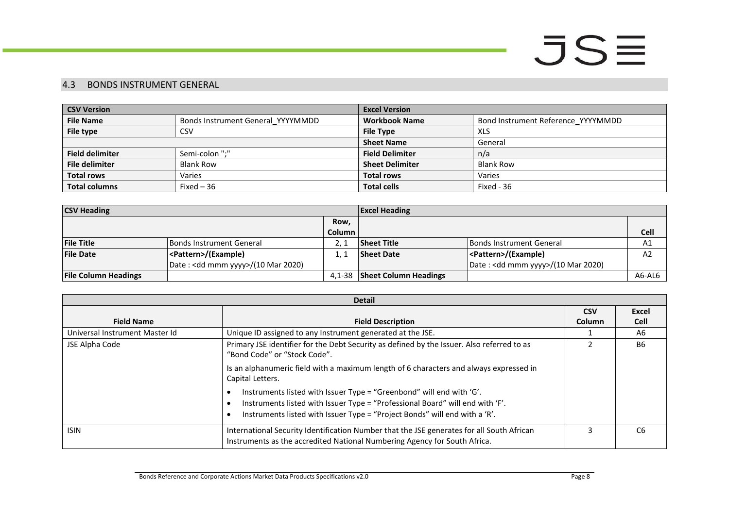## 4.3 BONDS INSTRUMENT GENERAL

| CSV Version | | Excel Version | |
|---|---|---|---|
| **File Name** | Bonds Instrument General_YYYYMMDD | **Workbook Name** | Bond Instrument Reference_YYYYMMDD |
| **File type** | CSV | **File Type** | XLS |
| | | **Sheet Name** | General |
| **Field delimiter** | Semi-colon ";" | **Field Delimiter** | n/a |
| **File delimiter** | Blank Row | **Sheet Delimiter** | Blank Row |
| **Total rows** | Varies | **Total rows** | Varies |
| **Total columns** | Fixed – 36 | **Total cells** | Fixed - 36 |

| CSV Heading | | | Excel Heading | | |
|---|---|---|---|---|---|
| | | **Row, Column** | | | **Cell** |
| **File Title** | Bonds Instrument General | 2, 1 | **Sheet Title** | Bonds Instrument General | A1 |
| **File Date** | **<Pattern>/(Example)** Date : <dd mmm yyyy>/(10 Mar 2020) | 1, 1 | **Sheet Date** | **<Pattern>/(Example)** Date : <dd mmm yyyy>/(10 Mar 2020) | A2 |
| **File Column Headings** | | 4,1-38 | **Sheet Column Headings** | | A6-AL6 |

| Detail | | | |
|---|---|---|---|
| **Field Name** | **Field Description** | **CSV Column** | **Excel Cell** |
| Universal Instrument Master Id | Unique ID assigned to any Instrument generated at the JSE. | 1 | A6 |
| JSE Alpha Code | Primary JSE identifier for the Debt Security as defined by the Issuer. Also referred to as "Bond Code" or "Stock Code".<br><br>Is an alphanumeric field with a maximum length of 6 characters and always expressed in Capital Letters.<br><br>• Instruments listed with Issuer Type = "Greenbond" will end with 'G'.<br>• Instruments listed with Issuer Type = "Professional Board" will end with 'F'.<br>• Instruments listed with Issuer Type = "Project Bonds" will end with a 'R'. | 2 | B6 |
| ISIN | International Security Identification Number that the JSE generates for all South African Instruments as the accredited National Numbering Agency for South Africa. | 3 | C6 |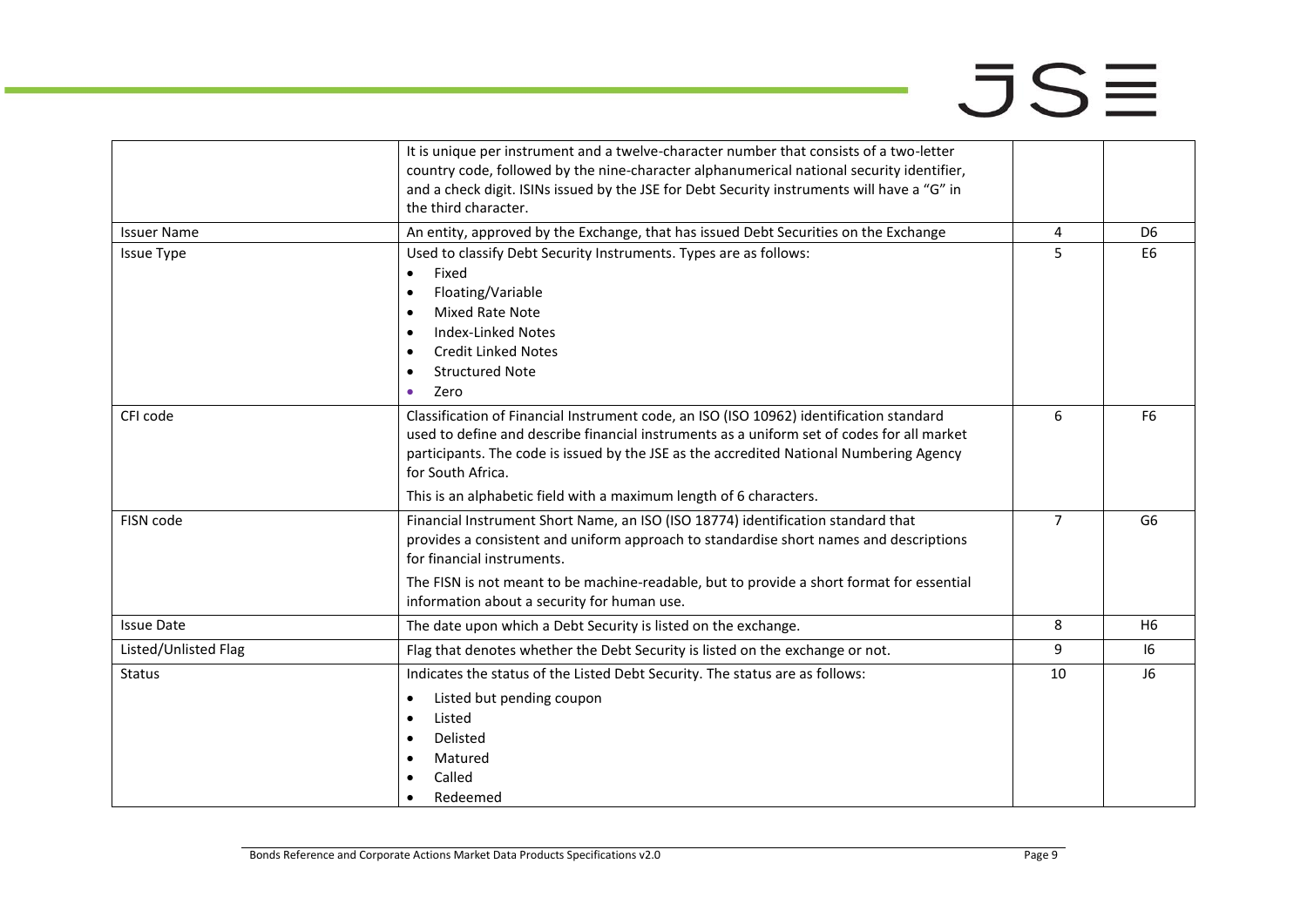| | | | |
|---|---|---|---|
| | It is unique per instrument and a twelve-character number that consists of a two-letter country code, followed by the nine-character alphanumerical national security identifier, and a check digit. ISINs issued by the JSE for Debt Security instruments will have a "G" in the third character. | | |
| Issuer Name | An entity, approved by the Exchange, that has issued Debt Securities on the Exchange | 4 | D6 |
| Issue Type | Used to classify Debt Security Instruments. Types are as follows:<br>• Fixed<br>• Floating/Variable<br>• Mixed Rate Note<br>• Index-Linked Notes<br>• Credit Linked Notes<br>• Structured Note<br>• Zero | 5 | E6 |
| CFI code | Classification of Financial Instrument code, an ISO (ISO 10962) identification standard used to define and describe financial instruments as a uniform set of codes for all market participants. The code is issued by the JSE as the accredited National Numbering Agency for South Africa.<br>This is an alphabetic field with a maximum length of 6 characters. | 6 | F6 |
| FISN code | Financial Instrument Short Name, an ISO (ISO 18774) identification standard that provides a consistent and uniform approach to standardise short names and descriptions for financial instruments.<br>The FISN is not meant to be machine-readable, but to provide a short format for essential information about a security for human use. | 7 | G6 |
| Issue Date | The date upon which a Debt Security is listed on the exchange. | 8 | H6 |
| Listed/Unlisted Flag | Flag that denotes whether the Debt Security is listed on the exchange or not. | 9 | I6 |
| Status | Indicates the status of the Listed Debt Security. The status are as follows:<br>• Listed but pending coupon<br>• Listed<br>• Delisted<br>• Matured<br>• Called<br>• Redeemed | 10 | J6 |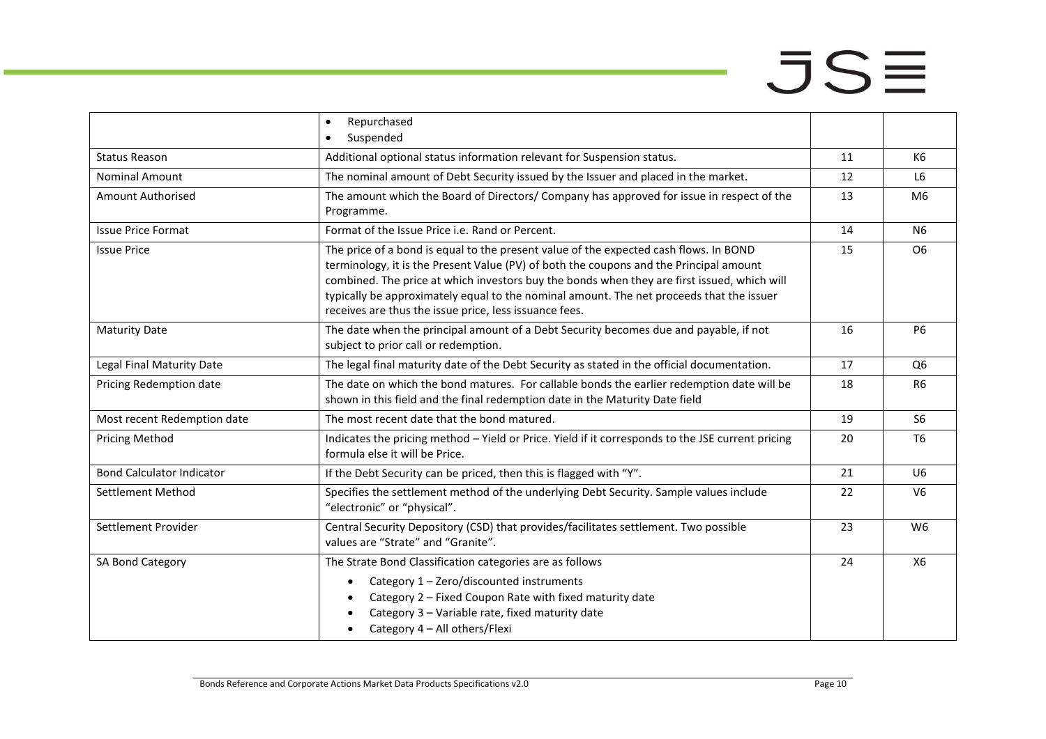| | | | |
|---|---|---|---|
| | • Repurchased<br>• Suspended | | |
| Status Reason | Additional optional status information relevant for Suspension status. | 11 | K6 |
| Nominal Amount | The nominal amount of Debt Security issued by the Issuer and placed in the market. | 12 | L6 |
| Amount Authorised | The amount which the Board of Directors/ Company has approved for issue in respect of the Programme. | 13 | M6 |
| Issue Price Format | Format of the Issue Price i.e. Rand or Percent. | 14 | N6 |
| Issue Price | The price of a bond is equal to the present value of the expected cash flows. In BOND terminology, it is the Present Value (PV) of both the coupons and the Principal amount combined. The price at which investors buy the bonds when they are first issued, which will typically be approximately equal to the nominal amount. The net proceeds that the issuer receives are thus the issue price, less issuance fees. | 15 | O6 |
| Maturity Date | The date when the principal amount of a Debt Security becomes due and payable, if not subject to prior call or redemption. | 16 | P6 |
| Legal Final Maturity Date | The legal final maturity date of the Debt Security as stated in the official documentation. | 17 | Q6 |
| Pricing Redemption date | The date on which the bond matures. For callable bonds the earlier redemption date will be shown in this field and the final redemption date in the Maturity Date field | 18 | R6 |
| Most recent Redemption date | The most recent date that the bond matured. | 19 | S6 |
| Pricing Method | Indicates the pricing method – Yield or Price. Yield if it corresponds to the JSE current pricing formula else it will be Price. | 20 | T6 |
| Bond Calculator Indicator | If the Debt Security can be priced, then this is flagged with "Y". | 21 | U6 |
| Settlement Method | Specifies the settlement method of the underlying Debt Security. Sample values include "electronic" or "physical". | 22 | V6 |
| Settlement Provider | Central Security Depository (CSD) that provides/facilitates settlement. Two possible values are "Strate" and "Granite". | 23 | W6 |
| SA Bond Category | The Strate Bond Classification categories are as follows<br>• Category 1 – Zero/discounted instruments<br>• Category 2 – Fixed Coupon Rate with fixed maturity date<br>• Category 3 – Variable rate, fixed maturity date<br>• Category 4 – All others/Flexi | 24 | X6 |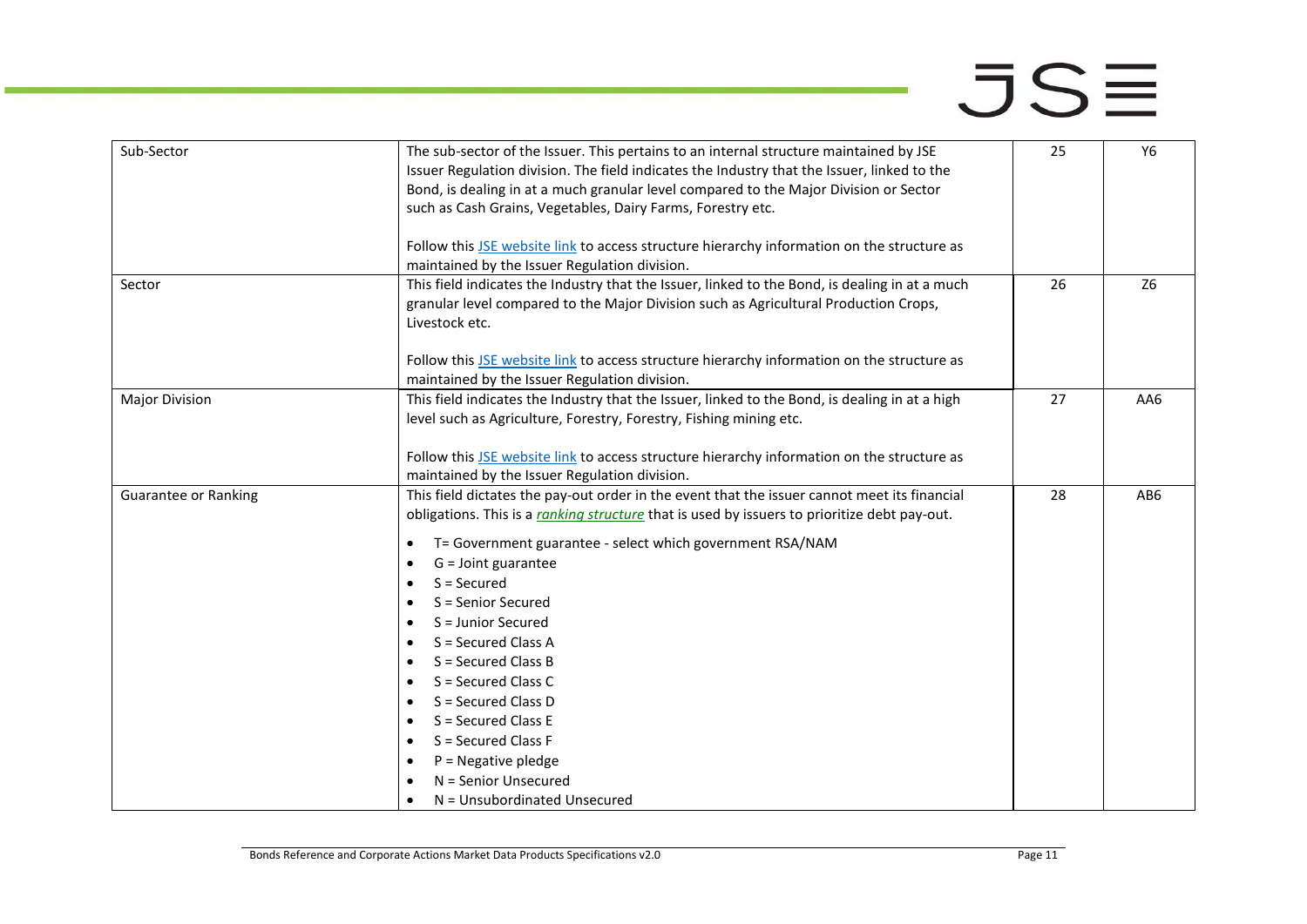| Sub-Sector | The sub-sector of the Issuer. This pertains to an internal structure maintained by JSE Issuer Regulation division. The field indicates the Industry that the Issuer, linked to the Bond, is dealing in at a much granular level compared to the Major Division or Sector such as Cash Grains, Vegetables, Dairy Farms, Forestry etc.<br><br>Follow this JSE website link to access structure hierarchy information on the structure as maintained by the Issuer Regulation division. | 25 | Y6 |
|---|---|---|---|
| Sector | This field indicates the Industry that the Issuer, linked to the Bond, is dealing in at a much granular level compared to the Major Division such as Agricultural Production Crops, Livestock etc.<br><br>Follow this JSE website link to access structure hierarchy information on the structure as maintained by the Issuer Regulation division. | 26 | Z6 |
| Major Division | This field indicates the Industry that the Issuer, linked to the Bond, is dealing in at a high level such as Agriculture, Forestry, Forestry, Fishing mining etc.<br><br>Follow this JSE website link to access structure hierarchy information on the structure as maintained by the Issuer Regulation division. | 27 | AA6 |
| Guarantee or Ranking | This field dictates the pay-out order in the event that the issuer cannot meet its financial obligations. This is a *ranking structure* that is used by issuers to prioritize debt pay-out.<br><br>• T= Government guarantee - select which government RSA/NAM<br>• G = Joint guarantee<br>• S = Secured<br>• S = Senior Secured<br>• S = Junior Secured<br>• S = Secured Class A<br>• S = Secured Class B<br>• S = Secured Class C<br>• S = Secured Class D<br>• S = Secured Class E<br>• S = Secured Class F<br>• P = Negative pledge<br>• N = Senior Unsecured<br>• N = Unsubordinated Unsecured | 28 | AB6 |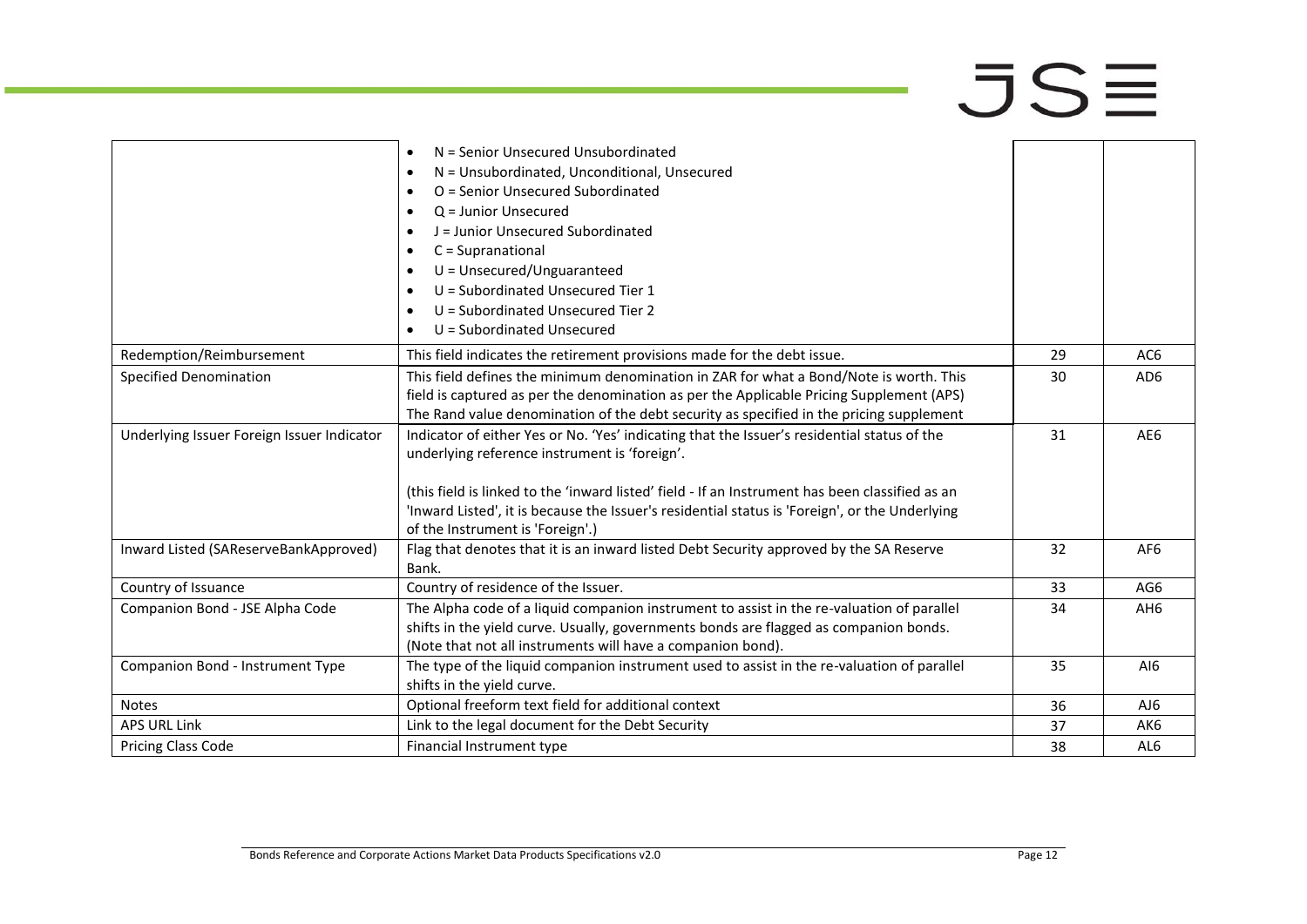| | | | |
|---|---|---|---|
| | • N = Senior Unsecured Unsubordinated<br>• N = Unsubordinated, Unconditional, Unsecured<br>• O = Senior Unsecured Subordinated<br>• Q = Junior Unsecured<br>• J = Junior Unsecured Subordinated<br>• C = Supranational<br>• U = Unsecured/Unguaranteed<br>• U = Subordinated Unsecured Tier 1<br>• U = Subordinated Unsecured Tier 2<br>• U = Subordinated Unsecured | | |
| Redemption/Reimbursement | This field indicates the retirement provisions made for the debt issue. | 29 | AC6 |
| Specified Denomination | This field defines the minimum denomination in ZAR for what a Bond/Note is worth. This field is captured as per the denomination as per the Applicable Pricing Supplement (APS) The Rand value denomination of the debt security as specified in the pricing supplement | 30 | AD6 |
| Underlying Issuer Foreign Issuer Indicator | Indicator of either Yes or No. 'Yes' indicating that the Issuer's residential status of the underlying reference instrument is 'foreign'.<br><br>(this field is linked to the 'inward listed' field - If an Instrument has been classified as an 'Inward Listed', it is because the Issuer's residential status is 'Foreign', or the Underlying of the Instrument is 'Foreign'.) | 31 | AE6 |
| Inward Listed (SAReserveBankApproved) | Flag that denotes that it is an inward listed Debt Security approved by the SA Reserve Bank. | 32 | AF6 |
| Country of Issuance | Country of residence of the Issuer. | 33 | AG6 |
| Companion Bond - JSE Alpha Code | The Alpha code of a liquid companion instrument to assist in the re-valuation of parallel shifts in the yield curve. Usually, governments bonds are flagged as companion bonds. (Note that not all instruments will have a companion bond). | 34 | AH6 |
| Companion Bond - Instrument Type | The type of the liquid companion instrument used to assist in the re-valuation of parallel shifts in the yield curve. | 35 | AI6 |
| Notes | Optional freeform text field for additional context | 36 | AJ6 |
| APS URL Link | Link to the legal document for the Debt Security | 37 | AK6 |
| Pricing Class Code | Financial Instrument type | 38 | AL6 |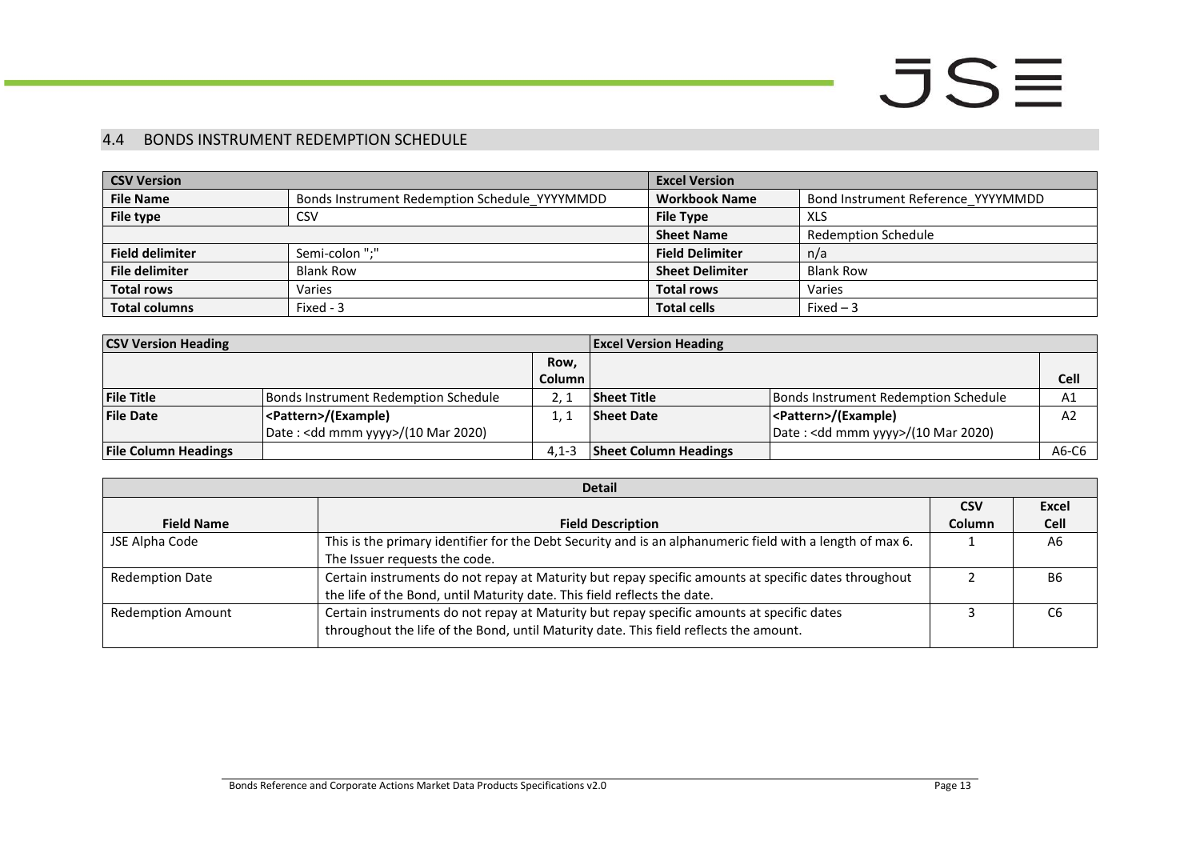## 4.4 BONDS INSTRUMENT REDEMPTION SCHEDULE

| CSV Version | | Excel Version | |
|---|---|---|---|
| **File Name** | Bonds Instrument Redemption Schedule_YYYYMMDD | **Workbook Name** | Bond Instrument Reference_YYYYMMDD |
| **File type** | CSV | **File Type** | XLS |
| | | **Sheet Name** | Redemption Schedule |
| **Field delimiter** | Semi-colon ";" | **Field Delimiter** | n/a |
| **File delimiter** | Blank Row | **Sheet Delimiter** | Blank Row |
| **Total rows** | Varies | **Total rows** | Varies |
| **Total columns** | Fixed - 3 | **Total cells** | Fixed – 3 |

| CSV Version Heading | | | Excel Version Heading | | |
|---|---|---|---|---|---|
| | | **Row, Column** | | | **Cell** |
| **File Title** | Bonds Instrument Redemption Schedule | 2, 1 | **Sheet Title** | Bonds Instrument Redemption Schedule | A1 |
| **File Date** | **<Pattern>/(Example)** Date : <dd mmm yyyy>/(10 Mar 2020) | 1, 1 | **Sheet Date** | **<Pattern>/(Example)** Date : <dd mmm yyyy>/(10 Mar 2020) | A2 |
| **File Column Headings** | | 4,1-3 | **Sheet Column Headings** | | A6-C6 |

| Detail | | | |
|---|---|---|---|
| **Field Name** | **Field Description** | **CSV Column** | **Excel Cell** |
| JSE Alpha Code | This is the primary identifier for the Debt Security and is an alphanumeric field with a length of max 6. The Issuer requests the code. | 1 | A6 |
| Redemption Date | Certain instruments do not repay at Maturity but repay specific amounts at specific dates throughout the life of the Bond, until Maturity date. This field reflects the date. | 2 | B6 |
| Redemption Amount | Certain instruments do not repay at Maturity but repay specific amounts at specific dates throughout the life of the Bond, until Maturity date. This field reflects the amount. | 3 | C6 |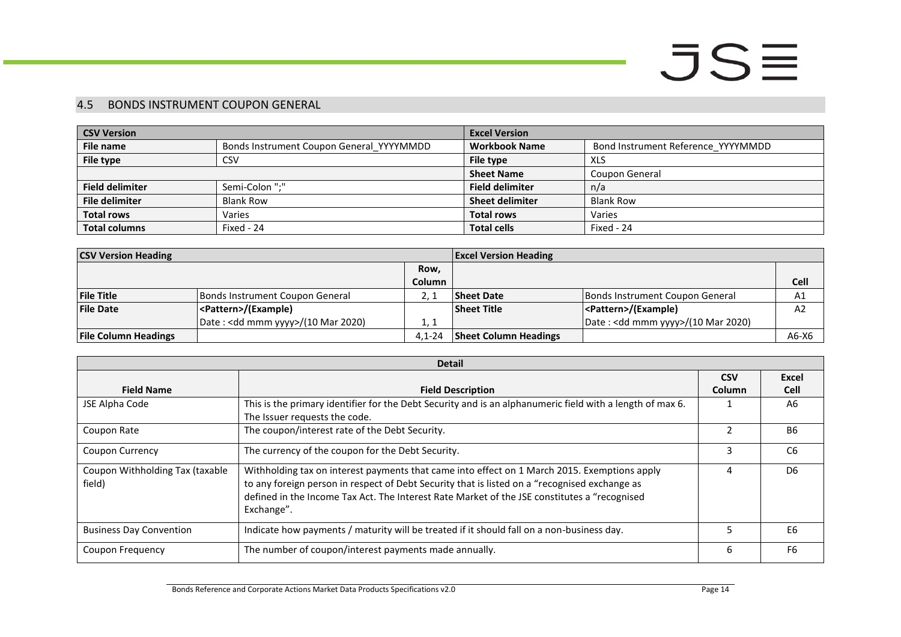## 4.5 BONDS INSTRUMENT COUPON GENERAL

| CSV Version | | Excel Version | |
|---|---|---|---|
| **File name** | Bonds Instrument Coupon General_YYYYMMDD | **Workbook Name** | Bond Instrument Reference_YYYYMMDD |
| **File type** | CSV | **File type** | XLS |
| | | **Sheet Name** | Coupon General |
| **Field delimiter** | Semi-Colon ";" | **Field delimiter** | n/a |
| **File delimiter** | Blank Row | **Sheet delimiter** | Blank Row |
| **Total rows** | Varies | **Total rows** | Varies |
| **Total columns** | Fixed - 24 | **Total cells** | Fixed - 24 |

| CSV Version Heading | | | Excel Version Heading | | |
|---|---|---|---|---|---|
| | | **Row, Column** | | | **Cell** |
| **File Title** | Bonds Instrument Coupon General | 2, 1 | **Sheet Date** | Bonds Instrument Coupon General | A1 |
| **File Date** | **<Pattern>/(Example)** Date : <dd mmm yyyy>/(10 Mar 2020) | 1, 1 | **Sheet Title** | **<Pattern>/(Example)** Date : <dd mmm yyyy>/(10 Mar 2020) | A2 |
| **File Column Headings** | | 4,1-24 | **Sheet Column Headings** | | A6-X6 |

| Detail | | | |
|---|---|---|---|
| **Field Name** | **Field Description** | **CSV Column** | **Excel Cell** |
| JSE Alpha Code | This is the primary identifier for the Debt Security and is an alphanumeric field with a length of max 6. The Issuer requests the code. | 1 | A6 |
| Coupon Rate | The coupon/interest rate of the Debt Security. | 2 | B6 |
| Coupon Currency | The currency of the coupon for the Debt Security. | 3 | C6 |
| Coupon Withholding Tax (taxable field) | Withholding tax on interest payments that came into effect on 1 March 2015. Exemptions apply to any foreign person in respect of Debt Security that is listed on a "recognised exchange as defined in the Income Tax Act. The Interest Rate Market of the JSE constitutes a "recognised Exchange". | 4 | D6 |
| Business Day Convention | Indicate how payments / maturity will be treated if it should fall on a non-business day. | 5 | E6 |
| Coupon Frequency | The number of coupon/interest payments made annually. | 6 | F6 |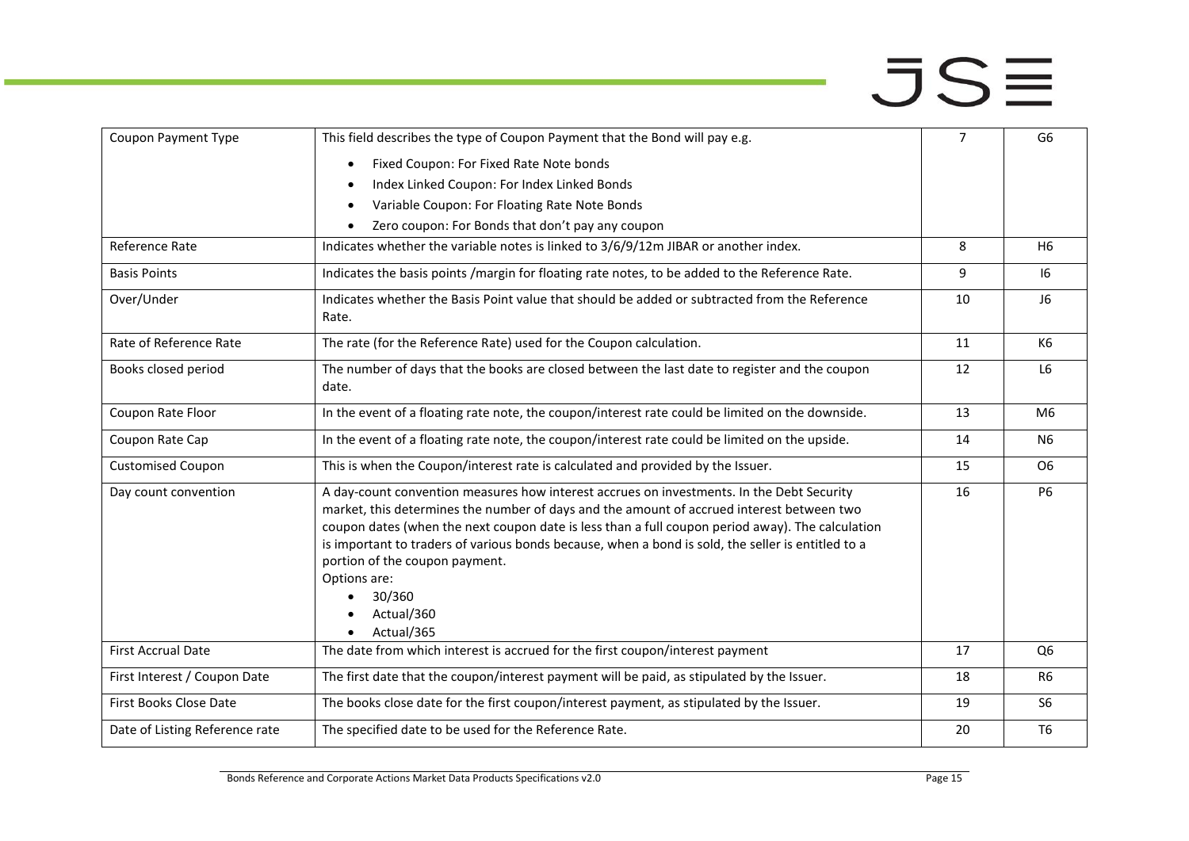| Coupon Payment Type | This field describes the type of Coupon Payment that the Bond will pay e.g.<br>• Fixed Coupon: For Fixed Rate Note bonds<br>• Index Linked Coupon: For Index Linked Bonds<br>• Variable Coupon: For Floating Rate Note Bonds<br>• Zero coupon: For Bonds that don't pay any coupon | 7 | G6 |
|---|---|---|---|
| Reference Rate | Indicates whether the variable notes is linked to 3/6/9/12m JIBAR or another index. | 8 | H6 |
| Basis Points | Indicates the basis points /margin for floating rate notes, to be added to the Reference Rate. | 9 | I6 |
| Over/Under | Indicates whether the Basis Point value that should be added or subtracted from the Reference Rate. | 10 | J6 |
| Rate of Reference Rate | The rate (for the Reference Rate) used for the Coupon calculation. | 11 | K6 |
| Books closed period | The number of days that the books are closed between the last date to register and the coupon date. | 12 | L6 |
| Coupon Rate Floor | In the event of a floating rate note, the coupon/interest rate could be limited on the downside. | 13 | M6 |
| Coupon Rate Cap | In the event of a floating rate note, the coupon/interest rate could be limited on the upside. | 14 | N6 |
| Customised Coupon | This is when the Coupon/interest rate is calculated and provided by the Issuer. | 15 | O6 |
| Day count convention | A day-count convention measures how interest accrues on investments. In the Debt Security market, this determines the number of days and the amount of accrued interest between two coupon dates (when the next coupon date is less than a full coupon period away). The calculation is important to traders of various bonds because, when a bond is sold, the seller is entitled to a portion of the coupon payment.<br>Options are:<br>• 30/360<br>• Actual/360<br>• Actual/365 | 16 | P6 |
| First Accrual Date | The date from which interest is accrued for the first coupon/interest payment | 17 | Q6 |
| First Interest / Coupon Date | The first date that the coupon/interest payment will be paid, as stipulated by the Issuer. | 18 | R6 |
| First Books Close Date | The books close date for the first coupon/interest payment, as stipulated by the Issuer. | 19 | S6 |
| Date of Listing Reference rate | The specified date to be used for the Reference Rate. | 20 | T6 |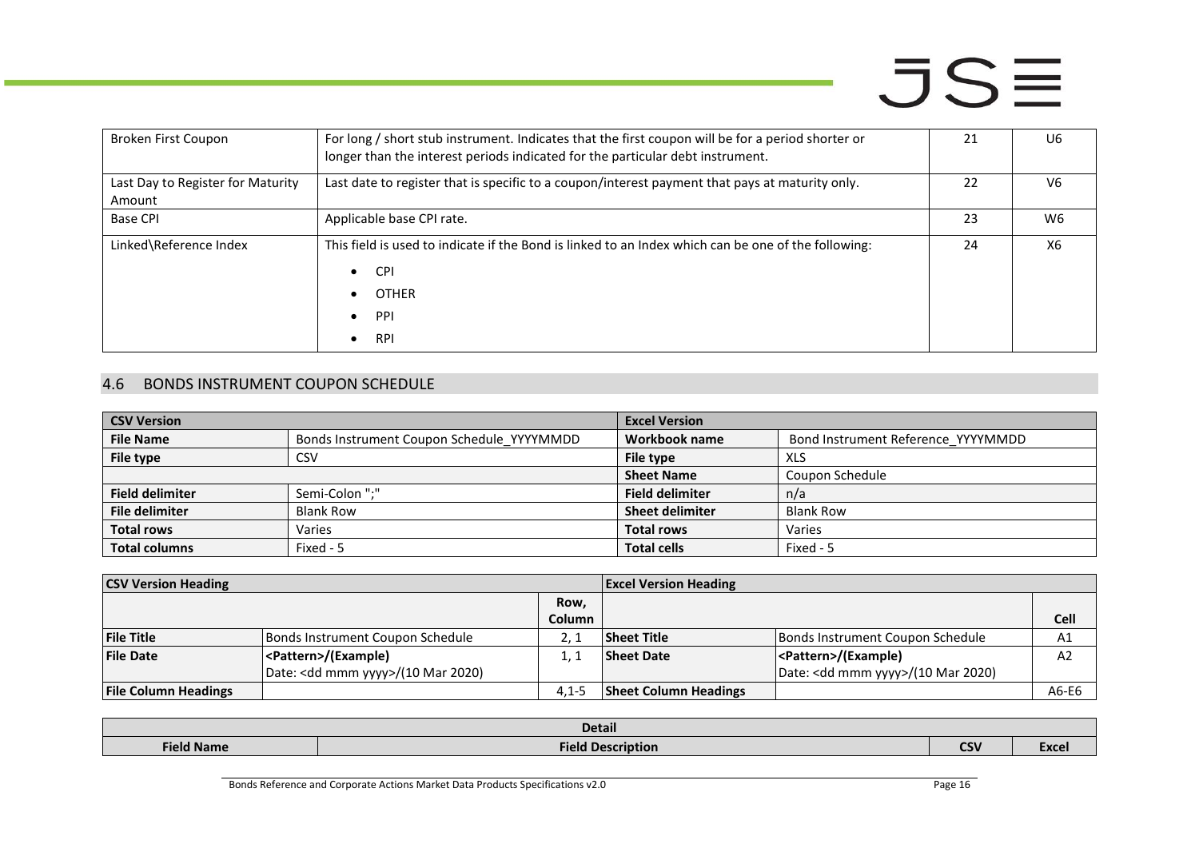| Broken First Coupon | For long / short stub instrument. Indicates that the first coupon will be for a period shorter or longer than the interest periods indicated for the particular debt instrument. | 21 | U6 |
|---|---|---|---|
| Last Day to Register for Maturity Amount | Last date to register that is specific to a coupon/interest payment that pays at maturity only. | 22 | V6 |
| Base CPI | Applicable base CPI rate. | 23 | W6 |
| Linked\Reference Index | This field is used to indicate if the Bond is linked to an Index which can be one of the following:<br>• CPI<br>• OTHER<br>• PPI<br>• RPI | 24 | X6 |

## 4.6 BONDS INSTRUMENT COUPON SCHEDULE

| CSV Version | | Excel Version | |
|---|---|---|---|
| **File Name** | Bonds Instrument Coupon Schedule_YYYYMMDD | **Workbook name** | Bond Instrument Reference_YYYYMMDD |
| **File type** | CSV | **File type** | XLS |
| | | **Sheet Name** | Coupon Schedule |
| **Field delimiter** | Semi-Colon ";" | **Field delimiter** | n/a |
| **File delimiter** | Blank Row | **Sheet delimiter** | Blank Row |
| **Total rows** | Varies | **Total rows** | Varies |
| **Total columns** | Fixed - 5 | **Total cells** | Fixed - 5 |

| CSV Version Heading | | | Excel Version Heading | | |
|---|---|---|---|---|---|
| | | Row, Column | | | Cell |
| **File Title** | Bonds Instrument Coupon Schedule | 2, 1 | **Sheet Title** | Bonds Instrument Coupon Schedule | A1 |
| **File Date** | **<Pattern>/(Example)**<br>Date: <dd mmm yyyy>/(10 Mar 2020) | 1, 1 | **Sheet Date** | **<Pattern>/(Example)**<br>Date: <dd mmm yyyy>/(10 Mar 2020) | A2 |
| **File Column Headings** | | 4,1-5 | **Sheet Column Headings** | | A6-E6 |

| Detail | | | |
|---|---|---|---|
| **Field Name** | **Field Description** | **CSV** | **Excel** |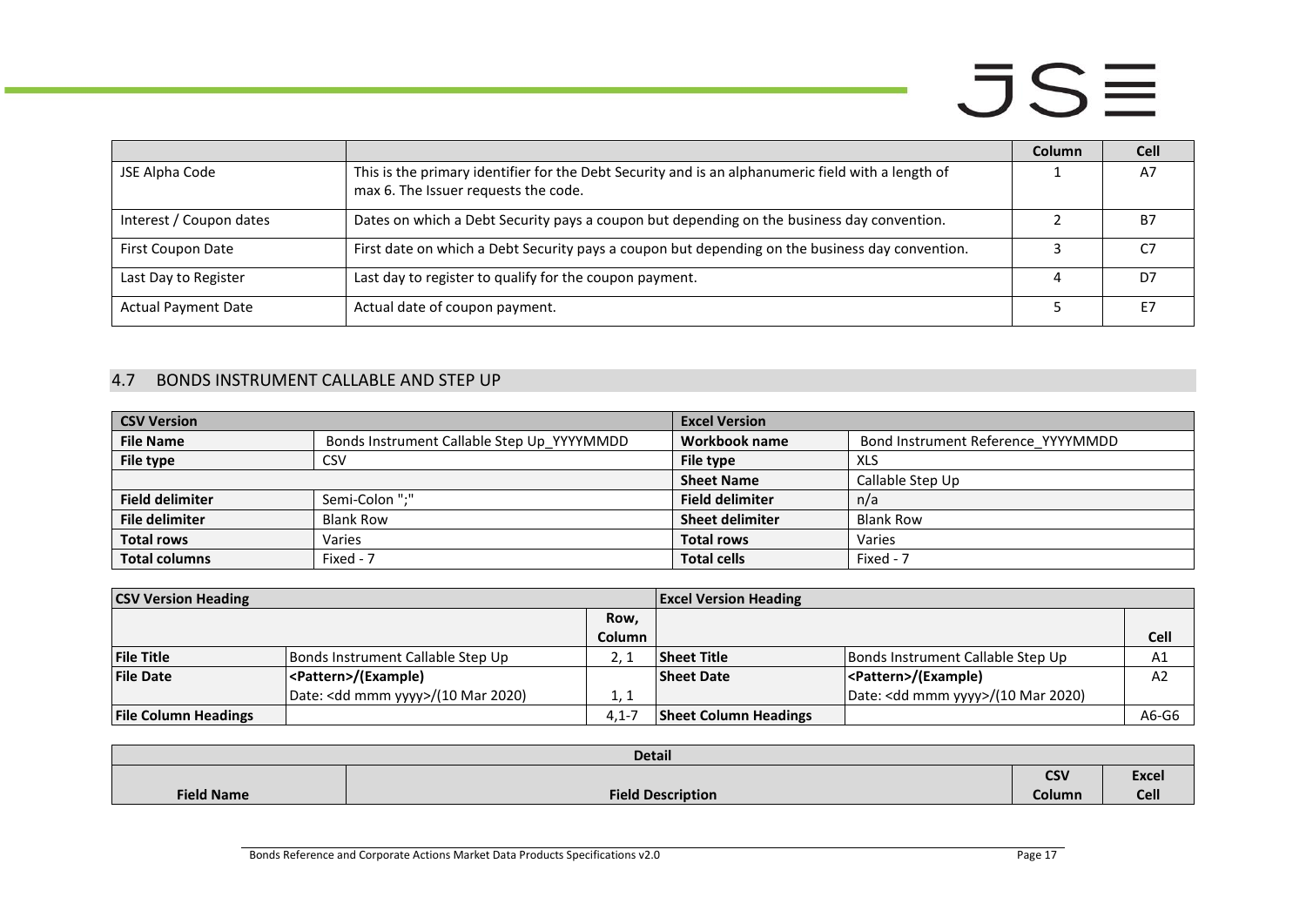| | | Column | Cell |
|---|---|---|---|
| JSE Alpha Code | This is the primary identifier for the Debt Security and is an alphanumeric field with a length of max 6. The Issuer requests the code. | 1 | A7 |
| Interest / Coupon dates | Dates on which a Debt Security pays a coupon but depending on the business day convention. | 2 | B7 |
| First Coupon Date | First date on which a Debt Security pays a coupon but depending on the business day convention. | 3 | C7 |
| Last Day to Register | Last day to register to qualify for the coupon payment. | 4 | D7 |
| Actual Payment Date | Actual date of coupon payment. | 5 | E7 |

## 4.7 BONDS INSTRUMENT CALLABLE AND STEP UP

| CSV Version | | Excel Version | |
|---|---|---|---|
| **File Name** | Bonds Instrument Callable Step Up_YYYYMMDD | **Workbook name** | Bond Instrument Reference_YYYYMMDD |
| **File type** | CSV | **File type** | XLS |
| | | **Sheet Name** | Callable Step Up |
| **Field delimiter** | Semi-Colon ";" | **Field delimiter** | n/a |
| **File delimiter** | Blank Row | **Sheet delimiter** | Blank Row |
| **Total rows** | Varies | **Total rows** | Varies |
| **Total columns** | Fixed - 7 | **Total cells** | Fixed - 7 |

| CSV Version Heading | | | Excel Version Heading | | |
|---|---|---|---|---|---|
| | | Row, Column | | | Cell |
| **File Title** | Bonds Instrument Callable Step Up | 2, 1 | **Sheet Title** | Bonds Instrument Callable Step Up | A1 |
| **File Date** | **<Pattern>/(Example)** Date: <dd mmm yyyy>/(10 Mar 2020) | 1, 1 | **Sheet Date** | **<Pattern>/(Example)** Date: <dd mmm yyyy>/(10 Mar 2020) | A2 |
| **File Column Headings** | | 4,1-7 | **Sheet Column Headings** | | A6-G6 |

| Detail | | | |
|---|---|---|---|
| **Field Name** | **Field Description** | **CSV Column** | **Excel Cell** |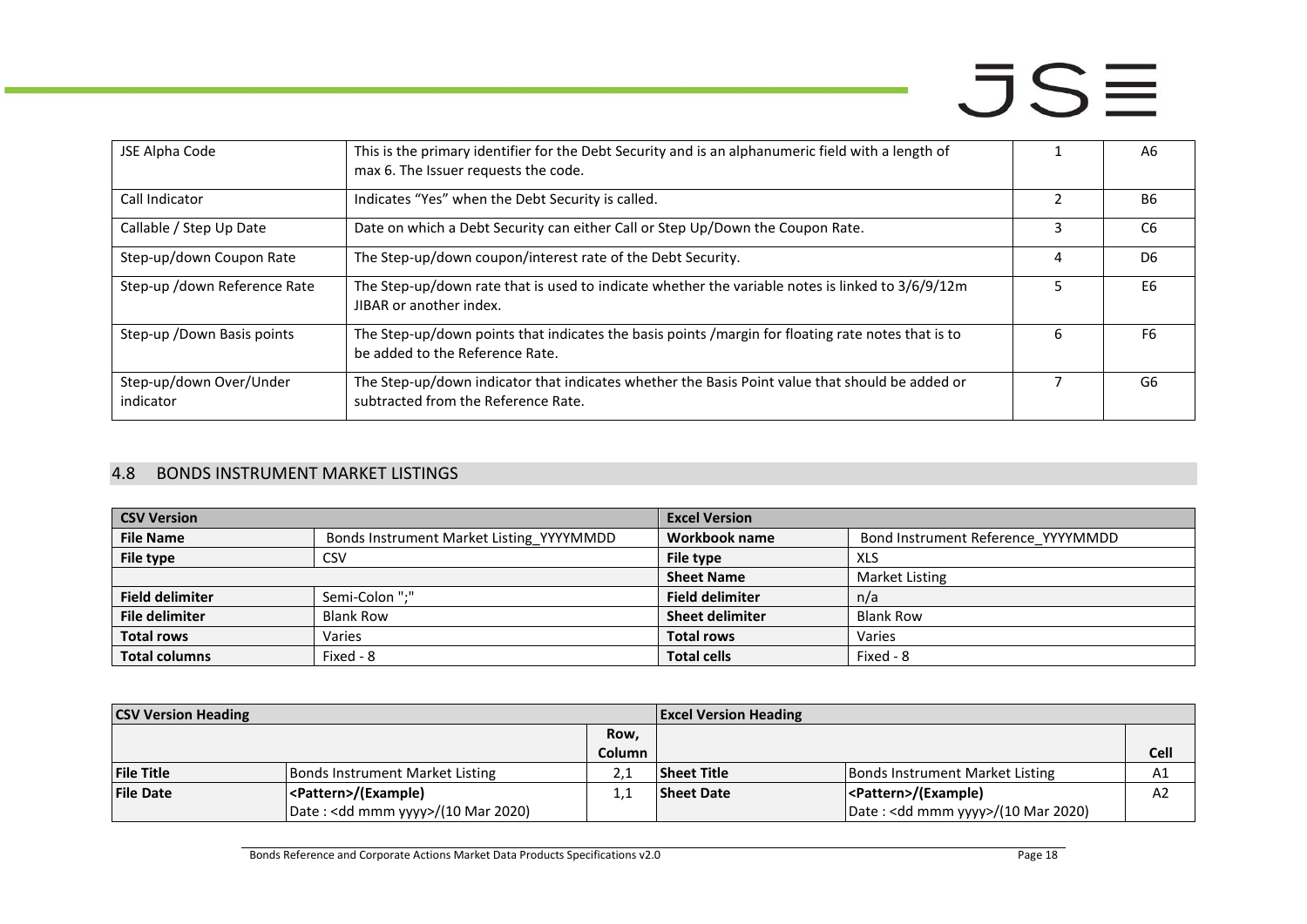| JSE Alpha Code | This is the primary identifier for the Debt Security and is an alphanumeric field with a length of max 6. The Issuer requests the code. | 1 | A6 |
|---|---|---|---|
| Call Indicator | Indicates "Yes" when the Debt Security is called. | 2 | B6 |
| Callable / Step Up Date | Date on which a Debt Security can either Call or Step Up/Down the Coupon Rate. | 3 | C6 |
| Step-up/down Coupon Rate | The Step-up/down coupon/interest rate of the Debt Security. | 4 | D6 |
| Step-up /down Reference Rate | The Step-up/down rate that is used to indicate whether the variable notes is linked to 3/6/9/12m JIBAR or another index. | 5 | E6 |
| Step-up /Down Basis points | The Step-up/down points that indicates the basis points /margin for floating rate notes that is to be added to the Reference Rate. | 6 | F6 |
| Step-up/down Over/Under indicator | The Step-up/down indicator that indicates whether the Basis Point value that should be added or subtracted from the Reference Rate. | 7 | G6 |

## 4.8 BONDS INSTRUMENT MARKET LISTINGS

| **CSV Version** | | **Excel Version** | |
|---|---|---|---|
| **File Name** | Bonds Instrument Market Listing_YYYYMMDD | **Workbook name** | Bond Instrument Reference_YYYYMMDD |
| **File type** | CSV | **File type** | XLS |
| | | **Sheet Name** | Market Listing |
| **Field delimiter** | Semi-Colon ";" | **Field delimiter** | n/a |
| **File delimiter** | Blank Row | **Sheet delimiter** | Blank Row |
| **Total rows** | Varies | **Total rows** | Varies |
| **Total columns** | Fixed - 8 | **Total cells** | Fixed - 8 |

| **CSV Version Heading** | | | **Excel Version Heading** | | |
|---|---|---|---|---|---|
| | | **Row, Column** | | | **Cell** |
| **File Title** | Bonds Instrument Market Listing | 2,1 | **Sheet Title** | Bonds Instrument Market Listing | A1 |
| **File Date** | **<Pattern>/(Example)**<br>Date : <dd mmm yyyy>/(10 Mar 2020) | 1,1 | **Sheet Date** | **<Pattern>/(Example)**<br>Date : <dd mmm yyyy>/(10 Mar 2020) | A2 |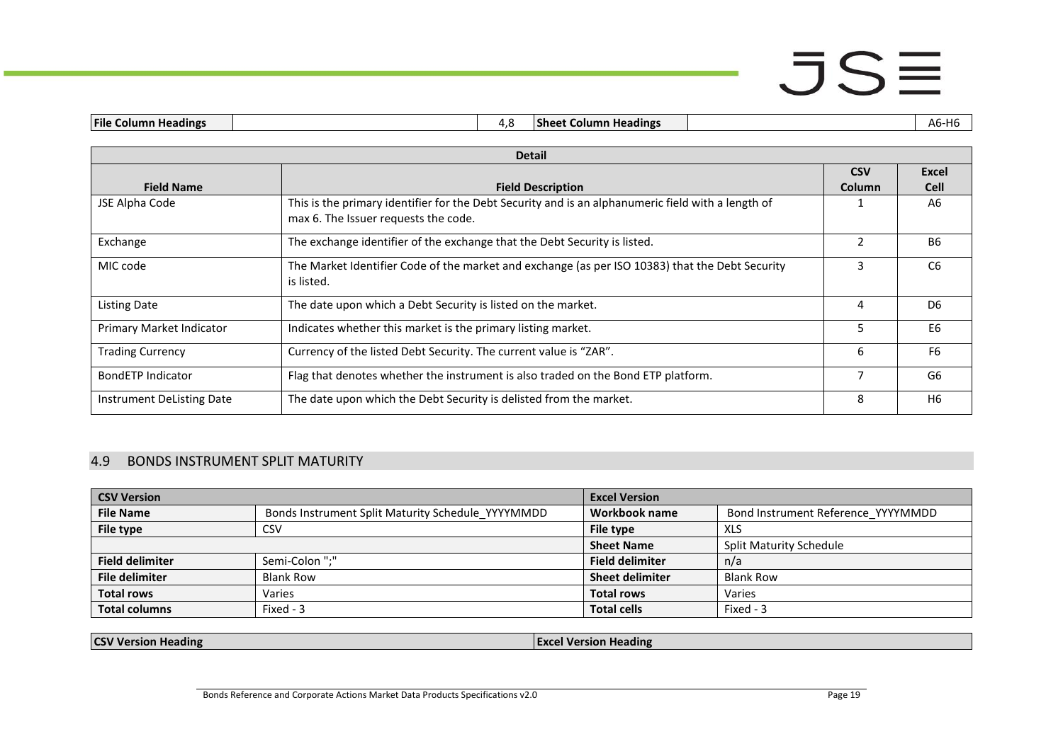| File Column Headings | | 4,8 | Sheet Column Headings | | A6-H6 |
|---|---|---|---|---|---|

| Detail | | | |
|---|---|---|---|
| **Field Name** | **Field Description** | **CSV Column** | **Excel Cell** |
| JSE Alpha Code | This is the primary identifier for the Debt Security and is an alphanumeric field with a length of max 6. The Issuer requests the code. | 1 | A6 |
| Exchange | The exchange identifier of the exchange that the Debt Security is listed. | 2 | B6 |
| MIC code | The Market Identifier Code of the market and exchange (as per ISO 10383) that the Debt Security is listed. | 3 | C6 |
| Listing Date | The date upon which a Debt Security is listed on the market. | 4 | D6 |
| Primary Market Indicator | Indicates whether this market is the primary listing market. | 5 | E6 |
| Trading Currency | Currency of the listed Debt Security. The current value is “ZAR”. | 6 | F6 |
| BondETP Indicator | Flag that denotes whether the instrument is also traded on the Bond ETP platform. | 7 | G6 |
| Instrument DeListing Date | The date upon which the Debt Security is delisted from the market. | 8 | H6 |

## 4.9 BONDS INSTRUMENT SPLIT MATURITY

| CSV Version | | Excel Version | |
|---|---|---|---|
| **File Name** | Bonds Instrument Split Maturity Schedule_YYYYMMDD | **Workbook name** | Bond Instrument Reference_YYYYMMDD |
| **File type** | CSV | **File type** | XLS |
| | | **Sheet Name** | Split Maturity Schedule |
| **Field delimiter** | Semi-Colon ";" | **Field delimiter** | n/a |
| **File delimiter** | Blank Row | **Sheet delimiter** | Blank Row |
| **Total rows** | Varies | **Total rows** | Varies |
| **Total columns** | Fixed - 3 | **Total cells** | Fixed - 3 |

| CSV Version Heading | Excel Version Heading |
|---|---|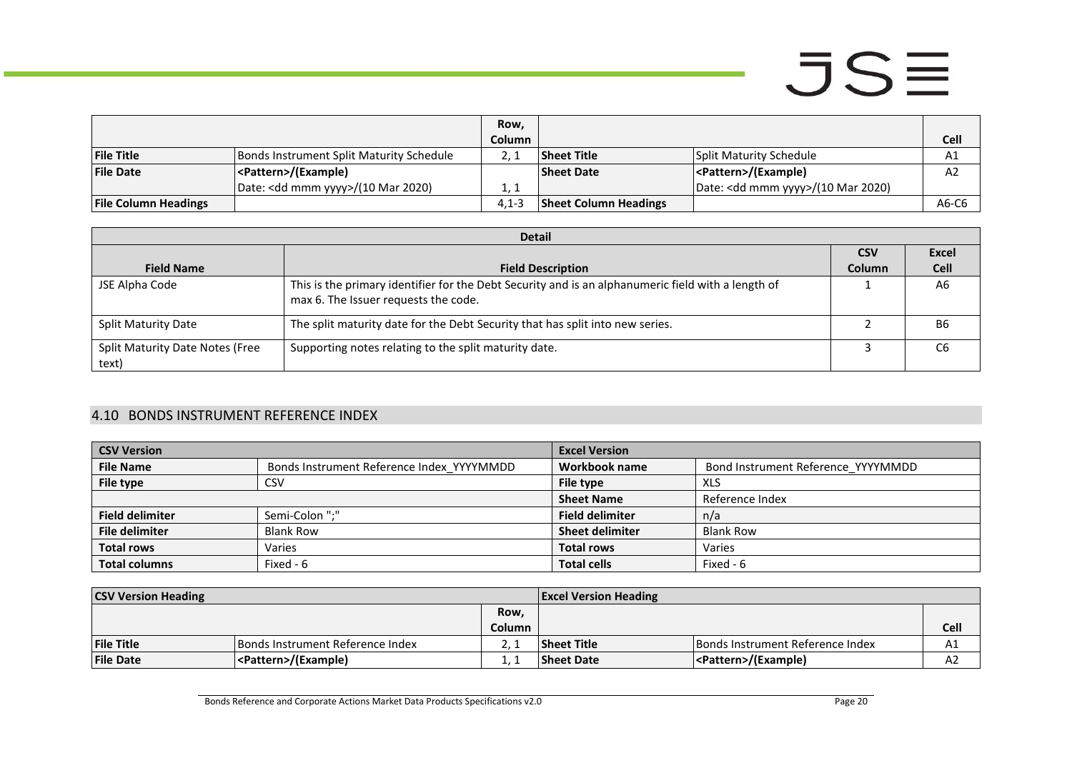|  |  | Row, Column |  |  | Cell |
|---|---|---|---|---|---|
| **File Title** | Bonds Instrument Split Maturity Schedule | 2, 1 | **Sheet Title** | Split Maturity Schedule | A1 |
| **File Date** | **<Pattern>/(Example)**<br>Date: <dd mmm yyyy>/(10 Mar 2020) | 1, 1 | **Sheet Date** | **<Pattern>/(Example)**<br>Date: <dd mmm yyyy>/(10 Mar 2020) | A2 |
| **File Column Headings** |  | 4,1-3 | **Sheet Column Headings** |  | A6-C6 |

| **Detail** | | | |
|---|---|---|---|
| **Field Name** | **Field Description** | **CSV Column** | **Excel Cell** |
| JSE Alpha Code | This is the primary identifier for the Debt Security and is an alphanumeric field with a length of max 6. The Issuer requests the code. | 1 | A6 |
| Split Maturity Date | The split maturity date for the Debt Security that has split into new series. | 2 | B6 |
| Split Maturity Date Notes (Free text) | Supporting notes relating to the split maturity date. | 3 | C6 |

## 4.10 BONDS INSTRUMENT REFERENCE INDEX

| **CSV Version** | | **Excel Version** | |
|---|---|---|---|
| **File Name** | Bonds Instrument Reference Index_YYYYMMDD | **Workbook name** | Bond Instrument Reference_YYYYMMDD |
| **File type** | CSV | **File type** | XLS |
|  |  | **Sheet Name** | Reference Index |
| **Field delimiter** | Semi-Colon ";" | **Field delimiter** | n/a |
| **File delimiter** | Blank Row | **Sheet delimiter** | Blank Row |
| **Total rows** | Varies | **Total rows** | Varies |
| **Total columns** | Fixed - 6 | **Total cells** | Fixed - 6 |

| **CSV Version Heading** | | | **Excel Version Heading** | | |
|---|---|---|---|---|---|
|  |  | **Row, Column** |  |  | **Cell** |
| **File Title** | Bonds Instrument Reference Index | 2, 1 | **Sheet Title** | Bonds Instrument Reference Index | A1 |
| **File Date** | **<Pattern>/(Example)** | 1, 1 | **Sheet Date** | **<Pattern>/(Example)** | A2 |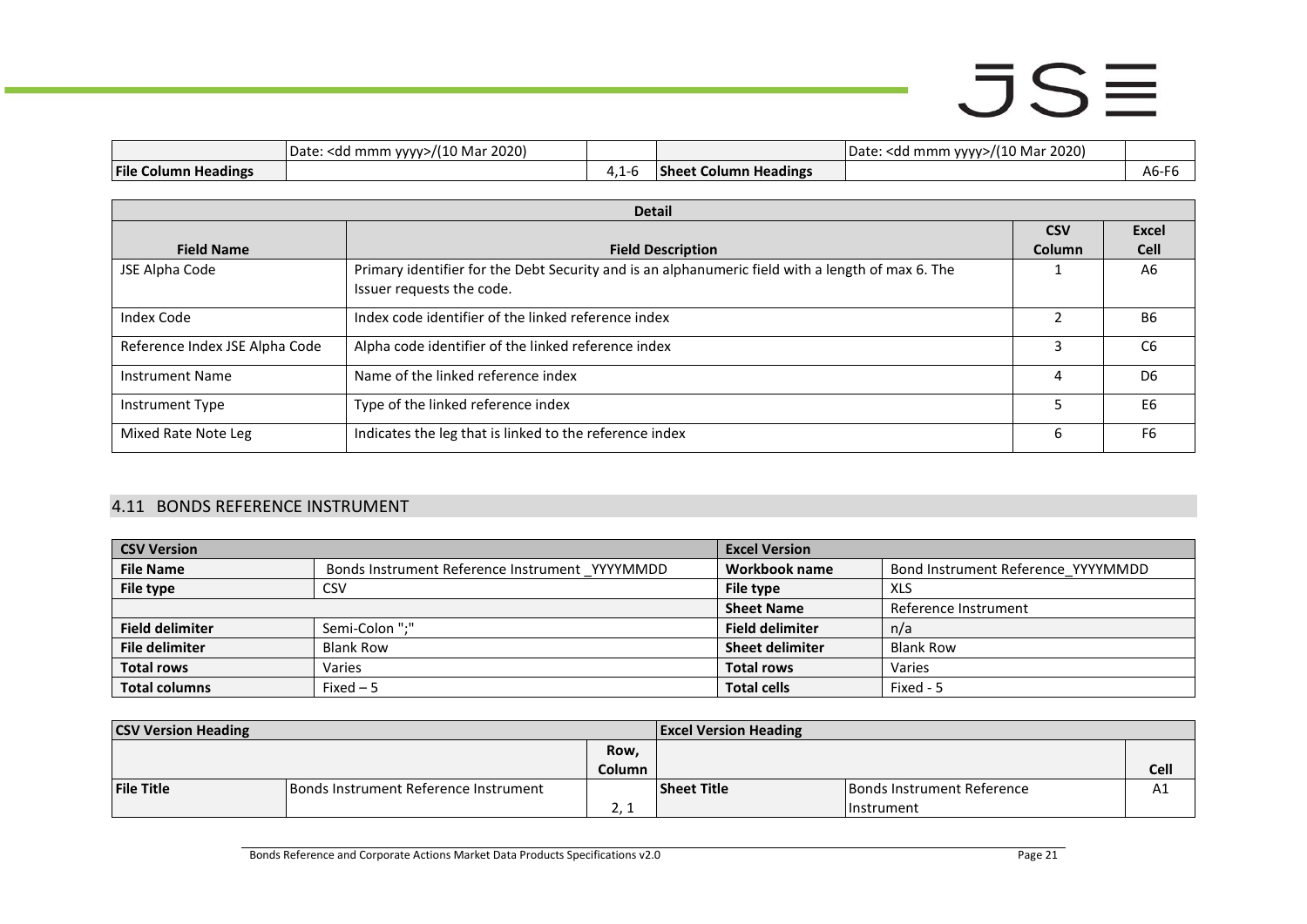| | Date: <dd mmm yyyy>/(10 Mar 2020) | | | Date: <dd mmm yyyy>/(10 Mar 2020) | |
|---|---|---|---|---|---|
| **File Column Headings** | | 4,1-6 | **Sheet Column Headings** | | A6-F6 |

| **Detail** | | | |
|---|---|---|---|
| **Field Name** | **Field Description** | **CSV Column** | **Excel Cell** |
| JSE Alpha Code | Primary identifier for the Debt Security and is an alphanumeric field with a length of max 6. The Issuer requests the code. | 1 | A6 |
| Index Code | Index code identifier of the linked reference index | 2 | B6 |
| Reference Index JSE Alpha Code | Alpha code identifier of the linked reference index | 3 | C6 |
| Instrument Name | Name of the linked reference index | 4 | D6 |
| Instrument Type | Type of the linked reference index | 5 | E6 |
| Mixed Rate Note Leg | Indicates the leg that is linked to the reference index | 6 | F6 |

## 4.11 BONDS REFERENCE INSTRUMENT

| **CSV Version** | | **Excel Version** | |
|---|---|---|---|
| **File Name** | Bonds Instrument Reference Instrument _YYYYMMDD | **Workbook name** | Bond Instrument Reference_YYYYMMDD |
| **File type** | CSV | **File type** | XLS |
| | | **Sheet Name** | Reference Instrument |
| **Field delimiter** | Semi-Colon ";" | **Field delimiter** | n/a |
| **File delimiter** | Blank Row | **Sheet delimiter** | Blank Row |
| **Total rows** | Varies | **Total rows** | Varies |
| **Total columns** | Fixed – 5 | **Total cells** | Fixed - 5 |

| **CSV Version Heading** | | | **Excel Version Heading** | | |
|---|---|---|---|---|---|
| | | **Row, Column** | | | **Cell** |
| **File Title** | Bonds Instrument Reference Instrument | 2, 1 | **Sheet Title** | Bonds Instrument Reference Instrument | A1 |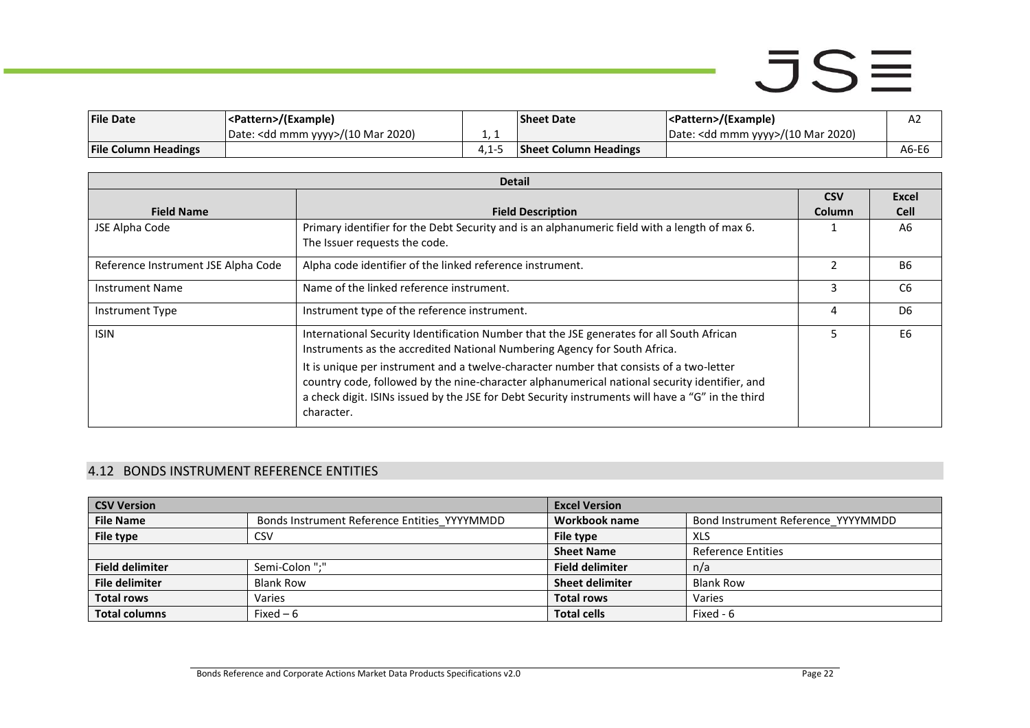| File Date | <Pattern>/(Example) Date: <dd mmm yyyy>/(10 Mar 2020) | 1, 1 | Sheet Date | <Pattern>/(Example) Date: <dd mmm yyyy>/(10 Mar 2020) | A2 |
|---|---|---|---|---|---|
| **File Column Headings** | | 4,1-5 | **Sheet Column Headings** | | A6-E6 |

| Detail | | | |
|---|---|---|---|
| **Field Name** | **Field Description** | **CSV Column** | **Excel Cell** |
| JSE Alpha Code | Primary identifier for the Debt Security and is an alphanumeric field with a length of max 6. The Issuer requests the code. | 1 | A6 |
| Reference Instrument JSE Alpha Code | Alpha code identifier of the linked reference instrument. | 2 | B6 |
| Instrument Name | Name of the linked reference instrument. | 3 | C6 |
| Instrument Type | Instrument type of the reference instrument. | 4 | D6 |
| ISIN | International Security Identification Number that the JSE generates for all South African Instruments as the accredited National Numbering Agency for South Africa. It is unique per instrument and a twelve-character number that consists of a two-letter country code, followed by the nine-character alphanumerical national security identifier, and a check digit. ISINs issued by the JSE for Debt Security instruments will have a "G" in the third character. | 5 | E6 |

## 4.12 BONDS INSTRUMENT REFERENCE ENTITIES

| CSV Version | | Excel Version | |
|---|---|---|---|
| **File Name** | Bonds Instrument Reference Entities_YYYYMMDD | **Workbook name** | Bond Instrument Reference_YYYYMMDD |
| **File type** | CSV | **File type** | XLS |
| | | **Sheet Name** | Reference Entities |
| **Field delimiter** | Semi-Colon ";" | **Field delimiter** | n/a |
| **File delimiter** | Blank Row | **Sheet delimiter** | Blank Row |
| **Total rows** | Varies | **Total rows** | Varies |
| **Total columns** | Fixed – 6 | **Total cells** | Fixed - 6 |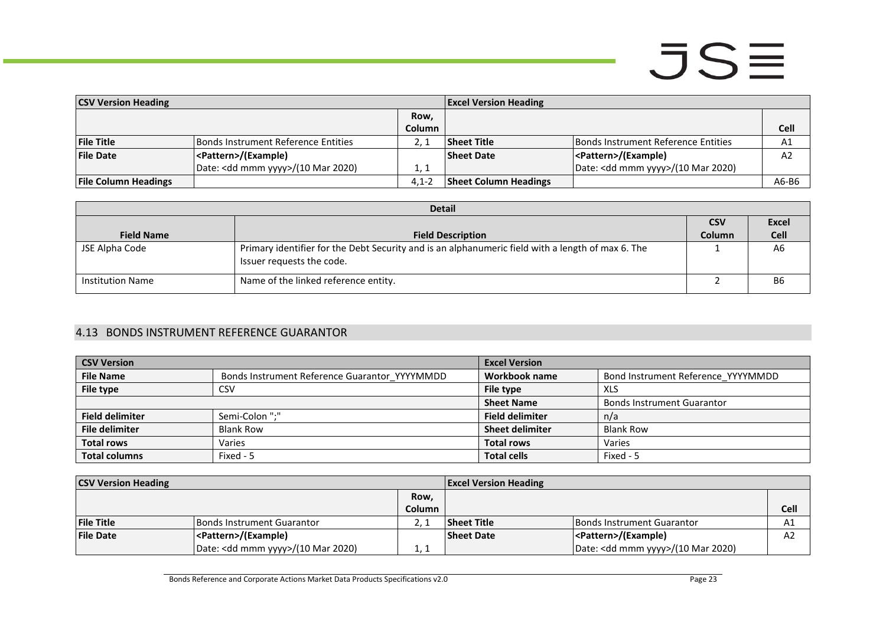| CSV Version Heading | | | Excel Version Heading | | |
|---|---|---|---|---|---|
| | | Row, Column | | | Cell |
| **File Title** | Bonds Instrument Reference Entities | 2, 1 | **Sheet Title** | Bonds Instrument Reference Entities | A1 |
| **File Date** | **<Pattern>/(Example)** Date: <dd mmm yyyy>/(10 Mar 2020) | 1, 1 | **Sheet Date** | **<Pattern>/(Example)** Date: <dd mmm yyyy>/(10 Mar 2020) | A2 |
| **File Column Headings** | | 4,1-2 | **Sheet Column Headings** | | A6-B6 |

| Detail | | | |
|---|---|---|---|
| **Field Name** | **Field Description** | **CSV Column** | **Excel Cell** |
| JSE Alpha Code | Primary identifier for the Debt Security and is an alphanumeric field with a length of max 6. The Issuer requests the code. | 1 | A6 |
| Institution Name | Name of the linked reference entity. | 2 | B6 |

## 4.13 BONDS INSTRUMENT REFERENCE GUARANTOR

| CSV Version | | Excel Version | |
|---|---|---|---|
| **File Name** | Bonds Instrument Reference Guarantor_YYYYMMDD | **Workbook name** | Bond Instrument Reference_YYYYMMDD |
| **File type** | CSV | **File type** | XLS |
| | | **Sheet Name** | Bonds Instrument Guarantor |
| **Field delimiter** | Semi-Colon ";" | **Field delimiter** | n/a |
| **File delimiter** | Blank Row | **Sheet delimiter** | Blank Row |
| **Total rows** | Varies | **Total rows** | Varies |
| **Total columns** | Fixed - 5 | **Total cells** | Fixed - 5 |

| CSV Version Heading | | | Excel Version Heading | | |
|---|---|---|---|---|---|
| | | Row, Column | | | Cell |
| **File Title** | Bonds Instrument Guarantor | 2, 1 | **Sheet Title** | Bonds Instrument Guarantor | A1 |
| **File Date** | **<Pattern>/(Example)** Date: <dd mmm yyyy>/(10 Mar 2020) | 1, 1 | **Sheet Date** | **<Pattern>/(Example)** Date: <dd mmm yyyy>/(10 Mar 2020) | A2 |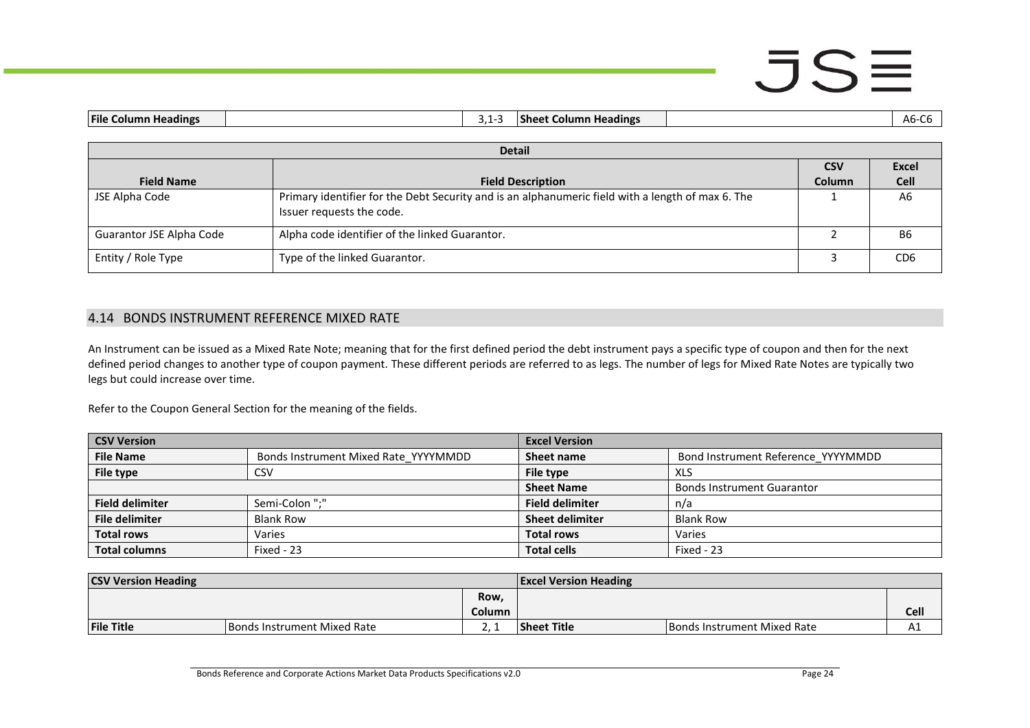| File Column Headings | | 3,1-3 | Sheet Column Headings | | A6-C6 |
|---|---|---|---|---|---|

| Detail | | | |
|---|---|---|---|
| **Field Name** | **Field Description** | **CSV Column** | **Excel Cell** |
| JSE Alpha Code | Primary identifier for the Debt Security and is an alphanumeric field with a length of max 6. The Issuer requests the code. | 1 | A6 |
| Guarantor JSE Alpha Code | Alpha code identifier of the linked Guarantor. | 2 | B6 |
| Entity / Role Type | Type of the linked Guarantor. | 3 | CD6 |

## 4.14 BONDS INSTRUMENT REFERENCE MIXED RATE

An Instrument can be issued as a Mixed Rate Note; meaning that for the first defined period the debt instrument pays a specific type of coupon and then for the next defined period changes to another type of coupon payment. These different periods are referred to as legs. The number of legs for Mixed Rate Notes are typically two legs but could increase over time.

Refer to the Coupon General Section for the meaning of the fields.

| CSV Version | | Excel Version | |
|---|---|---|---|
| **File Name** | Bonds Instrument Mixed Rate_YYYYMMDD | **Sheet name** | Bond Instrument Reference_YYYYMMDD |
| **File type** | CSV | **File type** | XLS |
| | | **Sheet Name** | Bonds Instrument Guarantor |
| **Field delimiter** | Semi-Colon ";" | **Field delimiter** | n/a |
| **File delimiter** | Blank Row | **Sheet delimiter** | Blank Row |
| **Total rows** | Varies | **Total rows** | Varies |
| **Total columns** | Fixed - 23 | **Total cells** | Fixed - 23 |

| CSV Version Heading | | | Excel Version Heading | | |
|---|---|---|---|---|---|
| | | **Row, Column** | | | **Cell** |
| **File Title** | Bonds Instrument Mixed Rate | 2, 1 | **Sheet Title** | Bonds Instrument Mixed Rate | A1 |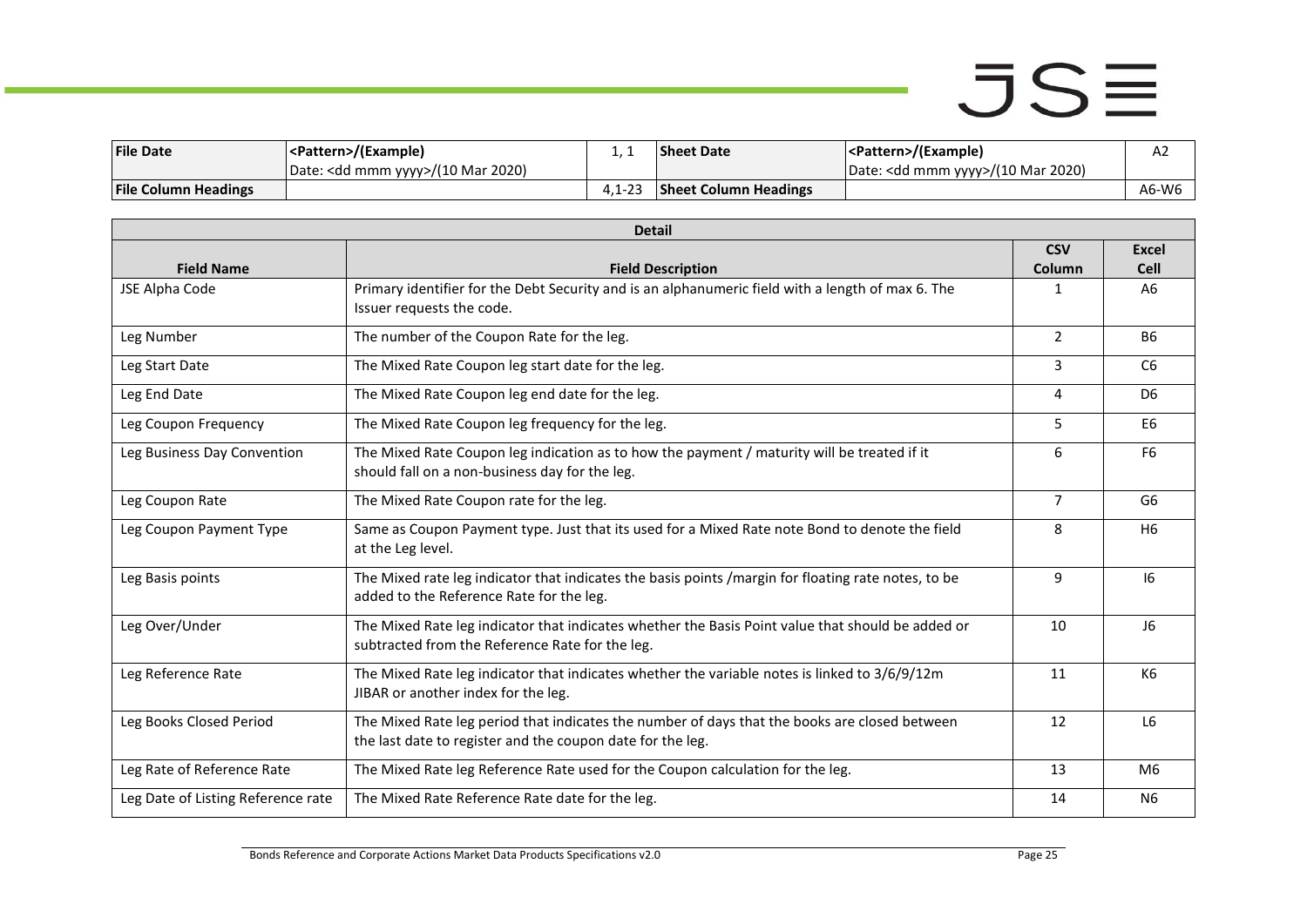| File Date | <Pattern>/(Example)<br>Date: <dd mmm yyyy>/(10 Mar 2020) | 1, 1 | Sheet Date | <Pattern>/(Example)<br>Date: <dd mmm yyyy>/(10 Mar 2020) | A2 |
|---|---|---|---|---|---|
| File Column Headings | | 4,1-23 | Sheet Column Headings | | A6-W6 |

| Detail | | | |
|---|---|---|---|
| **Field Name** | **Field Description** | **CSV Column** | **Excel Cell** |
| JSE Alpha Code | Primary identifier for the Debt Security and is an alphanumeric field with a length of max 6. The Issuer requests the code. | 1 | A6 |
| Leg Number | The number of the Coupon Rate for the leg. | 2 | B6 |
| Leg Start Date | The Mixed Rate Coupon leg start date for the leg. | 3 | C6 |
| Leg End Date | The Mixed Rate Coupon leg end date for the leg. | 4 | D6 |
| Leg Coupon Frequency | The Mixed Rate Coupon leg frequency for the leg. | 5 | E6 |
| Leg Business Day Convention | The Mixed Rate Coupon leg indication as to how the payment / maturity will be treated if it should fall on a non-business day for the leg. | 6 | F6 |
| Leg Coupon Rate | The Mixed Rate Coupon rate for the leg. | 7 | G6 |
| Leg Coupon Payment Type | Same as Coupon Payment type. Just that its used for a Mixed Rate note Bond to denote the field at the Leg level. | 8 | H6 |
| Leg Basis points | The Mixed rate leg indicator that indicates the basis points /margin for floating rate notes, to be added to the Reference Rate for the leg. | 9 | I6 |
| Leg Over/Under | The Mixed Rate leg indicator that indicates whether the Basis Point value that should be added or subtracted from the Reference Rate for the leg. | 10 | J6 |
| Leg Reference Rate | The Mixed Rate leg indicator that indicates whether the variable notes is linked to 3/6/9/12m JIBAR or another index for the leg. | 11 | K6 |
| Leg Books Closed Period | The Mixed Rate leg period that indicates the number of days that the books are closed between the last date to register and the coupon date for the leg. | 12 | L6 |
| Leg Rate of Reference Rate | The Mixed Rate leg Reference Rate used for the Coupon calculation for the leg. | 13 | M6 |
| Leg Date of Listing Reference rate | The Mixed Rate Reference Rate date for the leg. | 14 | N6 |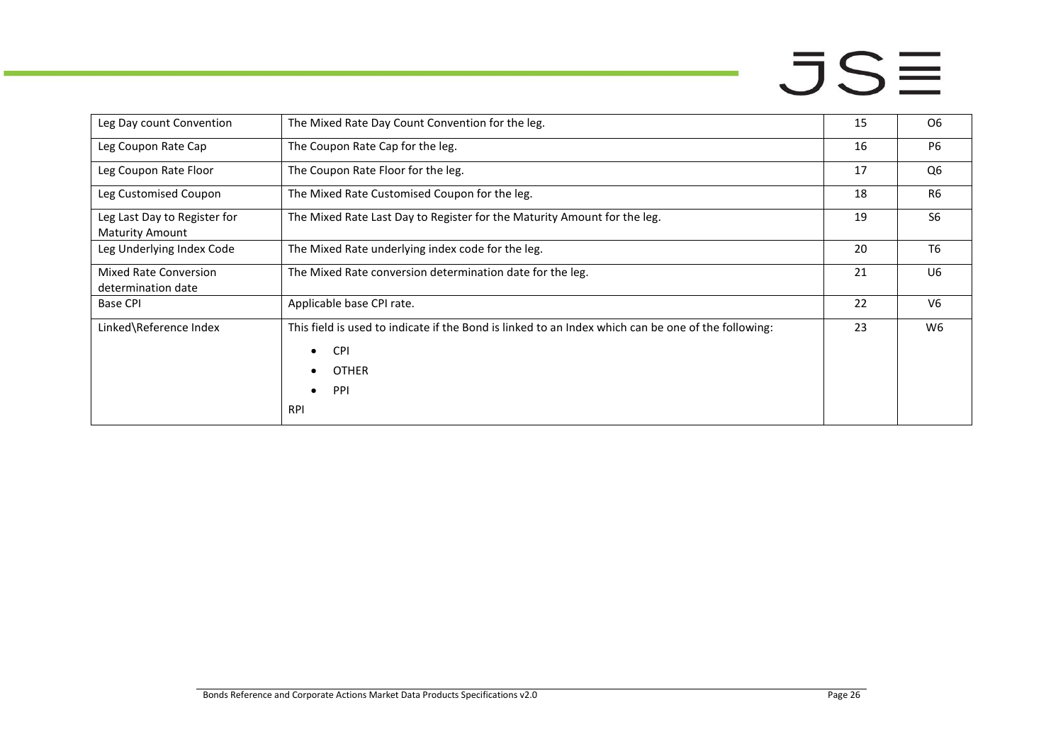| Leg Day count Convention | The Mixed Rate Day Count Convention for the leg. | 15 | O6 |
|---|---|---|---|
| Leg Coupon Rate Cap | The Coupon Rate Cap for the leg. | 16 | P6 |
| Leg Coupon Rate Floor | The Coupon Rate Floor for the leg. | 17 | Q6 |
| Leg Customised Coupon | The Mixed Rate Customised Coupon for the leg. | 18 | R6 |
| Leg Last Day to Register for Maturity Amount | The Mixed Rate Last Day to Register for the Maturity Amount for the leg. | 19 | S6 |
| Leg Underlying Index Code | The Mixed Rate underlying index code for the leg. | 20 | T6 |
| Mixed Rate Conversion determination date | The Mixed Rate conversion determination date for the leg. | 21 | U6 |
| Base CPI | Applicable base CPI rate. | 22 | V6 |
| Linked\Reference Index | This field is used to indicate if the Bond is linked to an Index which can be one of the following: <br>• CPI <br>• OTHER <br>• PPI <br>RPI | 23 | W6 |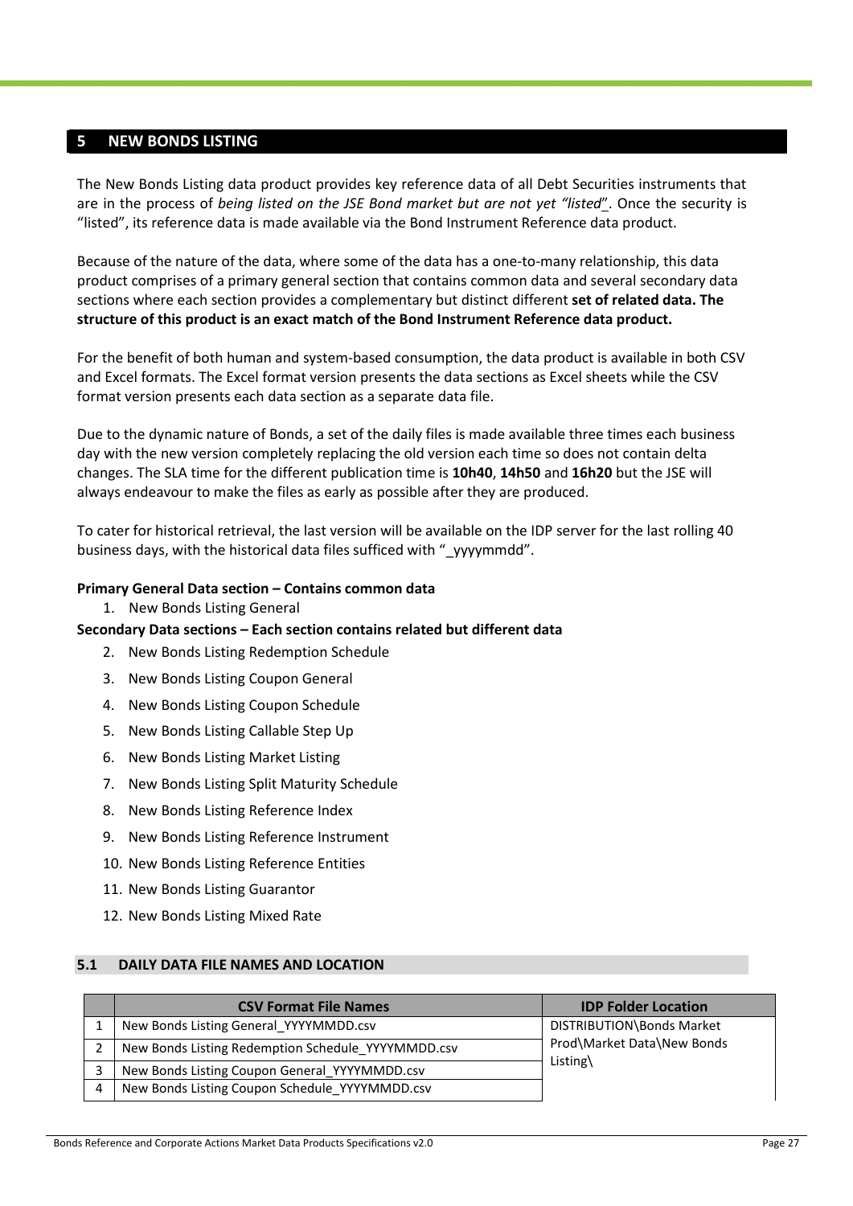# 5 NEW BONDS LISTING

The New Bonds Listing data product provides key reference data of all Debt Securities instruments that are in the process of *being listed on the JSE Bond market but are not yet "listed*". Once the security is "listed", its reference data is made available via the Bond Instrument Reference data product.

Because of the nature of the data, where some of the data has a one-to-many relationship, this data product comprises of a primary general section that contains common data and several secondary data sections where each section provides a complementary but distinct different **set of related data. The structure of this product is an exact match of the Bond Instrument Reference data product.**

For the benefit of both human and system-based consumption, the data product is available in both CSV and Excel formats. The Excel format version presents the data sections as Excel sheets while the CSV format version presents each data section as a separate data file.

Due to the dynamic nature of Bonds, a set of the daily files is made available three times each business day with the new version completely replacing the old version each time so does not contain delta changes. The SLA time for the different publication time is **10h40**, **14h50** and **16h20** but the JSE will always endeavour to make the files as early as possible after they are produced.

To cater for historical retrieval, the last version will be available on the IDP server for the last rolling 40 business days, with the historical data files sufficed with "_yyyymmdd".

**Primary General Data section – Contains common data**

1. New Bonds Listing General

**Secondary Data sections – Each section contains related but different data**

2. New Bonds Listing Redemption Schedule
3. New Bonds Listing Coupon General
4. New Bonds Listing Coupon Schedule
5. New Bonds Listing Callable Step Up
6. New Bonds Listing Market Listing
7. New Bonds Listing Split Maturity Schedule
8. New Bonds Listing Reference Index
9. New Bonds Listing Reference Instrument
10. New Bonds Listing Reference Entities
11. New Bonds Listing Guarantor
12. New Bonds Listing Mixed Rate

## 5.1 DAILY DATA FILE NAMES AND LOCATION

| | CSV Format File Names | IDP Folder Location |
|---|---|---|
| 1 | New Bonds Listing General_YYYYMMDD.csv | DISTRIBUTION\Bonds Market Prod\Market Data\New Bonds Listing\ |
| 2 | New Bonds Listing Redemption Schedule_YYYYMMDD.csv | |
| 3 | New Bonds Listing Coupon General_YYYYMMDD.csv | |
| 4 | New Bonds Listing Coupon Schedule_YYYYMMDD.csv | |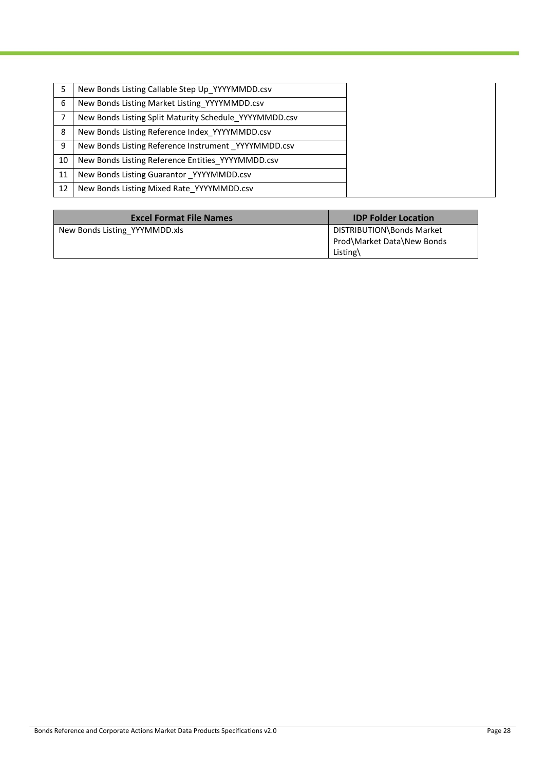| | |
|---|---|
| 5 | New Bonds Listing Callable Step Up_YYYYMMDD.csv |
| 6 | New Bonds Listing Market Listing_YYYYMMDD.csv |
| 7 | New Bonds Listing Split Maturity Schedule_YYYYMMDD.csv |
| 8 | New Bonds Listing Reference Index_YYYYMMDD.csv |
| 9 | New Bonds Listing Reference Instrument _YYYYMMDD.csv |
| 10 | New Bonds Listing Reference Entities_YYYYMMDD.csv |
| 11 | New Bonds Listing Guarantor _YYYYMMDD.csv |
| 12 | New Bonds Listing Mixed Rate_YYYYMMDD.csv |

| Excel Format File Names | IDP Folder Location |
|---|---|
| New Bonds Listing_YYYMMDD.xls | DISTRIBUTION\Bonds Market Prod\Market Data\New Bonds Listing\ |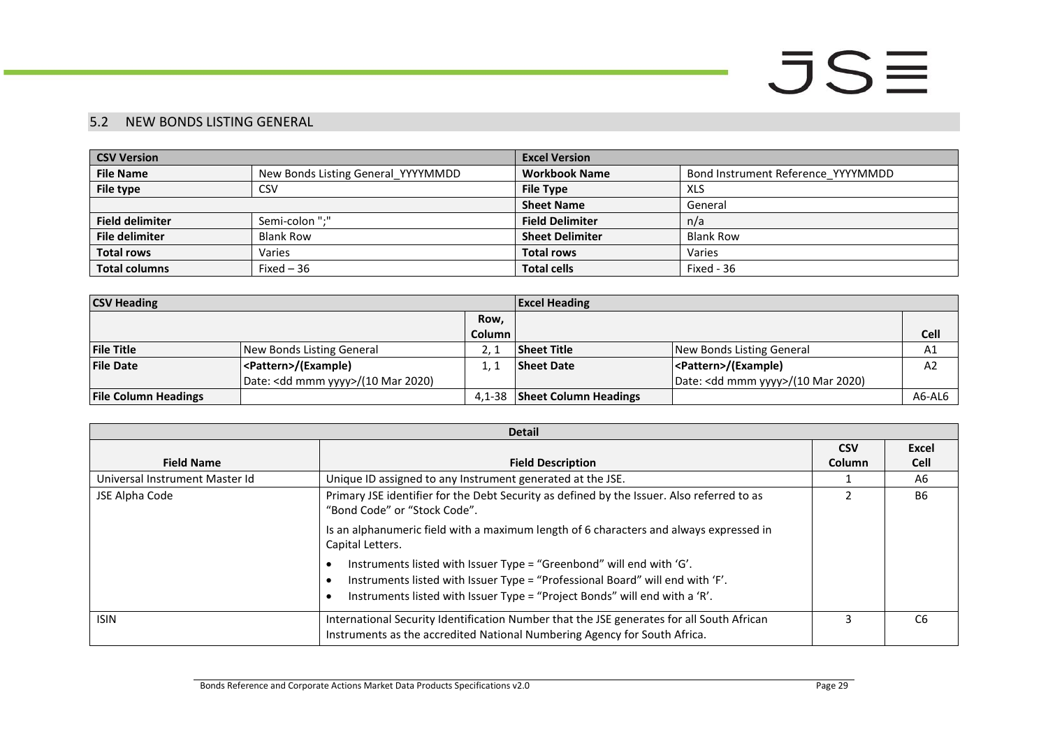## 5.2 NEW BONDS LISTING GENERAL

| CSV Version | | Excel Version | |
|---|---|---|---|
| **File Name** | New Bonds Listing General_YYYYMMDD | **Workbook Name** | Bond Instrument Reference_YYYYMMDD |
| **File type** | CSV | **File Type** | XLS |
| | | **Sheet Name** | General |
| **Field delimiter** | Semi-colon ";" | **Field Delimiter** | n/a |
| **File delimiter** | Blank Row | **Sheet Delimiter** | Blank Row |
| **Total rows** | Varies | **Total rows** | Varies |
| **Total columns** | Fixed – 36 | **Total cells** | Fixed - 36 |

| CSV Heading | | | Excel Heading | | |
|---|---|---|---|---|---|
| | | **Row, Column** | | | **Cell** |
| **File Title** | New Bonds Listing General | 2, 1 | **Sheet Title** | New Bonds Listing General | A1 |
| **File Date** | **<Pattern>/(Example)** Date: <dd mmm yyyy>/(10 Mar 2020) | 1, 1 | **Sheet Date** | **<Pattern>/(Example)** Date: <dd mmm yyyy>/(10 Mar 2020) | A2 |
| **File Column Headings** | | 4,1-38 | **Sheet Column Headings** | | A6-AL6 |

| Detail | | | |
|---|---|---|---|
| **Field Name** | **Field Description** | **CSV Column** | **Excel Cell** |
| Universal Instrument Master Id | Unique ID assigned to any Instrument generated at the JSE. | 1 | A6 |
| JSE Alpha Code | Primary JSE identifier for the Debt Security as defined by the Issuer. Also referred to as "Bond Code" or "Stock Code".<br><br>Is an alphanumeric field with a maximum length of 6 characters and always expressed in Capital Letters.<br><br>• Instruments listed with Issuer Type = "Greenbond" will end with 'G'.<br>• Instruments listed with Issuer Type = "Professional Board" will end with 'F'.<br>• Instruments listed with Issuer Type = "Project Bonds" will end with a 'R'. | 2 | B6 |
| ISIN | International Security Identification Number that the JSE generates for all South African Instruments as the accredited National Numbering Agency for South Africa. | 3 | C6 |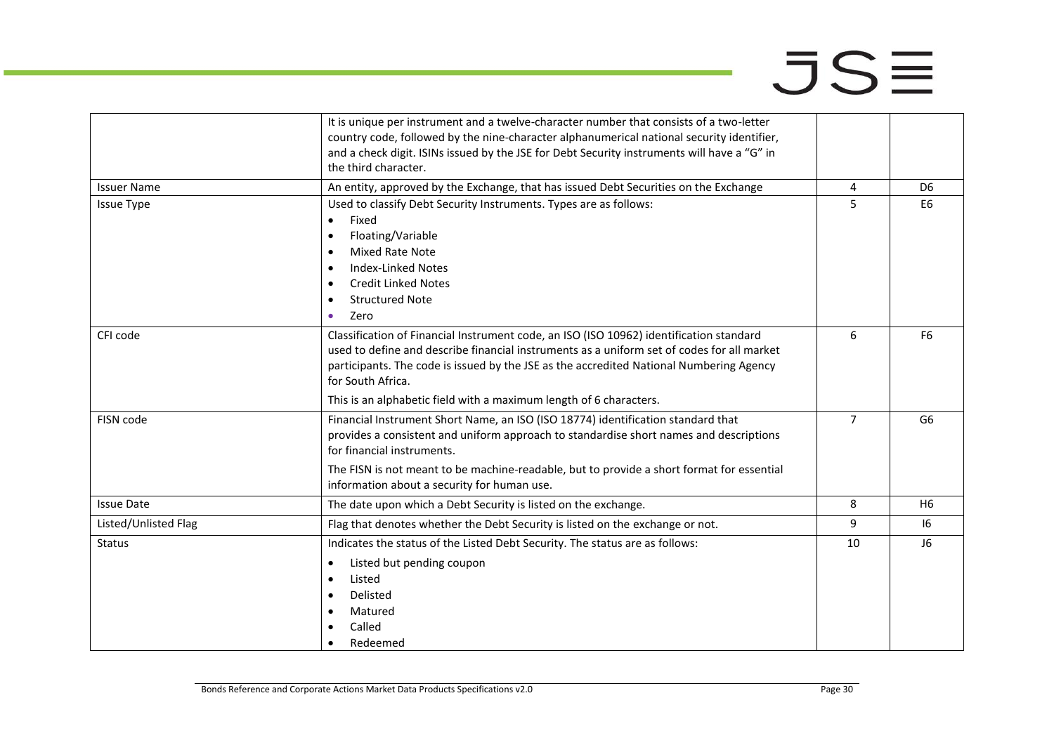| | | | |
|---|---|---|---|
| | It is unique per instrument and a twelve-character number that consists of a two-letter country code, followed by the nine-character alphanumerical national security identifier, and a check digit. ISINs issued by the JSE for Debt Security instruments will have a "G" in the third character. | | |
| Issuer Name | An entity, approved by the Exchange, that has issued Debt Securities on the Exchange | 4 | D6 |
| Issue Type | Used to classify Debt Security Instruments. Types are as follows:<br>• Fixed<br>• Floating/Variable<br>• Mixed Rate Note<br>• Index-Linked Notes<br>• Credit Linked Notes<br>• Structured Note<br>• Zero | 5 | E6 |
| CFI code | Classification of Financial Instrument code, an ISO (ISO 10962) identification standard used to define and describe financial instruments as a uniform set of codes for all market participants. The code is issued by the JSE as the accredited National Numbering Agency for South Africa.<br>This is an alphabetic field with a maximum length of 6 characters. | 6 | F6 |
| FISN code | Financial Instrument Short Name, an ISO (ISO 18774) identification standard that provides a consistent and uniform approach to standardise short names and descriptions for financial instruments.<br>The FISN is not meant to be machine-readable, but to provide a short format for essential information about a security for human use. | 7 | G6 |
| Issue Date | The date upon which a Debt Security is listed on the exchange. | 8 | H6 |
| Listed/Unlisted Flag | Flag that denotes whether the Debt Security is listed on the exchange or not. | 9 | I6 |
| Status | Indicates the status of the Listed Debt Security. The status are as follows:<br>• Listed but pending coupon<br>• Listed<br>• Delisted<br>• Matured<br>• Called<br>• Redeemed | 10 | J6 |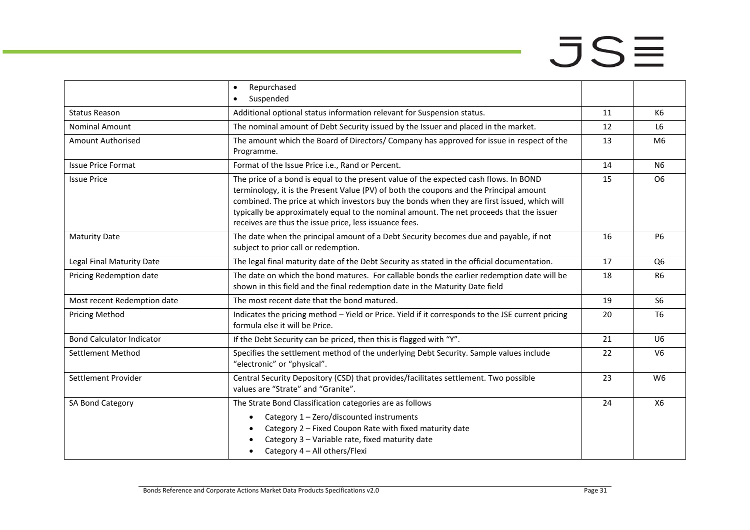| | | | |
|---|---|---|---|
| | • Repurchased<br>• Suspended | | |
| Status Reason | Additional optional status information relevant for Suspension status. | 11 | K6 |
| Nominal Amount | The nominal amount of Debt Security issued by the Issuer and placed in the market. | 12 | L6 |
| Amount Authorised | The amount which the Board of Directors/ Company has approved for issue in respect of the Programme. | 13 | M6 |
| Issue Price Format | Format of the Issue Price i.e., Rand or Percent. | 14 | N6 |
| Issue Price | The price of a bond is equal to the present value of the expected cash flows. In BOND terminology, it is the Present Value (PV) of both the coupons and the Principal amount combined. The price at which investors buy the bonds when they are first issued, which will typically be approximately equal to the nominal amount. The net proceeds that the issuer receives are thus the issue price, less issuance fees. | 15 | O6 |
| Maturity Date | The date when the principal amount of a Debt Security becomes due and payable, if not subject to prior call or redemption. | 16 | P6 |
| Legal Final Maturity Date | The legal final maturity date of the Debt Security as stated in the official documentation. | 17 | Q6 |
| Pricing Redemption date | The date on which the bond matures. For callable bonds the earlier redemption date will be shown in this field and the final redemption date in the Maturity Date field | 18 | R6 |
| Most recent Redemption date | The most recent date that the bond matured. | 19 | S6 |
| Pricing Method | Indicates the pricing method – Yield or Price. Yield if it corresponds to the JSE current pricing formula else it will be Price. | 20 | T6 |
| Bond Calculator Indicator | If the Debt Security can be priced, then this is flagged with "Y". | 21 | U6 |
| Settlement Method | Specifies the settlement method of the underlying Debt Security. Sample values include "electronic" or "physical". | 22 | V6 |
| Settlement Provider | Central Security Depository (CSD) that provides/facilitates settlement. Two possible values are "Strate" and "Granite". | 23 | W6 |
| SA Bond Category | The Strate Bond Classification categories are as follows<br>• Category 1 – Zero/discounted instruments<br>• Category 2 – Fixed Coupon Rate with fixed maturity date<br>• Category 3 – Variable rate, fixed maturity date<br>• Category 4 – All others/Flexi | 24 | X6 |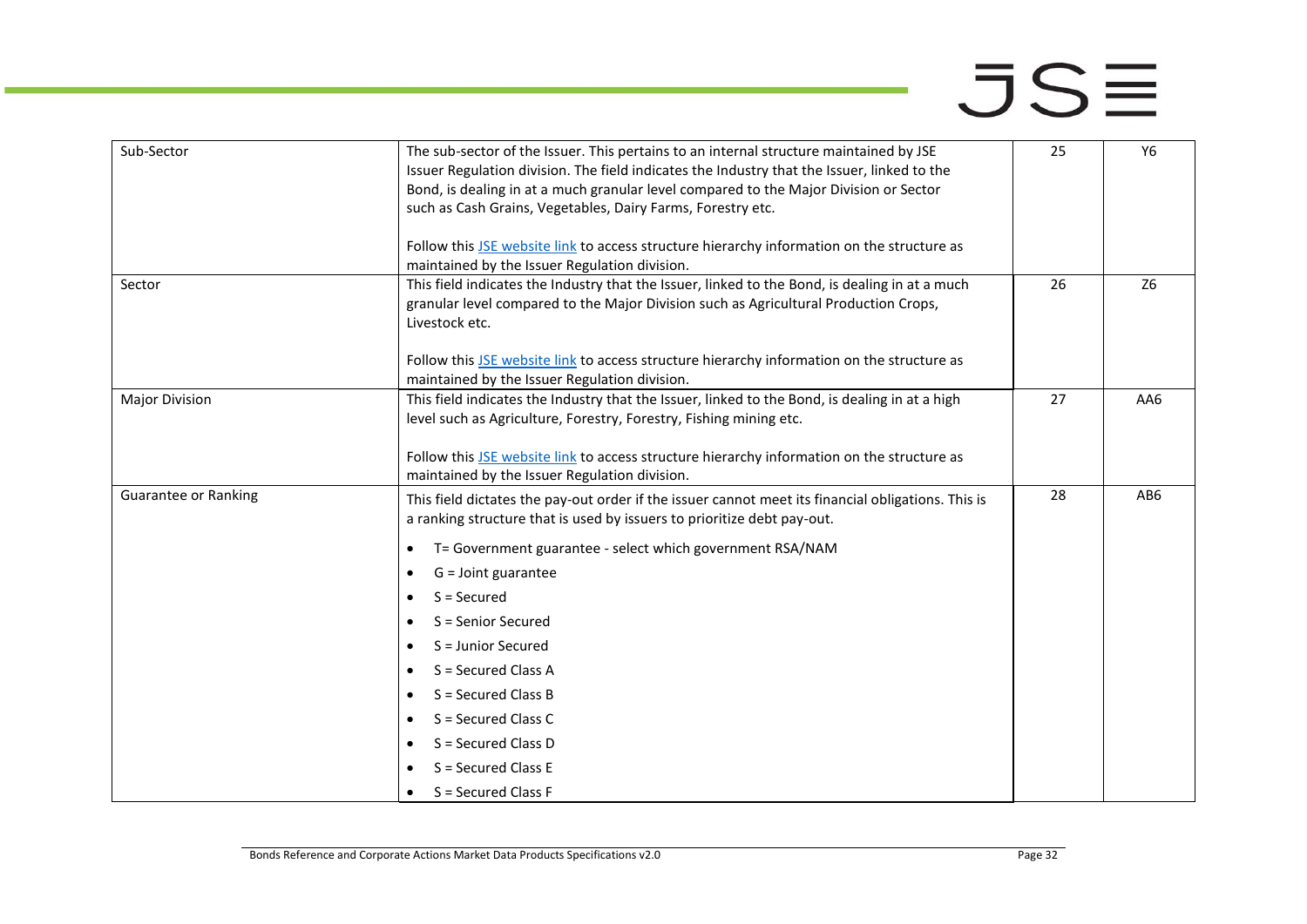| Sub-Sector | The sub-sector of the Issuer. This pertains to an internal structure maintained by JSE Issuer Regulation division. The field indicates the Industry that the Issuer, linked to the Bond, is dealing in at a much granular level compared to the Major Division or Sector such as Cash Grains, Vegetables, Dairy Farms, Forestry etc.<br><br>Follow this [JSE website link](#) to access structure hierarchy information on the structure as maintained by the Issuer Regulation division. | 25 | Y6 |
|---|---|---|---|
| Sector | This field indicates the Industry that the Issuer, linked to the Bond, is dealing in at a much granular level compared to the Major Division such as Agricultural Production Crops, Livestock etc.<br><br>Follow this [JSE website link](#) to access structure hierarchy information on the structure as maintained by the Issuer Regulation division. | 26 | Z6 |
| Major Division | This field indicates the Industry that the Issuer, linked to the Bond, is dealing in at a high level such as Agriculture, Forestry, Forestry, Fishing mining etc.<br><br>Follow this [JSE website link](#) to access structure hierarchy information on the structure as maintained by the Issuer Regulation division. | 27 | AA6 |
| Guarantee or Ranking | This field dictates the pay-out order if the issuer cannot meet its financial obligations. This is a ranking structure that is used by issuers to prioritize debt pay-out.<br><br>• T= Government guarantee - select which government RSA/NAM<br>• G = Joint guarantee<br>• S = Secured<br>• S = Senior Secured<br>• S = Junior Secured<br>• S = Secured Class A<br>• S = Secured Class B<br>• S = Secured Class C<br>• S = Secured Class D<br>• S = Secured Class E<br>• S = Secured Class F | 28 | AB6 |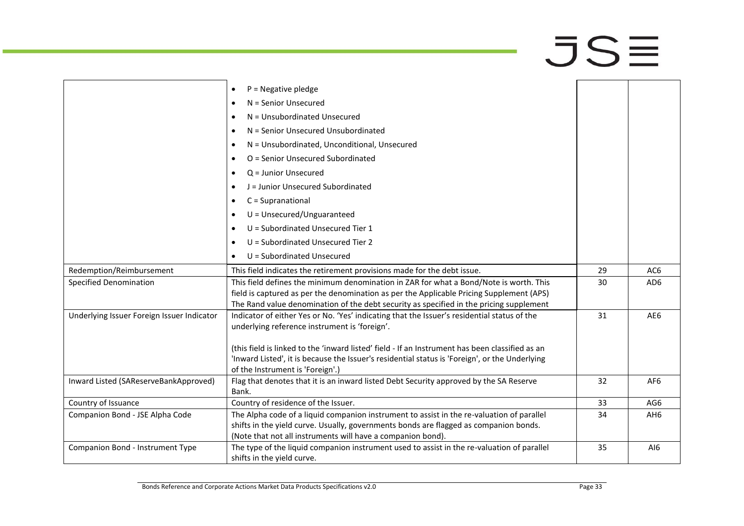| | | | |
|---|---|---|---|
| | • P = Negative pledge<br>• N = Senior Unsecured<br>• N = Unsubordinated Unsecured<br>• N = Senior Unsecured Unsubordinated<br>• N = Unsubordinated, Unconditional, Unsecured<br>• O = Senior Unsecured Subordinated<br>• Q = Junior Unsecured<br>• J = Junior Unsecured Subordinated<br>• C = Supranational<br>• U = Unsecured/Unguaranteed<br>• U = Subordinated Unsecured Tier 1<br>• U = Subordinated Unsecured Tier 2<br>• U = Subordinated Unsecured | | |
| Redemption/Reimbursement | This field indicates the retirement provisions made for the debt issue. | 29 | AC6 |
| Specified Denomination | This field defines the minimum denomination in ZAR for what a Bond/Note is worth. This field is captured as per the denomination as per the Applicable Pricing Supplement (APS) The Rand value denomination of the debt security as specified in the pricing supplement | 30 | AD6 |
| Underlying Issuer Foreign Issuer Indicator | Indicator of either Yes or No. 'Yes' indicating that the Issuer's residential status of the underlying reference instrument is 'foreign'.<br><br>(this field is linked to the 'inward listed' field - If an Instrument has been classified as an 'Inward Listed', it is because the Issuer's residential status is 'Foreign', or the Underlying of the Instrument is 'Foreign'.) | 31 | AE6 |
| Inward Listed (SAReserveBankApproved) | Flag that denotes that it is an inward listed Debt Security approved by the SA Reserve Bank. | 32 | AF6 |
| Country of Issuance | Country of residence of the Issuer. | 33 | AG6 |
| Companion Bond - JSE Alpha Code | The Alpha code of a liquid companion instrument to assist in the re-valuation of parallel shifts in the yield curve. Usually, governments bonds are flagged as companion bonds. (Note that not all instruments will have a companion bond). | 34 | AH6 |
| Companion Bond - Instrument Type | The type of the liquid companion instrument used to assist in the re-valuation of parallel shifts in the yield curve. | 35 | AI6 |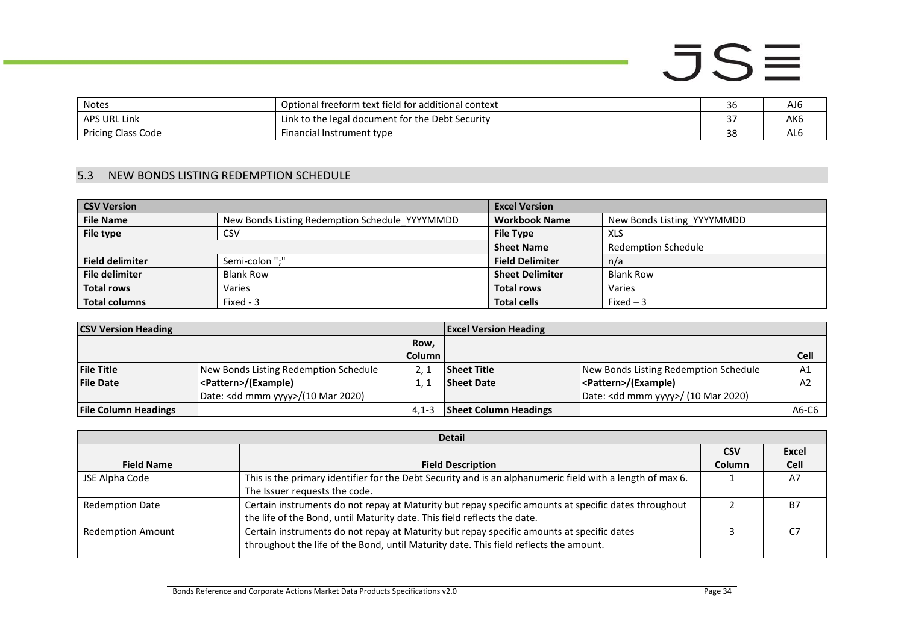| Notes | Optional freeform text field for additional context | 36 | AJ6 |
|---|---|---|---|
| APS URL Link | Link to the legal document for the Debt Security | 37 | AK6 |
| Pricing Class Code | Financial Instrument type | 38 | AL6 |

## 5.3 NEW BONDS LISTING REDEMPTION SCHEDULE

| CSV Version | | Excel Version | |
|---|---|---|---|
| **File Name** | New Bonds Listing Redemption Schedule_YYYYMMDD | **Workbook Name** | New Bonds Listing_YYYYMMDD |
| **File type** | CSV | **File Type** | XLS |
| | | **Sheet Name** | Redemption Schedule |
| **Field delimiter** | Semi-colon ";" | **Field Delimiter** | n/a |
| **File delimiter** | Blank Row | **Sheet Delimiter** | Blank Row |
| **Total rows** | Varies | **Total rows** | Varies |
| **Total columns** | Fixed - 3 | **Total cells** | Fixed – 3 |

| CSV Version Heading | | | Excel Version Heading | | |
|---|---|---|---|---|---|
| | | **Row, Column** | | | **Cell** |
| **File Title** | New Bonds Listing Redemption Schedule | 2, 1 | **Sheet Title** | New Bonds Listing Redemption Schedule | A1 |
| **File Date** | **<Pattern>/(Example)** Date: <dd mmm yyyy>/(10 Mar 2020) | 1, 1 | **Sheet Date** | **<Pattern>/(Example)** Date: <dd mmm yyyy>/ (10 Mar 2020) | A2 |
| **File Column Headings** | | 4,1-3 | **Sheet Column Headings** | | A6-C6 |

| Detail | | | |
|---|---|---|---|
| **Field Name** | **Field Description** | **CSV Column** | **Excel Cell** |
| JSE Alpha Code | This is the primary identifier for the Debt Security and is an alphanumeric field with a length of max 6. The Issuer requests the code. | 1 | A7 |
| Redemption Date | Certain instruments do not repay at Maturity but repay specific amounts at specific dates throughout the life of the Bond, until Maturity date. This field reflects the date. | 2 | B7 |
| Redemption Amount | Certain instruments do not repay at Maturity but repay specific amounts at specific dates throughout the life of the Bond, until Maturity date. This field reflects the amount. | 3 | C7 |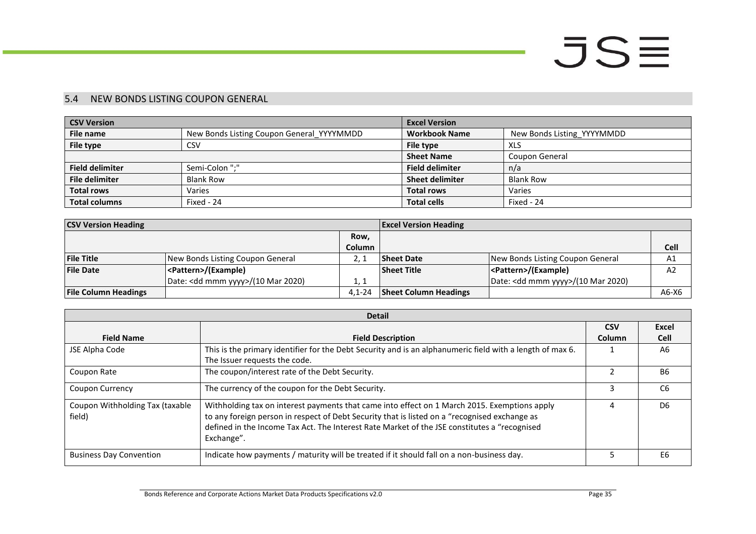## 5.4 NEW BONDS LISTING COUPON GENERAL

| CSV Version | | Excel Version | |
|---|---|---|---|
| **File name** | New Bonds Listing Coupon General_YYYYMMDD | **Workbook Name** | New Bonds Listing_YYYYMMDD |
| **File type** | CSV | **File type** | XLS |
| | | **Sheet Name** | Coupon General |
| **Field delimiter** | Semi-Colon ";" | **Field delimiter** | n/a |
| **File delimiter** | Blank Row | **Sheet delimiter** | Blank Row |
| **Total rows** | Varies | **Total rows** | Varies |
| **Total columns** | Fixed - 24 | **Total cells** | Fixed - 24 |

| CSV Version Heading | | | Excel Version Heading | | |
|---|---|---|---|---|---|
| | | Row, Column | | | Cell |
| **File Title** | New Bonds Listing Coupon General | 2, 1 | **Sheet Date** | New Bonds Listing Coupon General | A1 |
| **File Date** | <Pattern>/(Example) Date: <dd mmm yyyy>/(10 Mar 2020) | 1, 1 | **Sheet Title** | <Pattern>/(Example) Date: <dd mmm yyyy>/(10 Mar 2020) | A2 |
| **File Column Headings** | | 4,1-24 | **Sheet Column Headings** | | A6-X6 |

| Detail | | | |
|---|---|---|---|
| **Field Name** | **Field Description** | **CSV Column** | **Excel Cell** |
| JSE Alpha Code | This is the primary identifier for the Debt Security and is an alphanumeric field with a length of max 6. The Issuer requests the code. | 1 | A6 |
| Coupon Rate | The coupon/interest rate of the Debt Security. | 2 | B6 |
| Coupon Currency | The currency of the coupon for the Debt Security. | 3 | C6 |
| Coupon Withholding Tax (taxable field) | Withholding tax on interest payments that came into effect on 1 March 2015. Exemptions apply to any foreign person in respect of Debt Security that is listed on a "recognised exchange as defined in the Income Tax Act. The Interest Rate Market of the JSE constitutes a "recognised Exchange". | 4 | D6 |
| Business Day Convention | Indicate how payments / maturity will be treated if it should fall on a non-business day. | 5 | E6 |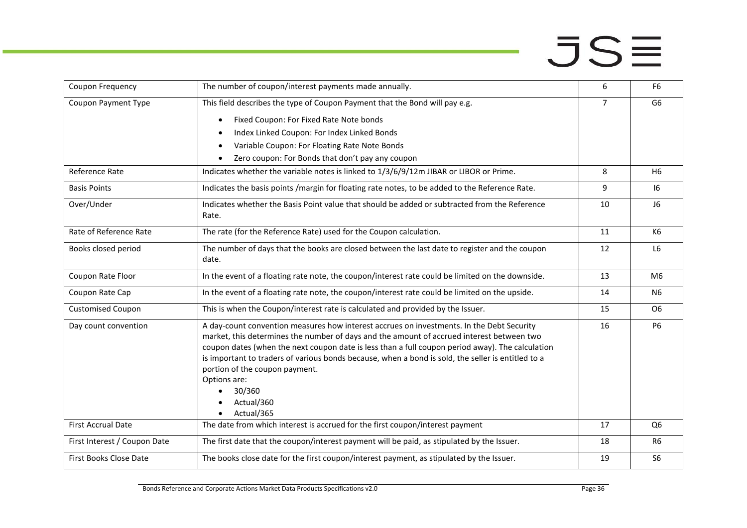| Coupon Frequency | The number of coupon/interest payments made annually. | 6 | F6 |
|---|---|---|---|
| Coupon Payment Type | This field describes the type of Coupon Payment that the Bond will pay e.g.<br>• Fixed Coupon: For Fixed Rate Note bonds<br>• Index Linked Coupon: For Index Linked Bonds<br>• Variable Coupon: For Floating Rate Note Bonds<br>• Zero coupon: For Bonds that don't pay any coupon | 7 | G6 |
| Reference Rate | Indicates whether the variable notes is linked to 1/3/6/9/12m JIBAR or LIBOR or Prime. | 8 | H6 |
| Basis Points | Indicates the basis points /margin for floating rate notes, to be added to the Reference Rate. | 9 | I6 |
| Over/Under | Indicates whether the Basis Point value that should be added or subtracted from the Reference Rate. | 10 | J6 |
| Rate of Reference Rate | The rate (for the Reference Rate) used for the Coupon calculation. | 11 | K6 |
| Books closed period | The number of days that the books are closed between the last date to register and the coupon date. | 12 | L6 |
| Coupon Rate Floor | In the event of a floating rate note, the coupon/interest rate could be limited on the downside. | 13 | M6 |
| Coupon Rate Cap | In the event of a floating rate note, the coupon/interest rate could be limited on the upside. | 14 | N6 |
| Customised Coupon | This is when the Coupon/interest rate is calculated and provided by the Issuer. | 15 | O6 |
| Day count convention | A day-count convention measures how interest accrues on investments. In the Debt Security market, this determines the number of days and the amount of accrued interest between two coupon dates (when the next coupon date is less than a full coupon period away). The calculation is important to traders of various bonds because, when a bond is sold, the seller is entitled to a portion of the coupon payment.<br>Options are:<br>• 30/360<br>• Actual/360<br>• Actual/365 | 16 | P6 |
| First Accrual Date | The date from which interest is accrued for the first coupon/interest payment | 17 | Q6 |
| First Interest / Coupon Date | The first date that the coupon/interest payment will be paid, as stipulated by the Issuer. | 18 | R6 |
| First Books Close Date | The books close date for the first coupon/interest payment, as stipulated by the Issuer. | 19 | S6 |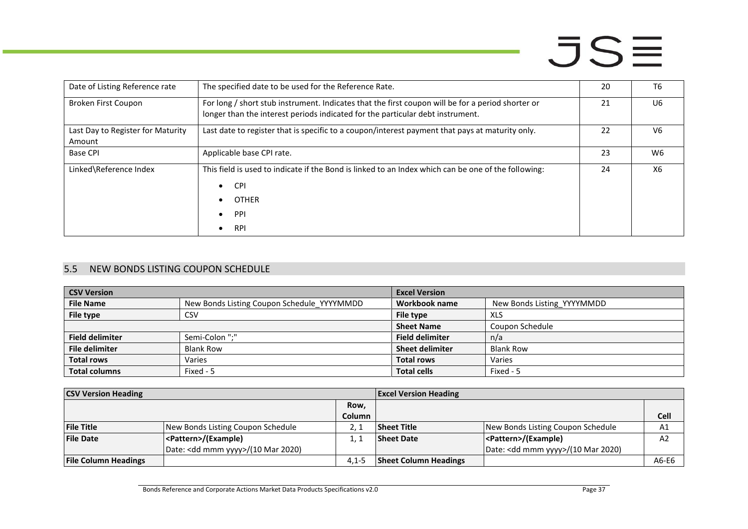| Date of Listing Reference rate | The specified date to be used for the Reference Rate. | 20 | T6 |
|---|---|---|---|
| Broken First Coupon | For long / short stub instrument. Indicates that the first coupon will be for a period shorter or longer than the interest periods indicated for the particular debt instrument. | 21 | U6 |
| Last Day to Register for Maturity Amount | Last date to register that is specific to a coupon/interest payment that pays at maturity only. | 22 | V6 |
| Base CPI | Applicable base CPI rate. | 23 | W6 |
| Linked\Reference Index | This field is used to indicate if the Bond is linked to an Index which can be one of the following:<br>• CPI<br>• OTHER<br>• PPI<br>• RPI | 24 | X6 |

## 5.5 NEW BONDS LISTING COUPON SCHEDULE

| **CSV Version** | | **Excel Version** | |
|---|---|---|---|
| **File Name** | New Bonds Listing Coupon Schedule_YYYYMMDD | **Workbook name** | New Bonds Listing_YYYYMMDD |
| **File type** | CSV | **File type** | XLS |
| | | **Sheet Name** | Coupon Schedule |
| **Field delimiter** | Semi-Colon ";" | **Field delimiter** | n/a |
| **File delimiter** | Blank Row | **Sheet delimiter** | Blank Row |
| **Total rows** | Varies | **Total rows** | Varies |
| **Total columns** | Fixed - 5 | **Total cells** | Fixed - 5 |

| **CSV Version Heading** | | | **Excel Version Heading** | | |
|---|---|---|---|---|---|
| | | **Row, Column** | | | **Cell** |
| **File Title** | New Bonds Listing Coupon Schedule | 2, 1 | **Sheet Title** | New Bonds Listing Coupon Schedule | A1 |
| **File Date** | **<Pattern>/(Example)**<br>Date: <dd mmm yyyy>/(10 Mar 2020) | 1, 1 | **Sheet Date** | **<Pattern>/(Example)**<br>Date: <dd mmm yyyy>/(10 Mar 2020) | A2 |
| **File Column Headings** | | 4,1-5 | **Sheet Column Headings** | | A6-E6 |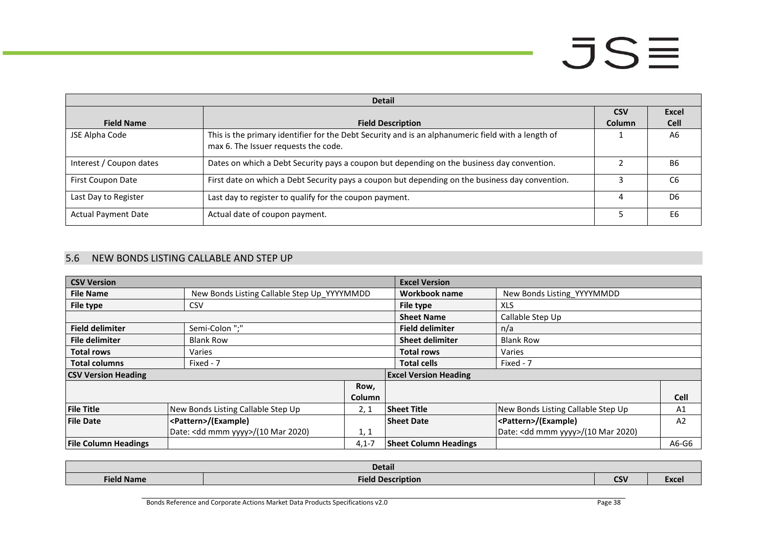| Detail | | | |
|---|---|---|---|
| **Field Name** | **Field Description** | **CSV Column** | **Excel Cell** |
| JSE Alpha Code | This is the primary identifier for the Debt Security and is an alphanumeric field with a length of max 6. The Issuer requests the code. | 1 | A6 |
| Interest / Coupon dates | Dates on which a Debt Security pays a coupon but depending on the business day convention. | 2 | B6 |
| First Coupon Date | First date on which a Debt Security pays a coupon but depending on the business day convention. | 3 | C6 |
| Last Day to Register | Last day to register to qualify for the coupon payment. | 4 | D6 |
| Actual Payment Date | Actual date of coupon payment. | 5 | E6 |

## 5.6 NEW BONDS LISTING CALLABLE AND STEP UP

| **CSV Version** | | | **Excel Version** | | |
|---|---|---|---|---|---|
| **File Name** | New Bonds Listing Callable Step Up_YYYYMMDD | | **Workbook name** | New Bonds Listing_YYYYMMDD | |
| **File type** | CSV | | **File type** | XLS | |
| | | | **Sheet Name** | Callable Step Up | |
| **Field delimiter** | Semi-Colon ";" | | **Field delimiter** | n/a | |
| **File delimiter** | Blank Row | | **Sheet delimiter** | Blank Row | |
| **Total rows** | Varies | | **Total rows** | Varies | |
| **Total columns** | Fixed - 7 | | **Total cells** | Fixed - 7 | |
| **CSV Version Heading** | | | **Excel Version Heading** | | |
| | | **Row, Column** | | | **Cell** |
| **File Title** | New Bonds Listing Callable Step Up | 2, 1 | **Sheet Title** | New Bonds Listing Callable Step Up | A1 |
| **File Date** | <Pattern>/(Example)<br>Date: <dd mmm yyyy>/(10 Mar 2020) | 1, 1 | **Sheet Date** | <Pattern>/(Example)<br>Date: <dd mmm yyyy>/(10 Mar 2020) | A2 |
| **File Column Headings** | | 4,1-7 | **Sheet Column Headings** | | A6-G6 |

| Detail | | | |
|---|---|---|---|
| **Field Name** | **Field Description** | **CSV** | **Excel** |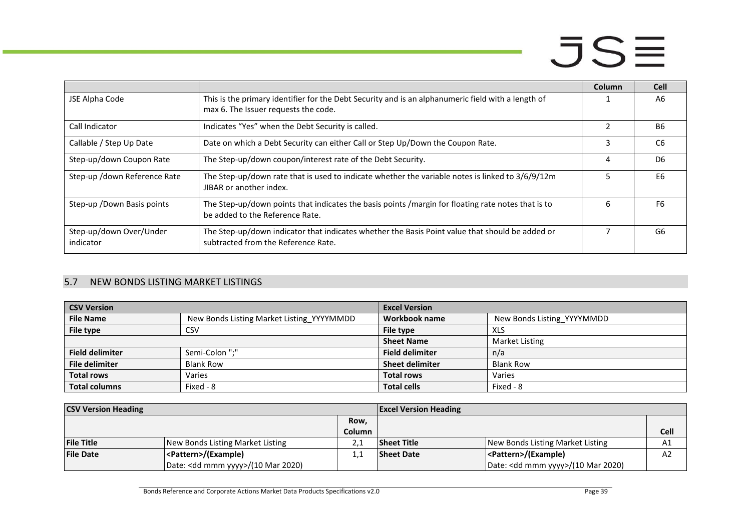| | | Column | Cell |
|---|---|---|---|
| JSE Alpha Code | This is the primary identifier for the Debt Security and is an alphanumeric field with a length of max 6. The Issuer requests the code. | 1 | A6 |
| Call Indicator | Indicates "Yes" when the Debt Security is called. | 2 | B6 |
| Callable / Step Up Date | Date on which a Debt Security can either Call or Step Up/Down the Coupon Rate. | 3 | C6 |
| Step-up/down Coupon Rate | The Step-up/down coupon/interest rate of the Debt Security. | 4 | D6 |
| Step-up /down Reference Rate | The Step-up/down rate that is used to indicate whether the variable notes is linked to 3/6/9/12m JIBAR or another index. | 5 | E6 |
| Step-up /Down Basis points | The Step-up/down points that indicates the basis points /margin for floating rate notes that is to be added to the Reference Rate. | 6 | F6 |
| Step-up/down Over/Under indicator | The Step-up/down indicator that indicates whether the Basis Point value that should be added or subtracted from the Reference Rate. | 7 | G6 |

## 5.7 NEW BONDS LISTING MARKET LISTINGS

| **CSV Version** | | **Excel Version** | |
|---|---|---|---|
| **File Name** | New Bonds Listing Market Listing_YYYYMMDD | **Workbook name** | New Bonds Listing_YYYYMMDD |
| **File type** | CSV | **File type** | XLS |
| | | **Sheet Name** | Market Listing |
| **Field delimiter** | Semi-Colon ";" | **Field delimiter** | n/a |
| **File delimiter** | Blank Row | **Sheet delimiter** | Blank Row |
| **Total rows** | Varies | **Total rows** | Varies |
| **Total columns** | Fixed - 8 | **Total cells** | Fixed - 8 |

| **CSV Version Heading** | | | **Excel Version Heading** | | |
|---|---|---|---|---|---|
| | | **Row, Column** | | | **Cell** |
| **File Title** | New Bonds Listing Market Listing | 2,1 | **Sheet Title** | New Bonds Listing Market Listing | A1 |
| **File Date** | **<Pattern>/(Example)** Date: <dd mmm yyyy>/(10 Mar 2020) | 1,1 | **Sheet Date** | **<Pattern>/(Example)** Date: <dd mmm yyyy>/(10 Mar 2020) | A2 |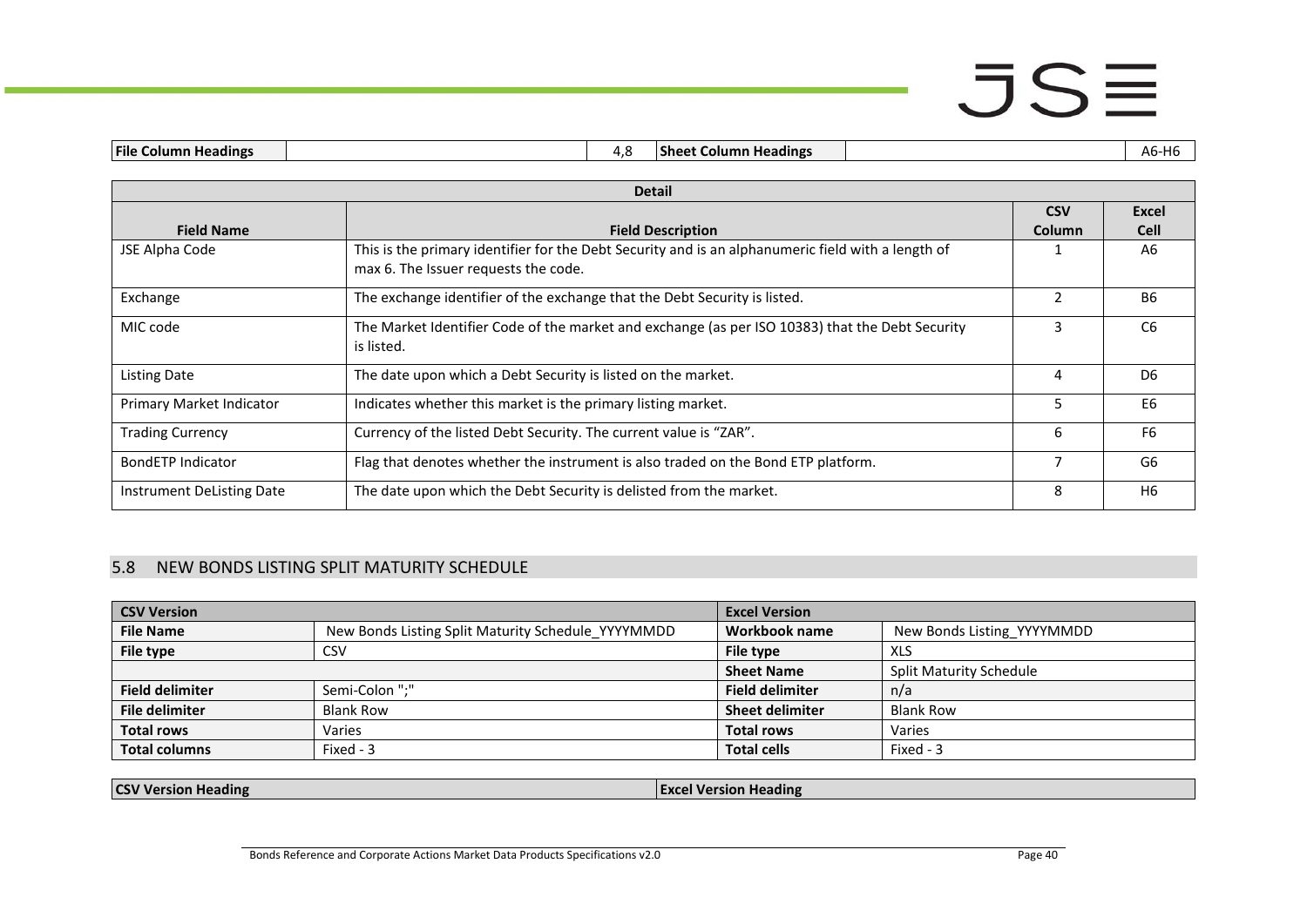| File Column Headings | | 4,8 | Sheet Column Headings | | A6-H6 |
|---|---|---|---|---|---|

| Detail | | | |
|---|---|---|---|
| **Field Name** | **Field Description** | **CSV Column** | **Excel Cell** |
| JSE Alpha Code | This is the primary identifier for the Debt Security and is an alphanumeric field with a length of max 6. The Issuer requests the code. | 1 | A6 |
| Exchange | The exchange identifier of the exchange that the Debt Security is listed. | 2 | B6 |
| MIC code | The Market Identifier Code of the market and exchange (as per ISO 10383) that the Debt Security is listed. | 3 | C6 |
| Listing Date | The date upon which a Debt Security is listed on the market. | 4 | D6 |
| Primary Market Indicator | Indicates whether this market is the primary listing market. | 5 | E6 |
| Trading Currency | Currency of the listed Debt Security. The current value is “ZAR”. | 6 | F6 |
| BondETP Indicator | Flag that denotes whether the instrument is also traded on the Bond ETP platform. | 7 | G6 |
| Instrument DeListing Date | The date upon which the Debt Security is delisted from the market. | 8 | H6 |

## 5.8 NEW BONDS LISTING SPLIT MATURITY SCHEDULE

| CSV Version | | Excel Version | |
|---|---|---|---|
| **File Name** | New Bonds Listing Split Maturity Schedule_YYYYMMDD | **Workbook name** | New Bonds Listing_YYYYMMDD |
| **File type** | CSV | **File type** | XLS |
| | | **Sheet Name** | Split Maturity Schedule |
| **Field delimiter** | Semi-Colon ";" | **Field delimiter** | n/a |
| **File delimiter** | Blank Row | **Sheet delimiter** | Blank Row |
| **Total rows** | Varies | **Total rows** | Varies |
| **Total columns** | Fixed - 3 | **Total cells** | Fixed - 3 |

| CSV Version Heading | Excel Version Heading |
|---|---|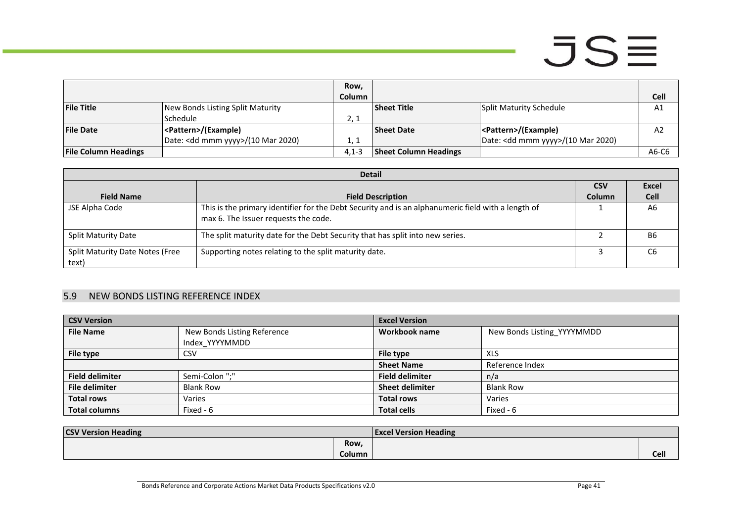| | | Row, Column | | | Cell |
|---|---|---|---|---|---|
| **File Title** | New Bonds Listing Split Maturity Schedule | 2, 1 | **Sheet Title** | Split Maturity Schedule | A1 |
| **File Date** | **<Pattern>/(Example)** Date: <dd mmm yyyy>/(10 Mar 2020) | 1, 1 | **Sheet Date** | **<Pattern>/(Example)** Date: <dd mmm yyyy>/(10 Mar 2020) | A2 |
| **File Column Headings** | | 4,1-3 | **Sheet Column Headings** | | A6-C6 |

| **Detail** | | | |
|---|---|---|---|
| **Field Name** | **Field Description** | **CSV Column** | **Excel Cell** |
| JSE Alpha Code | This is the primary identifier for the Debt Security and is an alphanumeric field with a length of max 6. The Issuer requests the code. | 1 | A6 |
| Split Maturity Date | The split maturity date for the Debt Security that has split into new series. | 2 | B6 |
| Split Maturity Date Notes (Free text) | Supporting notes relating to the split maturity date. | 3 | C6 |

## 5.9 NEW BONDS LISTING REFERENCE INDEX

| **CSV Version** | | **Excel Version** | |
|---|---|---|---|
| **File Name** | New Bonds Listing Reference Index_YYYYMMDD | **Workbook name** | New Bonds Listing_YYYYMMDD |
| **File type** | CSV | **File type** | XLS |
| | | **Sheet Name** | Reference Index |
| **Field delimiter** | Semi-Colon ";" | **Field delimiter** | n/a |
| **File delimiter** | Blank Row | **Sheet delimiter** | Blank Row |
| **Total rows** | Varies | **Total rows** | Varies |
| **Total columns** | Fixed - 6 | **Total cells** | Fixed - 6 |

| **CSV Version Heading** | | **Excel Version Heading** | |
|---|---|---|---|
| | **Row, Column** | | **Cell** |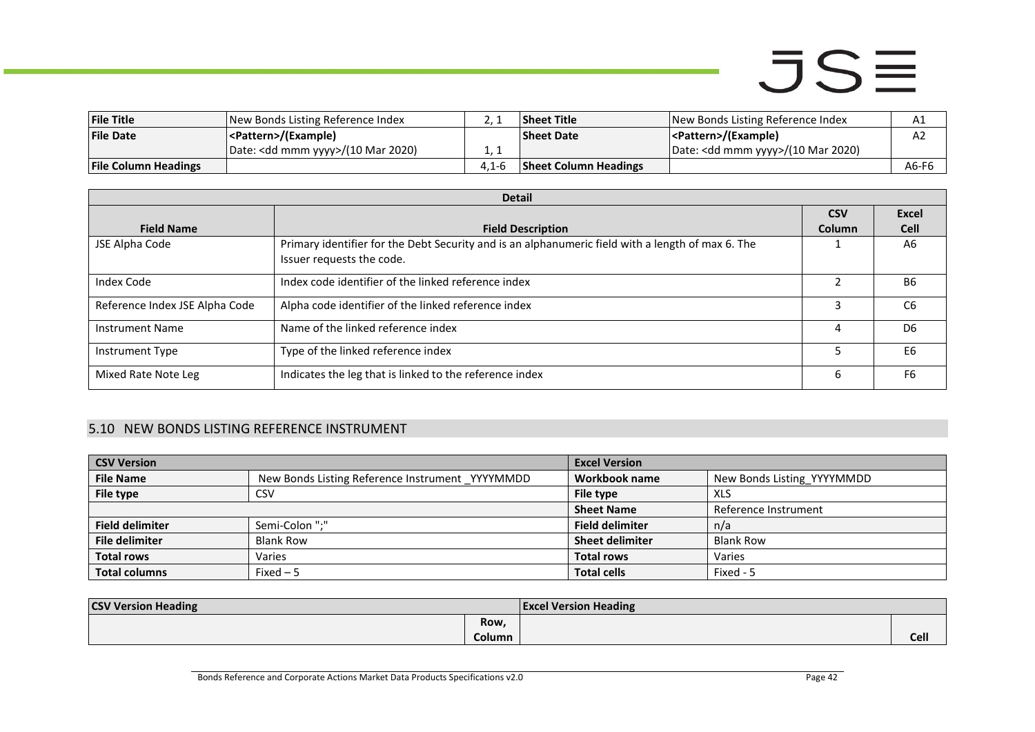| File Title | New Bonds Listing Reference Index | 2, 1 | Sheet Title | New Bonds Listing Reference Index | A1 |
|---|---|---|---|---|---|
| File Date | <Pattern>/(Example)<br>Date: <dd mmm yyyy>/(10 Mar 2020) | 1, 1 | Sheet Date | <Pattern>/(Example)<br>Date: <dd mmm yyyy>/(10 Mar 2020) | A2 |
| File Column Headings | | 4,1-6 | Sheet Column Headings | | A6-F6 |

| Detail | | | |
|---|---|---|---|
| **Field Name** | **Field Description** | **CSV Column** | **Excel Cell** |
| JSE Alpha Code | Primary identifier for the Debt Security and is an alphanumeric field with a length of max 6. The Issuer requests the code. | 1 | A6 |
| Index Code | Index code identifier of the linked reference index | 2 | B6 |
| Reference Index JSE Alpha Code | Alpha code identifier of the linked reference index | 3 | C6 |
| Instrument Name | Name of the linked reference index | 4 | D6 |
| Instrument Type | Type of the linked reference index | 5 | E6 |
| Mixed Rate Note Leg | Indicates the leg that is linked to the reference index | 6 | F6 |

## 5.10 NEW BONDS LISTING REFERENCE INSTRUMENT

| CSV Version | | Excel Version | |
|---|---|---|---|
| **File Name** | New Bonds Listing Reference Instrument _YYYYMMDD | **Workbook name** | New Bonds Listing_YYYYMMDD |
| **File type** | CSV | **File type** | XLS |
| | | **Sheet Name** | Reference Instrument |
| **Field delimiter** | Semi-Colon ";" | **Field delimiter** | n/a |
| **File delimiter** | Blank Row | **Sheet delimiter** | Blank Row |
| **Total rows** | Varies | **Total rows** | Varies |
| **Total columns** | Fixed – 5 | **Total cells** | Fixed - 5 |

| CSV Version Heading | | Excel Version Heading | |
|---|---|---|---|
| | **Row, Column** | | **Cell** |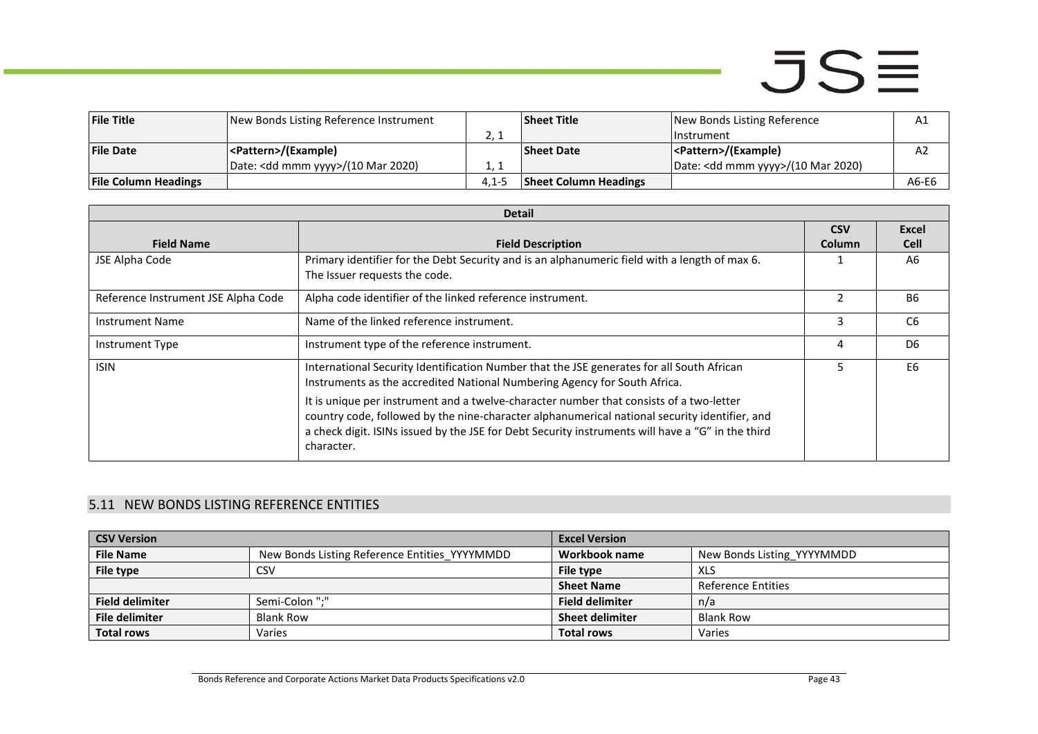| File Title | New Bonds Listing Reference Instrument | 2, 1 | Sheet Title | New Bonds Listing Reference Instrument | A1 |
|---|---|---|---|---|---|
| File Date | <Pattern>/(Example) Date: <dd mmm yyyy>/(10 Mar 2020) | 1, 1 | Sheet Date | <Pattern>/(Example) Date: <dd mmm yyyy>/(10 Mar 2020) | A2 |
| File Column Headings | | 4,1-5 | Sheet Column Headings | | A6-E6 |

| Detail | | | |
|---|---|---|---|
| **Field Name** | **Field Description** | **CSV Column** | **Excel Cell** |
| JSE Alpha Code | Primary identifier for the Debt Security and is an alphanumeric field with a length of max 6. The Issuer requests the code. | 1 | A6 |
| Reference Instrument JSE Alpha Code | Alpha code identifier of the linked reference instrument. | 2 | B6 |
| Instrument Name | Name of the linked reference instrument. | 3 | C6 |
| Instrument Type | Instrument type of the reference instrument. | 4 | D6 |
| ISIN | International Security Identification Number that the JSE generates for all South African Instruments as the accredited National Numbering Agency for South Africa.<br><br>It is unique per instrument and a twelve-character number that consists of a two-letter country code, followed by the nine-character alphanumerical national security identifier, and a check digit. ISINs issued by the JSE for Debt Security instruments will have a “G” in the third character. | 5 | E6 |

## 5.11 NEW BONDS LISTING REFERENCE ENTITIES

| CSV Version | | Excel Version | |
|---|---|---|---|
| **File Name** | New Bonds Listing Reference Entities_YYYYMMDD | **Workbook name** | New Bonds Listing_YYYYMMDD |
| **File type** | CSV | **File type** | XLS |
| | | **Sheet Name** | Reference Entities |
| **Field delimiter** | Semi-Colon ";" | **Field delimiter** | n/a |
| **File delimiter** | Blank Row | **Sheet delimiter** | Blank Row |
| **Total rows** | Varies | **Total rows** | Varies |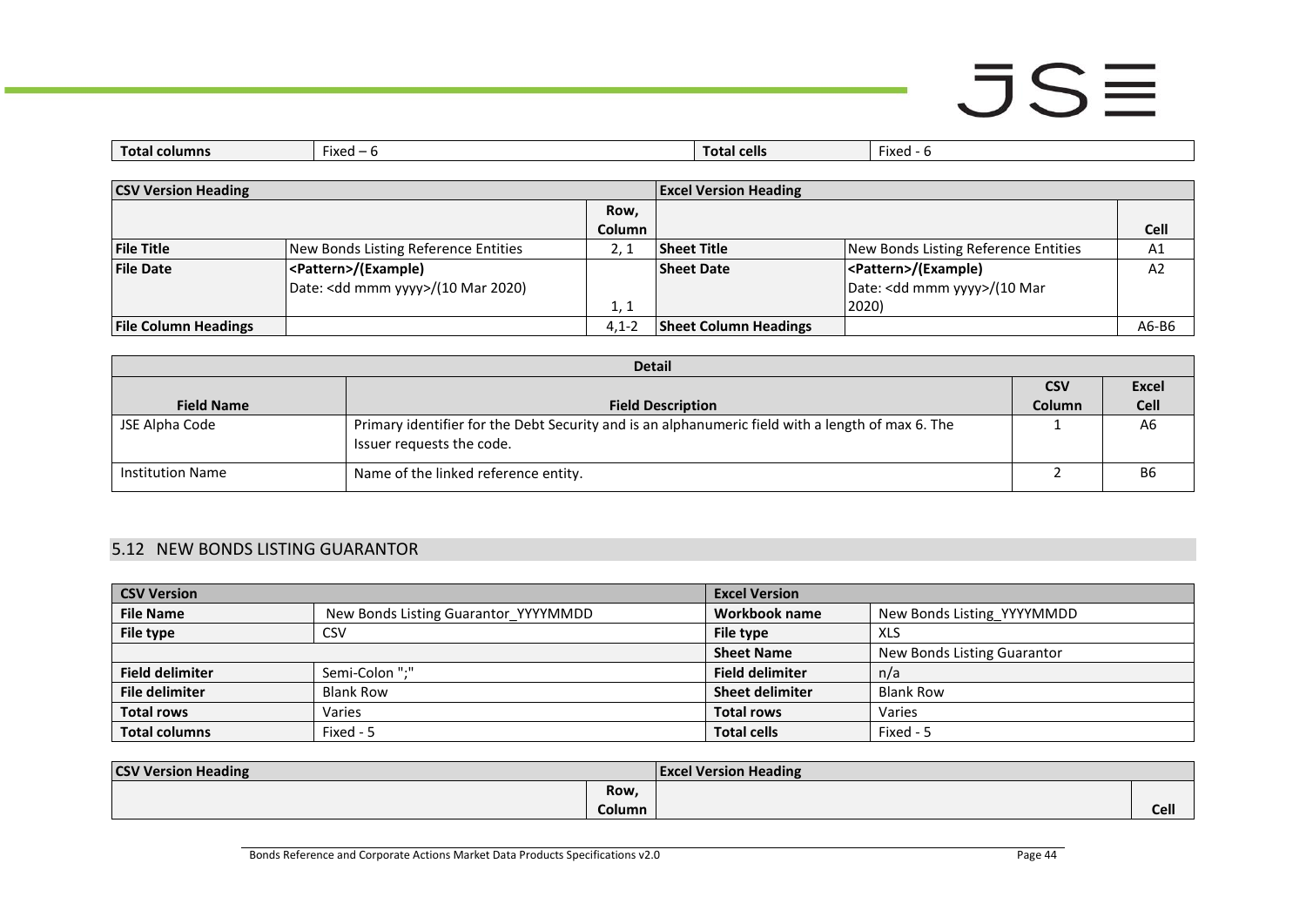| Total columns | Fixed – 6 | Total cells | Fixed - 6 |
|---|---|---|---|

| CSV Version Heading | | | Excel Version Heading | | |
|---|---|---|---|---|---|
| | | Row, Column | | | Cell |
| File Title | New Bonds Listing Reference Entities | 2, 1 | Sheet Title | New Bonds Listing Reference Entities | A1 |
| File Date | <Pattern>/(Example) Date: <dd mmm yyyy>/(10 Mar 2020) | 1, 1 | Sheet Date | <Pattern>/(Example) Date: <dd mmm yyyy>/(10 Mar 2020) | A2 |
| File Column Headings | | 4,1-2 | Sheet Column Headings | | A6-B6 |

| Detail | | | |
|---|---|---|---|
| Field Name | Field Description | CSV Column | Excel Cell |
| JSE Alpha Code | Primary identifier for the Debt Security and is an alphanumeric field with a length of max 6. The Issuer requests the code. | 1 | A6 |
| Institution Name | Name of the linked reference entity. | 2 | B6 |

## 5.12 NEW BONDS LISTING GUARANTOR

| CSV Version | | Excel Version | |
|---|---|---|---|
| File Name | New Bonds Listing Guarantor_YYYYMMDD | Workbook name | New Bonds Listing_YYYYMMDD |
| File type | CSV | File type | XLS |
| | | Sheet Name | New Bonds Listing Guarantor |
| Field delimiter | Semi-Colon ";" | Field delimiter | n/a |
| File delimiter | Blank Row | Sheet delimiter | Blank Row |
| Total rows | Varies | Total rows | Varies |
| Total columns | Fixed - 5 | Total cells | Fixed - 5 |

| CSV Version Heading | Row, Column | Excel Version Heading | Cell |
|---|---|---|---|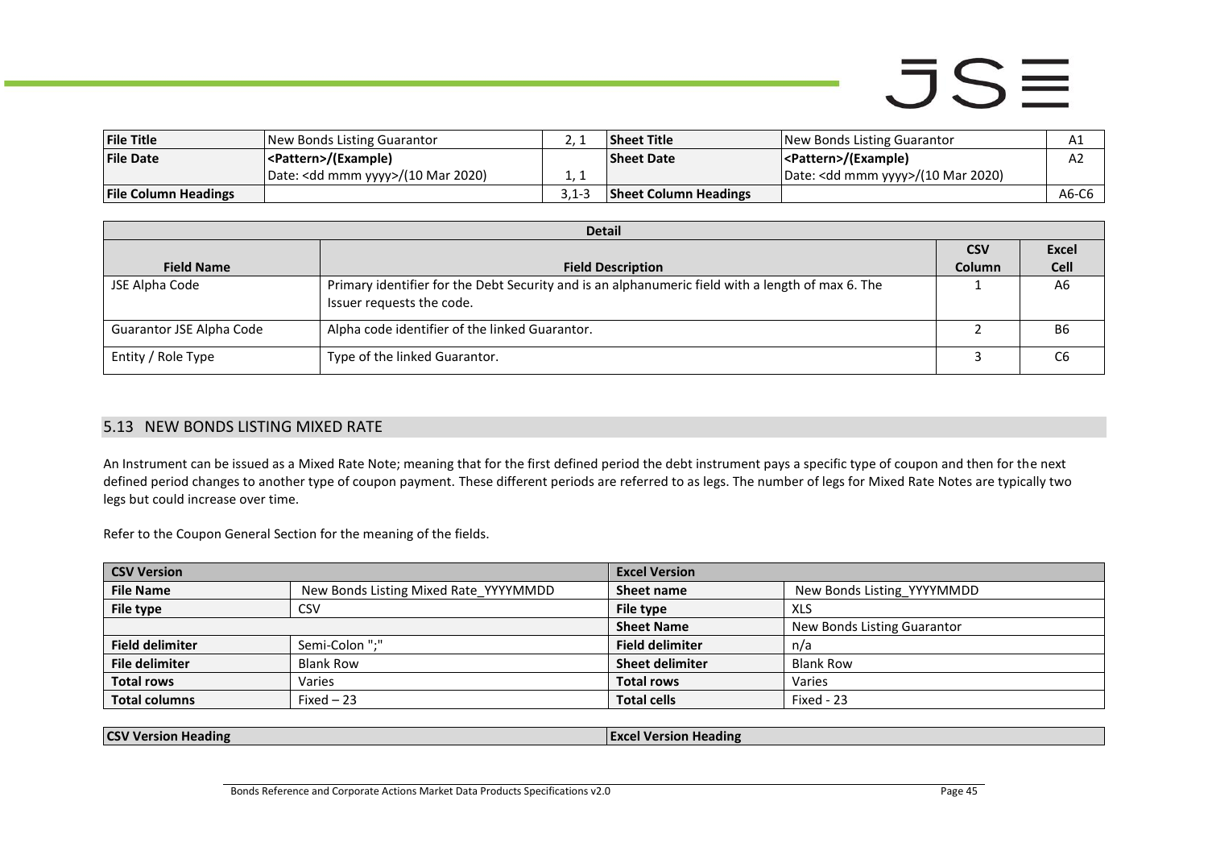| File Title | New Bonds Listing Guarantor | 2, 1 | Sheet Title | New Bonds Listing Guarantor | A1 |
|---|---|---|---|---|---|
| File Date | <Pattern>/(Example)<br>Date: <dd mmm yyyy>/(10 Mar 2020) | 1, 1 | Sheet Date | <Pattern>/(Example)<br>Date: <dd mmm yyyy>/(10 Mar 2020) | A2 |
| File Column Headings | | 3,1-3 | Sheet Column Headings | | A6-C6 |

| Detail | | | |
|---|---|---|---|
| Field Name | Field Description | CSV Column | Excel Cell |
| JSE Alpha Code | Primary identifier for the Debt Security and is an alphanumeric field with a length of max 6. The Issuer requests the code. | 1 | A6 |
| Guarantor JSE Alpha Code | Alpha code identifier of the linked Guarantor. | 2 | B6 |
| Entity / Role Type | Type of the linked Guarantor. | 3 | C6 |

## 5.13 NEW BONDS LISTING MIXED RATE

An Instrument can be issued as a Mixed Rate Note; meaning that for the first defined period the debt instrument pays a specific type of coupon and then for the next defined period changes to another type of coupon payment. These different periods are referred to as legs. The number of legs for Mixed Rate Notes are typically two legs but could increase over time.

Refer to the Coupon General Section for the meaning of the fields.

| CSV Version | | Excel Version | |
|---|---|---|---|
| File Name | New Bonds Listing Mixed Rate_YYYYMMDD | Sheet name | New Bonds Listing_YYYYMMDD |
| File type | CSV | File type | XLS |
| | | Sheet Name | New Bonds Listing Guarantor |
| Field delimiter | Semi-Colon ";" | Field delimiter | n/a |
| File delimiter | Blank Row | Sheet delimiter | Blank Row |
| Total rows | Varies | Total rows | Varies |
| Total columns | Fixed – 23 | Total cells | Fixed - 23 |

| CSV Version Heading | Excel Version Heading |
|---|---|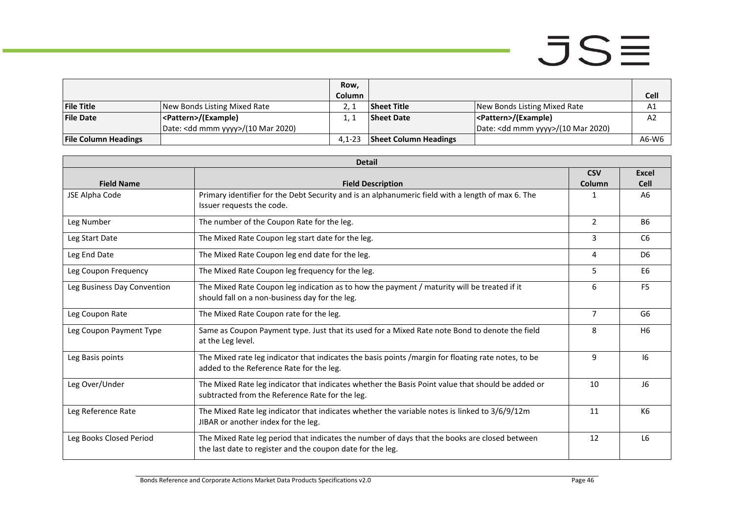| | | Row, Column | | | Cell |
|---|---|---|---|---|---|
| **File Title** | New Bonds Listing Mixed Rate | 2, 1 | **Sheet Title** | New Bonds Listing Mixed Rate | A1 |
| **File Date** | **<Pattern>/(Example)** Date: <dd mmm yyyy>/(10 Mar 2020) | 1, 1 | **Sheet Date** | **<Pattern>/(Example)** Date: <dd mmm yyyy>/(10 Mar 2020) | A2 |
| **File Column Headings** | | 4,1-23 | **Sheet Column Headings** | | A6-W6 |

| **Detail** | | | |
|---|---|---|---|
| **Field Name** | **Field Description** | **CSV Column** | **Excel Cell** |
| JSE Alpha Code | Primary identifier for the Debt Security and is an alphanumeric field with a length of max 6. The Issuer requests the code. | 1 | A6 |
| Leg Number | The number of the Coupon Rate for the leg. | 2 | B6 |
| Leg Start Date | The Mixed Rate Coupon leg start date for the leg. | 3 | C6 |
| Leg End Date | The Mixed Rate Coupon leg end date for the leg. | 4 | D6 |
| Leg Coupon Frequency | The Mixed Rate Coupon leg frequency for the leg. | 5 | E6 |
| Leg Business Day Convention | The Mixed Rate Coupon leg indication as to how the payment / maturity will be treated if it should fall on a non-business day for the leg. | 6 | F5 |
| Leg Coupon Rate | The Mixed Rate Coupon rate for the leg. | 7 | G6 |
| Leg Coupon Payment Type | Same as Coupon Payment type. Just that its used for a Mixed Rate note Bond to denote the field at the Leg level. | 8 | H6 |
| Leg Basis points | The Mixed rate leg indicator that indicates the basis points /margin for floating rate notes, to be added to the Reference Rate for the leg. | 9 | I6 |
| Leg Over/Under | The Mixed Rate leg indicator that indicates whether the Basis Point value that should be added or subtracted from the Reference Rate for the leg. | 10 | J6 |
| Leg Reference Rate | The Mixed Rate leg indicator that indicates whether the variable notes is linked to 3/6/9/12m JIBAR or another index for the leg. | 11 | K6 |
| Leg Books Closed Period | The Mixed Rate leg period that indicates the number of days that the books are closed between the last date to register and the coupon date for the leg. | 12 | L6 |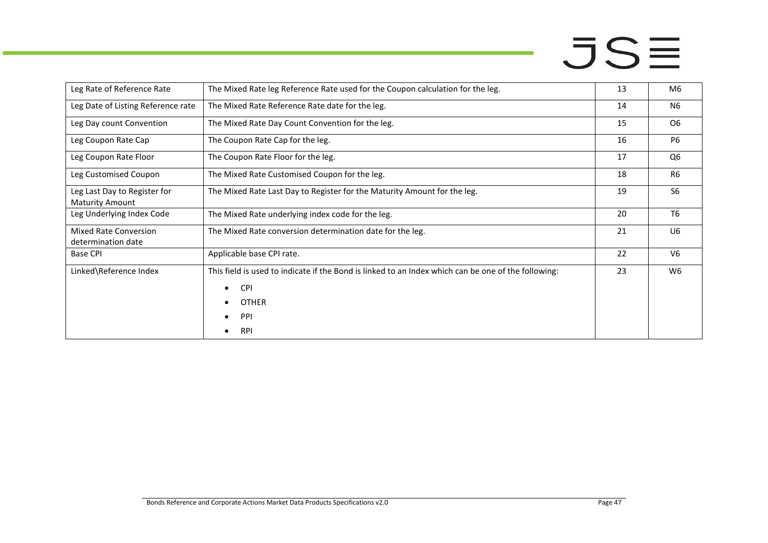| | | | |
|---|---|---|---|
| Leg Rate of Reference Rate | The Mixed Rate leg Reference Rate used for the Coupon calculation for the leg. | 13 | M6 |
| Leg Date of Listing Reference rate | The Mixed Rate Reference Rate date for the leg. | 14 | N6 |
| Leg Day count Convention | The Mixed Rate Day Count Convention for the leg. | 15 | O6 |
| Leg Coupon Rate Cap | The Coupon Rate Cap for the leg. | 16 | P6 |
| Leg Coupon Rate Floor | The Coupon Rate Floor for the leg. | 17 | Q6 |
| Leg Customised Coupon | The Mixed Rate Customised Coupon for the leg. | 18 | R6 |
| Leg Last Day to Register for Maturity Amount | The Mixed Rate Last Day to Register for the Maturity Amount for the leg. | 19 | S6 |
| Leg Underlying Index Code | The Mixed Rate underlying index code for the leg. | 20 | T6 |
| Mixed Rate Conversion determination date | The Mixed Rate conversion determination date for the leg. | 21 | U6 |
| Base CPI | Applicable base CPI rate. | 22 | V6 |
| Linked\Reference Index | This field is used to indicate if the Bond is linked to an Index which can be one of the following:<br>• CPI<br>• OTHER<br>• PPI<br>• RPI | 23 | W6 |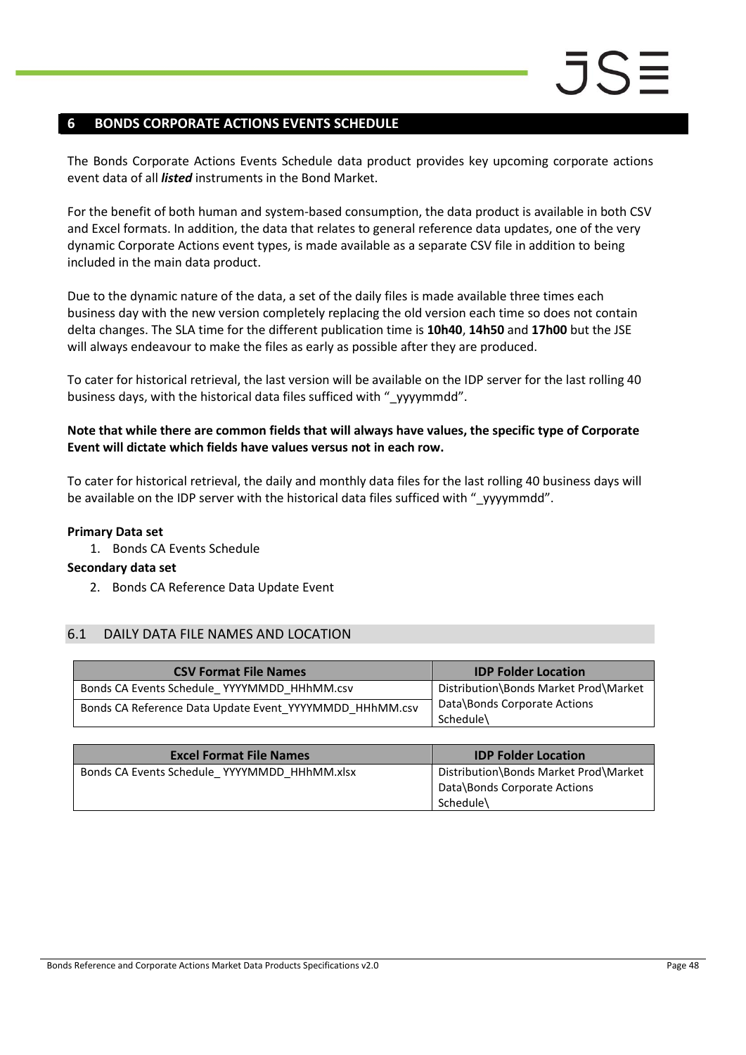# 6 BONDS CORPORATE ACTIONS EVENTS SCHEDULE

The Bonds Corporate Actions Events Schedule data product provides key upcoming corporate actions event data of all ***listed*** instruments in the Bond Market.

For the benefit of both human and system-based consumption, the data product is available in both CSV and Excel formats. In addition, the data that relates to general reference data updates, one of the very dynamic Corporate Actions event types, is made available as a separate CSV file in addition to being included in the main data product.

Due to the dynamic nature of the data, a set of the daily files is made available three times each business day with the new version completely replacing the old version each time so does not contain delta changes. The SLA time for the different publication time is **10h40**, **14h50** and **17h00** but the JSE will always endeavour to make the files as early as possible after they are produced.

To cater for historical retrieval, the last version will be available on the IDP server for the last rolling 40 business days, with the historical data files sufficed with "_yyyymmdd".

**Note that while there are common fields that will always have values, the specific type of Corporate Event will dictate which fields have values versus not in each row.**

To cater for historical retrieval, the daily and monthly data files for the last rolling 40 business days will be available on the IDP server with the historical data files sufficed with "_yyyymmdd".

**Primary Data set**

1. Bonds CA Events Schedule

**Secondary data set**

2. Bonds CA Reference Data Update Event

## 6.1 DAILY DATA FILE NAMES AND LOCATION

| CSV Format File Names | IDP Folder Location |
|---|---|
| Bonds CA Events Schedule_ YYYYMMDD_HHhMM.csv | Distribution\Bonds Market Prod\Market Data\Bonds Corporate Actions Schedule\ |
| Bonds CA Reference Data Update Event_YYYYMMDD_HHhMM.csv | |

| Excel Format File Names | IDP Folder Location |
|---|---|
| Bonds CA Events Schedule_ YYYYMMDD_HHhMM.xlsx | Distribution\Bonds Market Prod\Market Data\Bonds Corporate Actions Schedule\ |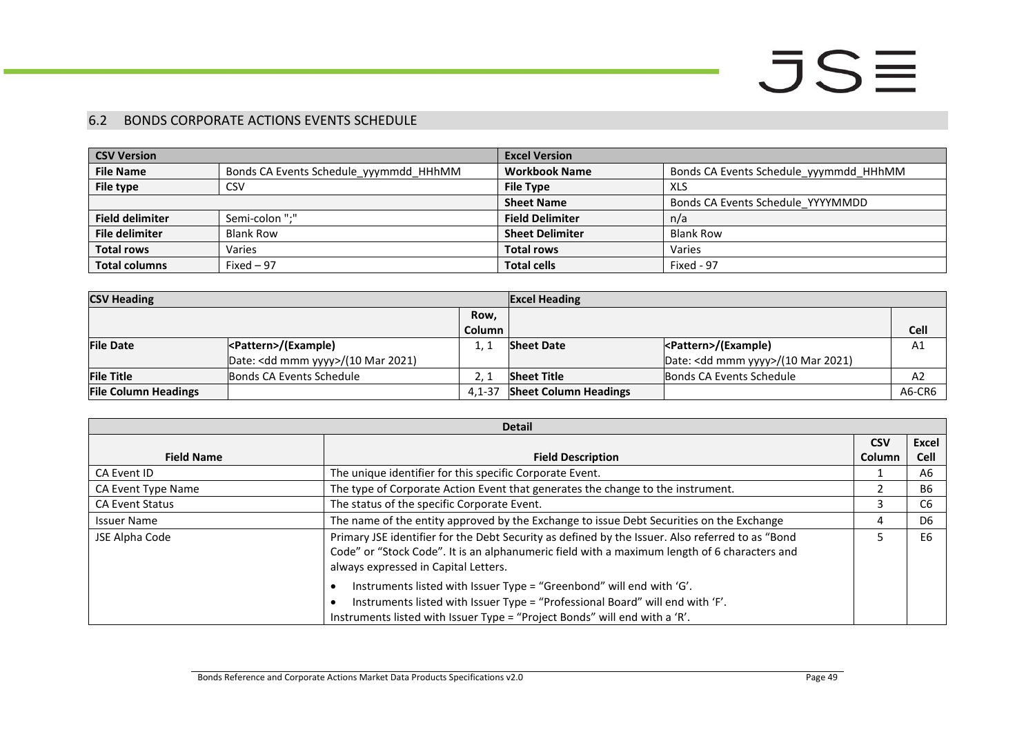## 6.2 BONDS CORPORATE ACTIONS EVENTS SCHEDULE

| CSV Version | | Excel Version | |
|---|---|---|---|
| **File Name** | Bonds CA Events Schedule_yyymmdd_HHhMM | **Workbook Name** | Bonds CA Events Schedule_yyymmdd_HHhMM |
| **File type** | CSV | **File Type** | XLS |
| | | **Sheet Name** | Bonds CA Events Schedule_YYYMMDD |
| **Field delimiter** | Semi-colon ";" | **Field Delimiter** | n/a |
| **File delimiter** | Blank Row | **Sheet Delimiter** | Blank Row |
| **Total rows** | Varies | **Total rows** | Varies |
| **Total columns** | Fixed – 97 | **Total cells** | Fixed - 97 |

| CSV Heading | | | Excel Heading | | |
|---|---|---|---|---|---|
| | | Row, Column | | | Cell |
| **File Date** | **<Pattern>/(Example)**<br>Date: <dd mmm yyyy>/(10 Mar 2021) | 1, 1 | **Sheet Date** | **<Pattern>/(Example)**<br>Date: <dd mmm yyyy>/(10 Mar 2021) | A1 |
| **File Title** | Bonds CA Events Schedule | 2, 1 | **Sheet Title** | Bonds CA Events Schedule | A2 |
| **File Column Headings** | | 4,1-37 | **Sheet Column Headings** | | A6-CR6 |

| Detail | | | |
|---|---|---|---|
| **Field Name** | **Field Description** | **CSV Column** | **Excel Cell** |
| CA Event ID | The unique identifier for this specific Corporate Event. | 1 | A6 |
| CA Event Type Name | The type of Corporate Action Event that generates the change to the instrument. | 2 | B6 |
| CA Event Status | The status of the specific Corporate Event. | 3 | C6 |
| Issuer Name | The name of the entity approved by the Exchange to issue Debt Securities on the Exchange | 4 | D6 |
| JSE Alpha Code | Primary JSE identifier for the Debt Security as defined by the Issuer. Also referred to as "Bond Code" or "Stock Code". It is an alphanumeric field with a maximum length of 6 characters and always expressed in Capital Letters.<br>• Instruments listed with Issuer Type = "Greenbond" will end with 'G'.<br>• Instruments listed with Issuer Type = "Professional Board" will end with 'F'.<br>Instruments listed with Issuer Type = "Project Bonds" will end with a 'R'. | 5 | E6 |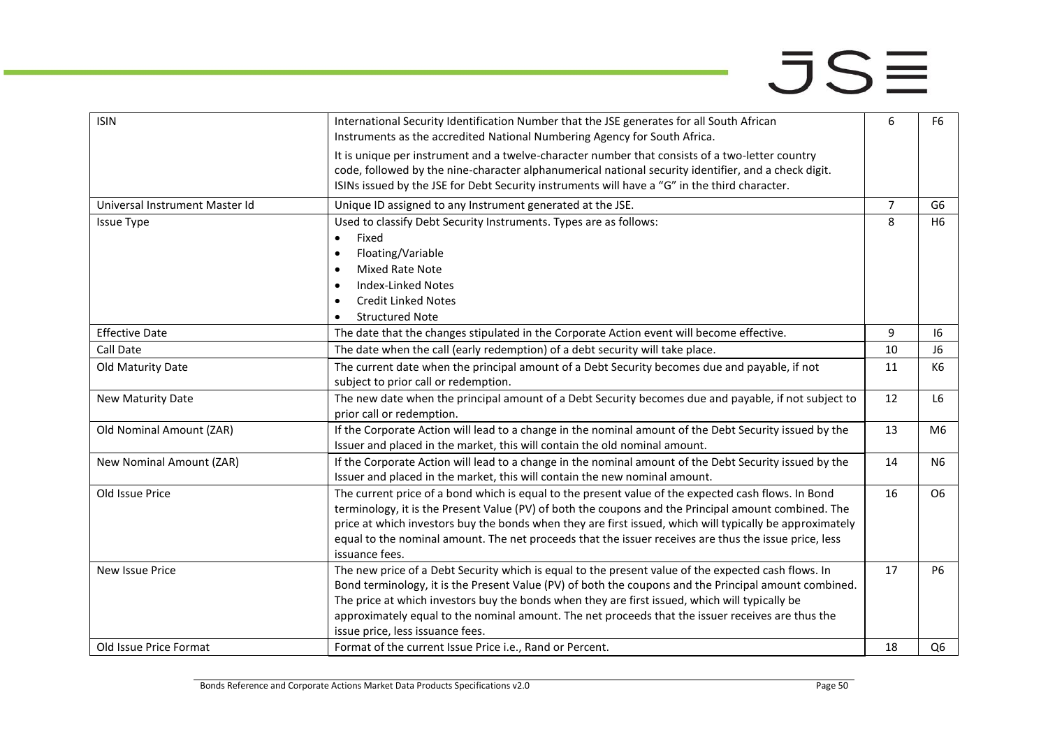| ISIN | International Security Identification Number that the JSE generates for all South African Instruments as the accredited National Numbering Agency for South Africa.<br><br>It is unique per instrument and a twelve-character number that consists of a two-letter country code, followed by the nine-character alphanumerical national security identifier, and a check digit. ISINs issued by the JSE for Debt Security instruments will have a "G" in the third character. | 6 | F6 |
|---|---|---|---|
| Universal Instrument Master Id | Unique ID assigned to any Instrument generated at the JSE. | 7 | G6 |
| Issue Type | Used to classify Debt Security Instruments. Types are as follows:<br>• Fixed<br>• Floating/Variable<br>• Mixed Rate Note<br>• Index-Linked Notes<br>• Credit Linked Notes<br>• Structured Note | 8 | H6 |
| Effective Date | The date that the changes stipulated in the Corporate Action event will become effective. | 9 | I6 |
| Call Date | The date when the call (early redemption) of a debt security will take place. | 10 | J6 |
| Old Maturity Date | The current date when the principal amount of a Debt Security becomes due and payable, if not subject to prior call or redemption. | 11 | K6 |
| New Maturity Date | The new date when the principal amount of a Debt Security becomes due and payable, if not subject to prior call or redemption. | 12 | L6 |
| Old Nominal Amount (ZAR) | If the Corporate Action will lead to a change in the nominal amount of the Debt Security issued by the Issuer and placed in the market, this will contain the old nominal amount. | 13 | M6 |
| New Nominal Amount (ZAR) | If the Corporate Action will lead to a change in the nominal amount of the Debt Security issued by the Issuer and placed in the market, this will contain the new nominal amount. | 14 | N6 |
| Old Issue Price | The current price of a bond which is equal to the present value of the expected cash flows. In Bond terminology, it is the Present Value (PV) of both the coupons and the Principal amount combined. The price at which investors buy the bonds when they are first issued, which will typically be approximately equal to the nominal amount. The net proceeds that the issuer receives are thus the issue price, less issuance fees. | 16 | O6 |
| New Issue Price | The new price of a Debt Security which is equal to the present value of the expected cash flows. In Bond terminology, it is the Present Value (PV) of both the coupons and the Principal amount combined. The price at which investors buy the bonds when they are first issued, which will typically be approximately equal to the nominal amount. The net proceeds that the issuer receives are thus the issue price, less issuance fees. | 17 | P6 |
| Old Issue Price Format | Format of the current Issue Price i.e., Rand or Percent. | 18 | Q6 |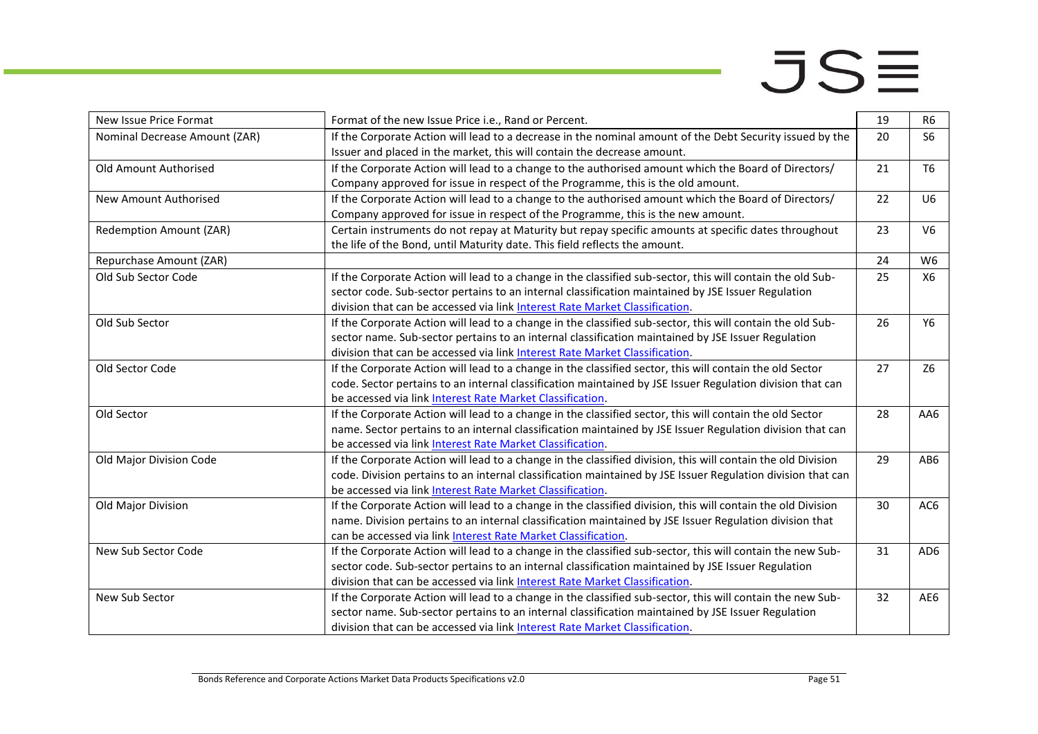| New Issue Price Format | Format of the new Issue Price i.e., Rand or Percent. | 19 | R6 |
|---|---|---|---|
| Nominal Decrease Amount (ZAR) | If the Corporate Action will lead to a decrease in the nominal amount of the Debt Security issued by the Issuer and placed in the market, this will contain the decrease amount. | 20 | S6 |
| Old Amount Authorised | If the Corporate Action will lead to a change to the authorised amount which the Board of Directors/ Company approved for issue in respect of the Programme, this is the old amount. | 21 | T6 |
| New Amount Authorised | If the Corporate Action will lead to a change to the authorised amount which the Board of Directors/ Company approved for issue in respect of the Programme, this is the new amount. | 22 | U6 |
| Redemption Amount (ZAR) | Certain instruments do not repay at Maturity but repay specific amounts at specific dates throughout the life of the Bond, until Maturity date. This field reflects the amount. | 23 | V6 |
| Repurchase Amount (ZAR) | | 24 | W6 |
| Old Sub Sector Code | If the Corporate Action will lead to a change in the classified sub-sector, this will contain the old Sub-sector code. Sub-sector pertains to an internal classification maintained by JSE Issuer Regulation division that can be accessed via link Interest Rate Market Classification. | 25 | X6 |
| Old Sub Sector | If the Corporate Action will lead to a change in the classified sub-sector, this will contain the old Sub-sector name. Sub-sector pertains to an internal classification maintained by JSE Issuer Regulation division that can be accessed via link Interest Rate Market Classification. | 26 | Y6 |
| Old Sector Code | If the Corporate Action will lead to a change in the classified sector, this will contain the old Sector code. Sector pertains to an internal classification maintained by JSE Issuer Regulation division that can be accessed via link Interest Rate Market Classification. | 27 | Z6 |
| Old Sector | If the Corporate Action will lead to a change in the classified sector, this will contain the old Sector name. Sector pertains to an internal classification maintained by JSE Issuer Regulation division that can be accessed via link Interest Rate Market Classification. | 28 | AA6 |
| Old Major Division Code | If the Corporate Action will lead to a change in the classified division, this will contain the old Division code. Division pertains to an internal classification maintained by JSE Issuer Regulation division that can be accessed via link Interest Rate Market Classification. | 29 | AB6 |
| Old Major Division | If the Corporate Action will lead to a change in the classified division, this will contain the old Division name. Division pertains to an internal classification maintained by JSE Issuer Regulation division that can be accessed via link Interest Rate Market Classification. | 30 | AC6 |
| New Sub Sector Code | If the Corporate Action will lead to a change in the classified sub-sector, this will contain the new Sub-sector code. Sub-sector pertains to an internal classification maintained by JSE Issuer Regulation division that can be accessed via link Interest Rate Market Classification. | 31 | AD6 |
| New Sub Sector | If the Corporate Action will lead to a change in the classified sub-sector, this will contain the new Sub-sector name. Sub-sector pertains to an internal classification maintained by JSE Issuer Regulation division that can be accessed via link Interest Rate Market Classification. | 32 | AE6 |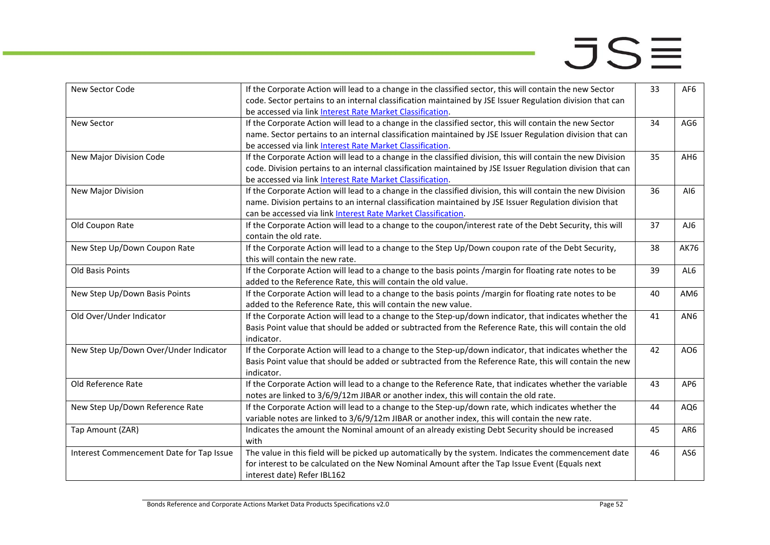| New Sector Code | If the Corporate Action will lead to a change in the classified sector, this will contain the new Sector code. Sector pertains to an internal classification maintained by JSE Issuer Regulation division that can be accessed via link Interest Rate Market Classification. | 33 | AF6 |
|---|---|---|---|
| New Sector | If the Corporate Action will lead to a change in the classified sector, this will contain the new Sector name. Sector pertains to an internal classification maintained by JSE Issuer Regulation division that can be accessed via link Interest Rate Market Classification. | 34 | AG6 |
| New Major Division Code | If the Corporate Action will lead to a change in the classified division, this will contain the new Division code. Division pertains to an internal classification maintained by JSE Issuer Regulation division that can be accessed via link Interest Rate Market Classification. | 35 | AH6 |
| New Major Division | If the Corporate Action will lead to a change in the classified division, this will contain the new Division name. Division pertains to an internal classification maintained by JSE Issuer Regulation division that can be accessed via link Interest Rate Market Classification. | 36 | AI6 |
| Old Coupon Rate | If the Corporate Action will lead to a change to the coupon/interest rate of the Debt Security, this will contain the old rate. | 37 | AJ6 |
| New Step Up/Down Coupon Rate | If the Corporate Action will lead to a change to the Step Up/Down coupon rate of the Debt Security, this will contain the new rate. | 38 | AK76 |
| Old Basis Points | If the Corporate Action will lead to a change to the basis points /margin for floating rate notes to be added to the Reference Rate, this will contain the old value. | 39 | AL6 |
| New Step Up/Down Basis Points | If the Corporate Action will lead to a change to the basis points /margin for floating rate notes to be added to the Reference Rate, this will contain the new value. | 40 | AM6 |
| Old Over/Under Indicator | If the Corporate Action will lead to a change to the Step-up/down indicator, that indicates whether the Basis Point value that should be added or subtracted from the Reference Rate, this will contain the old indicator. | 41 | AN6 |
| New Step Up/Down Over/Under Indicator | If the Corporate Action will lead to a change to the Step-up/down indicator, that indicates whether the Basis Point value that should be added or subtracted from the Reference Rate, this will contain the new indicator. | 42 | AO6 |
| Old Reference Rate | If the Corporate Action will lead to a change to the Reference Rate, that indicates whether the variable notes are linked to 3/6/9/12m JIBAR or another index, this will contain the old rate. | 43 | AP6 |
| New Step Up/Down Reference Rate | If the Corporate Action will lead to a change to the Step-up/down rate, which indicates whether the variable notes are linked to 3/6/9/12m JIBAR or another index, this will contain the new rate. | 44 | AQ6 |
| Tap Amount (ZAR) | Indicates the amount the Nominal amount of an already existing Debt Security should be increased with | 45 | AR6 |
| Interest Commencement Date for Tap Issue | The value in this field will be picked up automatically by the system. Indicates the commencement date for interest to be calculated on the New Nominal Amount after the Tap Issue Event (Equals next interest date) Refer IBL162 | 46 | AS6 |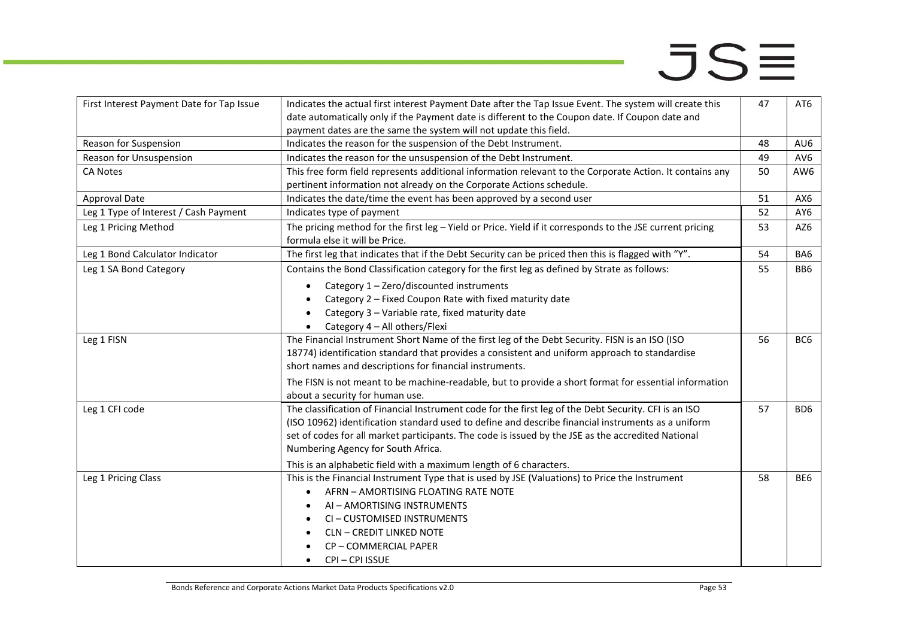| | | | |
|---|---|---|---|
| First Interest Payment Date for Tap Issue | Indicates the actual first interest Payment Date after the Tap Issue Event. The system will create this date automatically only if the Payment date is different to the Coupon date. If Coupon date and payment dates are the same the system will not update this field. | 47 | AT6 |
| Reason for Suspension | Indicates the reason for the suspension of the Debt Instrument. | 48 | AU6 |
| Reason for Unsuspension | Indicates the reason for the unsuspension of the Debt Instrument. | 49 | AV6 |
| CA Notes | This free form field represents additional information relevant to the Corporate Action. It contains any pertinent information not already on the Corporate Actions schedule. | 50 | AW6 |
| Approval Date | Indicates the date/time the event has been approved by a second user | 51 | AX6 |
| Leg 1 Type of Interest / Cash Payment | Indicates type of payment | 52 | AY6 |
| Leg 1 Pricing Method | The pricing method for the first leg – Yield or Price. Yield if it corresponds to the JSE current pricing formula else it will be Price. | 53 | AZ6 |
| Leg 1 Bond Calculator Indicator | The first leg that indicates that if the Debt Security can be priced then this is flagged with "Y". | 54 | BA6 |
| Leg 1 SA Bond Category | Contains the Bond Classification category for the first leg as defined by Strate as follows: <br>• Category 1 – Zero/discounted instruments <br>• Category 2 – Fixed Coupon Rate with fixed maturity date <br>• Category 3 – Variable rate, fixed maturity date <br>• Category 4 – All others/Flexi | 55 | BB6 |
| Leg 1 FISN | The Financial Instrument Short Name of the first leg of the Debt Security. FISN is an ISO (ISO 18774) identification standard that provides a consistent and uniform approach to standardise short names and descriptions for financial instruments. <br><br>The FISN is not meant to be machine-readable, but to provide a short format for essential information about a security for human use. | 56 | BC6 |
| Leg 1 CFI code | The classification of Financial Instrument code for the first leg of the Debt Security. CFI is an ISO (ISO 10962) identification standard used to define and describe financial instruments as a uniform set of codes for all market participants. The code is issued by the JSE as the accredited National Numbering Agency for South Africa. <br><br>This is an alphabetic field with a maximum length of 6 characters. | 57 | BD6 |
| Leg 1 Pricing Class | This is the Financial Instrument Type that is used by JSE (Valuations) to Price the Instrument <br>• AFRN – AMORTISING FLOATING RATE NOTE <br>• AI – AMORTISING INSTRUMENTS <br>• CI – CUSTOMISED INSTRUMENTS <br>• CLN – CREDIT LINKED NOTE <br>• CP – COMMERCIAL PAPER <br>• CPI – CPI ISSUE | 58 | BE6 |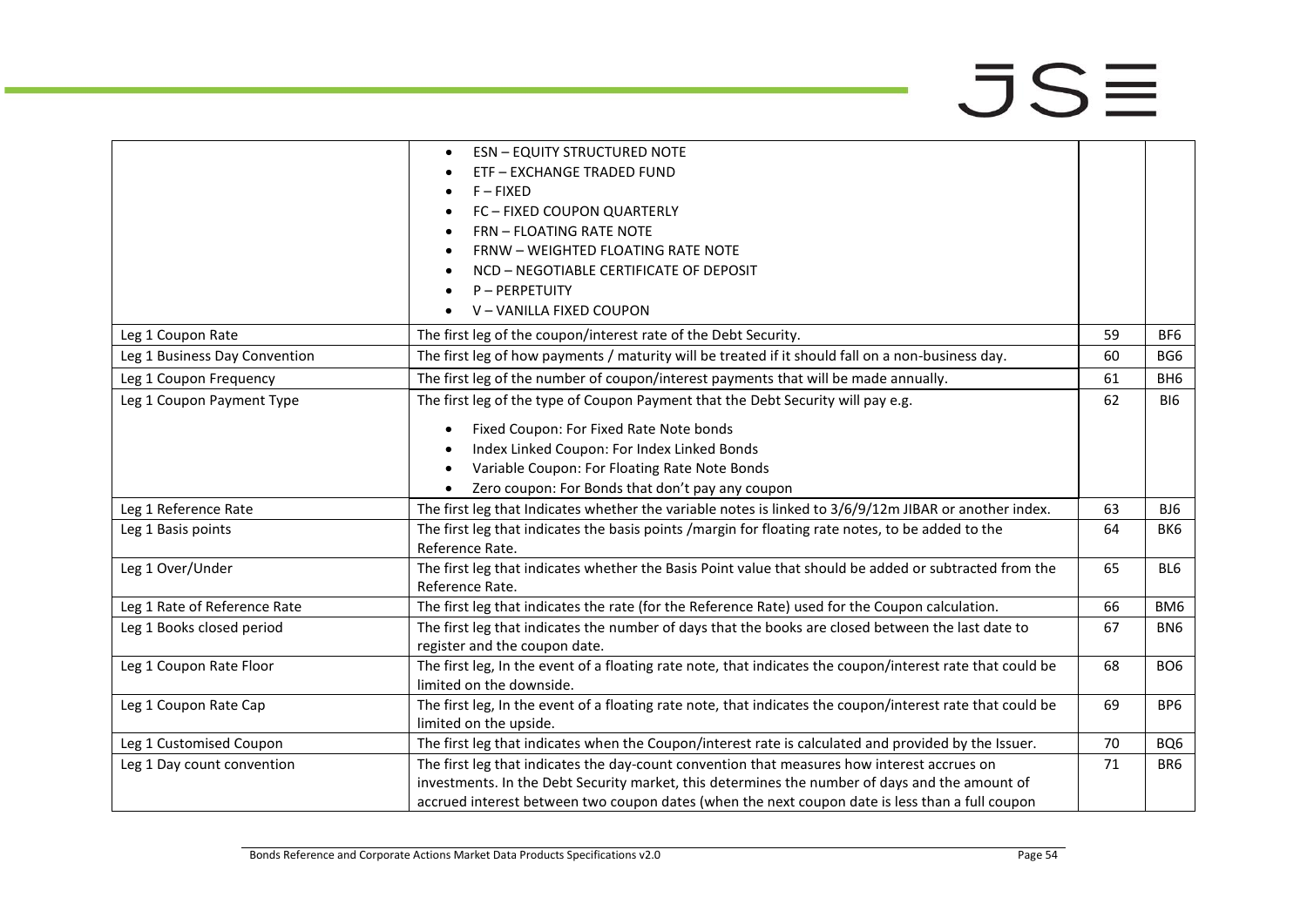| | | | |
|---|---|---|---|
| | • ESN – EQUITY STRUCTURED NOTE<br>• ETF – EXCHANGE TRADED FUND<br>• F – FIXED<br>• FC – FIXED COUPON QUARTERLY<br>• FRN – FLOATING RATE NOTE<br>• FRNW – WEIGHTED FLOATING RATE NOTE<br>• NCD – NEGOTIABLE CERTIFICATE OF DEPOSIT<br>• P – PERPETUITY<br>• V – VANILLA FIXED COUPON | | |
| Leg 1 Coupon Rate | The first leg of the coupon/interest rate of the Debt Security. | 59 | BF6 |
| Leg 1 Business Day Convention | The first leg of how payments / maturity will be treated if it should fall on a non-business day. | 60 | BG6 |
| Leg 1 Coupon Frequency | The first leg of the number of coupon/interest payments that will be made annually. | 61 | BH6 |
| Leg 1 Coupon Payment Type | The first leg of the type of Coupon Payment that the Debt Security will pay e.g.<br>• Fixed Coupon: For Fixed Rate Note bonds<br>• Index Linked Coupon: For Index Linked Bonds<br>• Variable Coupon: For Floating Rate Note Bonds<br>• Zero coupon: For Bonds that don't pay any coupon | 62 | BI6 |
| Leg 1 Reference Rate | The first leg that Indicates whether the variable notes is linked to 3/6/9/12m JIBAR or another index. | 63 | BJ6 |
| Leg 1 Basis points | The first leg that indicates the basis points /margin for floating rate notes, to be added to the Reference Rate. | 64 | BK6 |
| Leg 1 Over/Under | The first leg that indicates whether the Basis Point value that should be added or subtracted from the Reference Rate. | 65 | BL6 |
| Leg 1 Rate of Reference Rate | The first leg that indicates the rate (for the Reference Rate) used for the Coupon calculation. | 66 | BM6 |
| Leg 1 Books closed period | The first leg that indicates the number of days that the books are closed between the last date to register and the coupon date. | 67 | BN6 |
| Leg 1 Coupon Rate Floor | The first leg, In the event of a floating rate note, that indicates the coupon/interest rate that could be limited on the downside. | 68 | BO6 |
| Leg 1 Coupon Rate Cap | The first leg, In the event of a floating rate note, that indicates the coupon/interest rate that could be limited on the upside. | 69 | BP6 |
| Leg 1 Customised Coupon | The first leg that indicates when the Coupon/interest rate is calculated and provided by the Issuer. | 70 | BQ6 |
| Leg 1 Day count convention | The first leg that indicates the day-count convention that measures how interest accrues on investments. In the Debt Security market, this determines the number of days and the amount of accrued interest between two coupon dates (when the next coupon date is less than a full coupon | 71 | BR6 |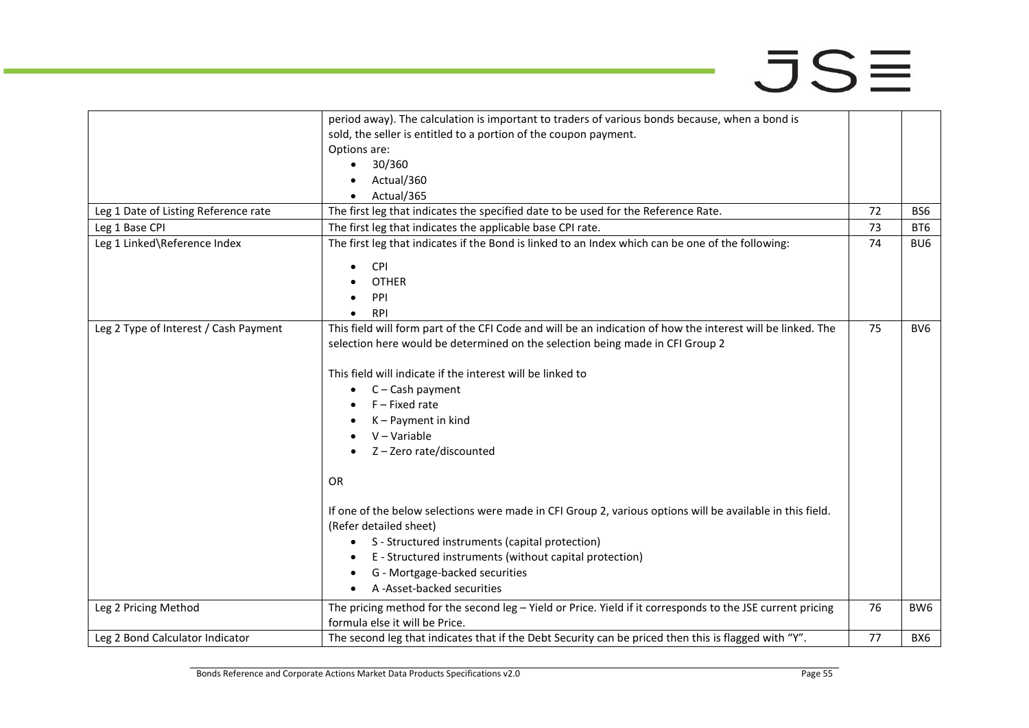| | | | |
|---|---|---|---|
| | period away). The calculation is important to traders of various bonds because, when a bond is sold, the seller is entitled to a portion of the coupon payment.<br>Options are:<br>• 30/360<br>• Actual/360<br>• Actual/365 | | |
| Leg 1 Date of Listing Reference rate | The first leg that indicates the specified date to be used for the Reference Rate. | 72 | BS6 |
| Leg 1 Base CPI | The first leg that indicates the applicable base CPI rate. | 73 | BT6 |
| Leg 1 Linked\Reference Index | The first leg that indicates if the Bond is linked to an Index which can be one of the following:<br>• CPI<br>• OTHER<br>• PPI<br>• RPI | 74 | BU6 |
| Leg 2 Type of Interest / Cash Payment | This field will form part of the CFI Code and will be an indication of how the interest will be linked. The selection here would be determined on the selection being made in CFI Group 2<br><br>This field will indicate if the interest will be linked to<br>• C – Cash payment<br>• F – Fixed rate<br>• K – Payment in kind<br>• V – Variable<br>• Z – Zero rate/discounted<br><br>OR<br><br>If one of the below selections were made in CFI Group 2, various options will be available in this field. (Refer detailed sheet)<br>• S - Structured instruments (capital protection)<br>• E - Structured instruments (without capital protection)<br>• G - Mortgage-backed securities<br>• A -Asset-backed securities | 75 | BV6 |
| Leg 2 Pricing Method | The pricing method for the second leg – Yield or Price. Yield if it corresponds to the JSE current pricing formula else it will be Price. | 76 | BW6 |
| Leg 2 Bond Calculator Indicator | The second leg that indicates that if the Debt Security can be priced then this is flagged with "Y". | 77 | BX6 |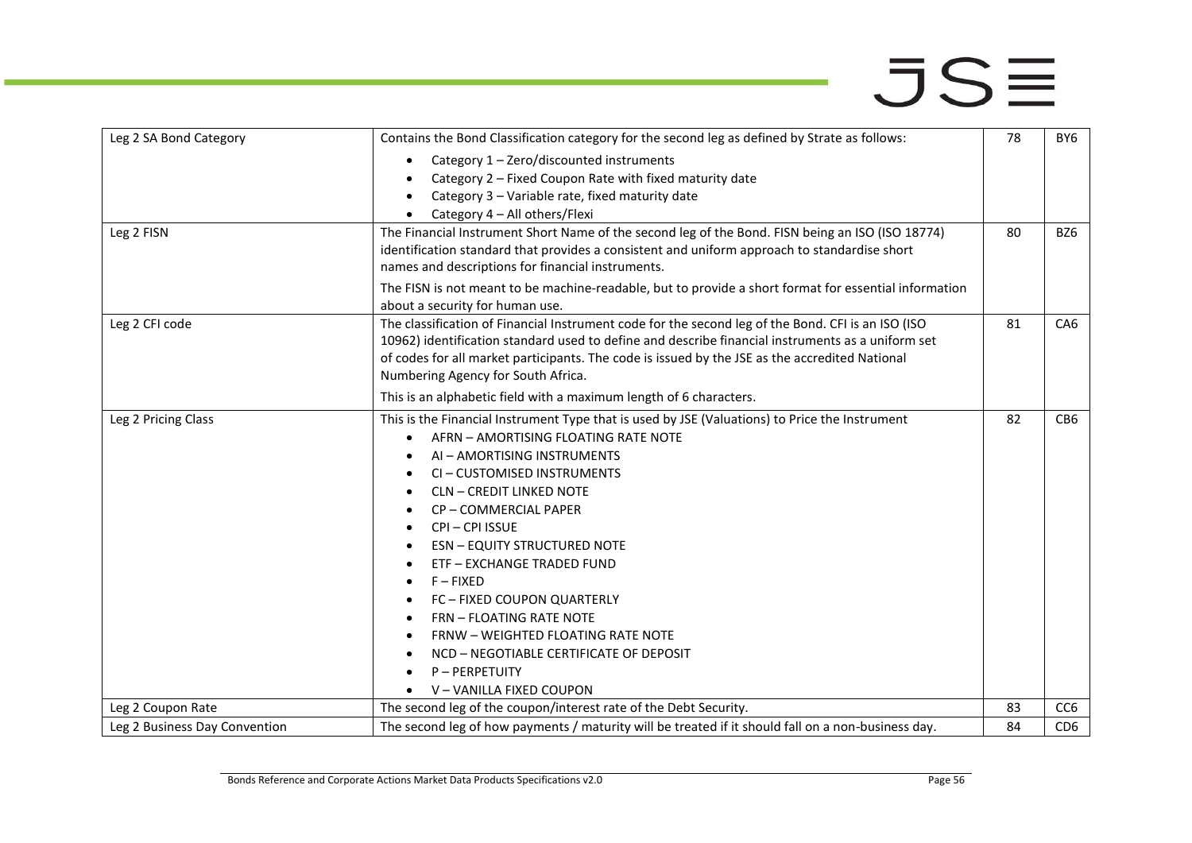| | | | |
|---|---|---|---|
| Leg 2 SA Bond Category | Contains the Bond Classification category for the second leg as defined by Strate as follows:<br>• Category 1 – Zero/discounted instruments<br>• Category 2 – Fixed Coupon Rate with fixed maturity date<br>• Category 3 – Variable rate, fixed maturity date<br>• Category 4 – All others/Flexi | 78 | BY6 |
| Leg 2 FISN | The Financial Instrument Short Name of the second leg of the Bond. FISN being an ISO (ISO 18774) identification standard that provides a consistent and uniform approach to standardise short names and descriptions for financial instruments.<br>The FISN is not meant to be machine-readable, but to provide a short format for essential information about a security for human use. | 80 | BZ6 |
| Leg 2 CFI code | The classification of Financial Instrument code for the second leg of the Bond. CFI is an ISO (ISO 10962) identification standard used to define and describe financial instruments as a uniform set of codes for all market participants. The code is issued by the JSE as the accredited National Numbering Agency for South Africa.<br>This is an alphabetic field with a maximum length of 6 characters. | 81 | CA6 |
| Leg 2 Pricing Class | This is the Financial Instrument Type that is used by JSE (Valuations) to Price the Instrument<br>• AFRN – AMORTISING FLOATING RATE NOTE<br>• AI – AMORTISING INSTRUMENTS<br>• CI – CUSTOMISED INSTRUMENTS<br>• CLN – CREDIT LINKED NOTE<br>• CP – COMMERCIAL PAPER<br>• CPI – CPI ISSUE<br>• ESN – EQUITY STRUCTURED NOTE<br>• ETF – EXCHANGE TRADED FUND<br>• F – FIXED<br>• FC – FIXED COUPON QUARTERLY<br>• FRN – FLOATING RATE NOTE<br>• FRNW – WEIGHTED FLOATING RATE NOTE<br>• NCD – NEGOTIABLE CERTIFICATE OF DEPOSIT<br>• P – PERPETUITY<br>• V – VANILLA FIXED COUPON | 82 | CB6 |
| Leg 2 Coupon Rate | The second leg of the coupon/interest rate of the Debt Security. | 83 | CC6 |
| Leg 2 Business Day Convention | The second leg of how payments / maturity will be treated if it should fall on a non-business day. | 84 | CD6 |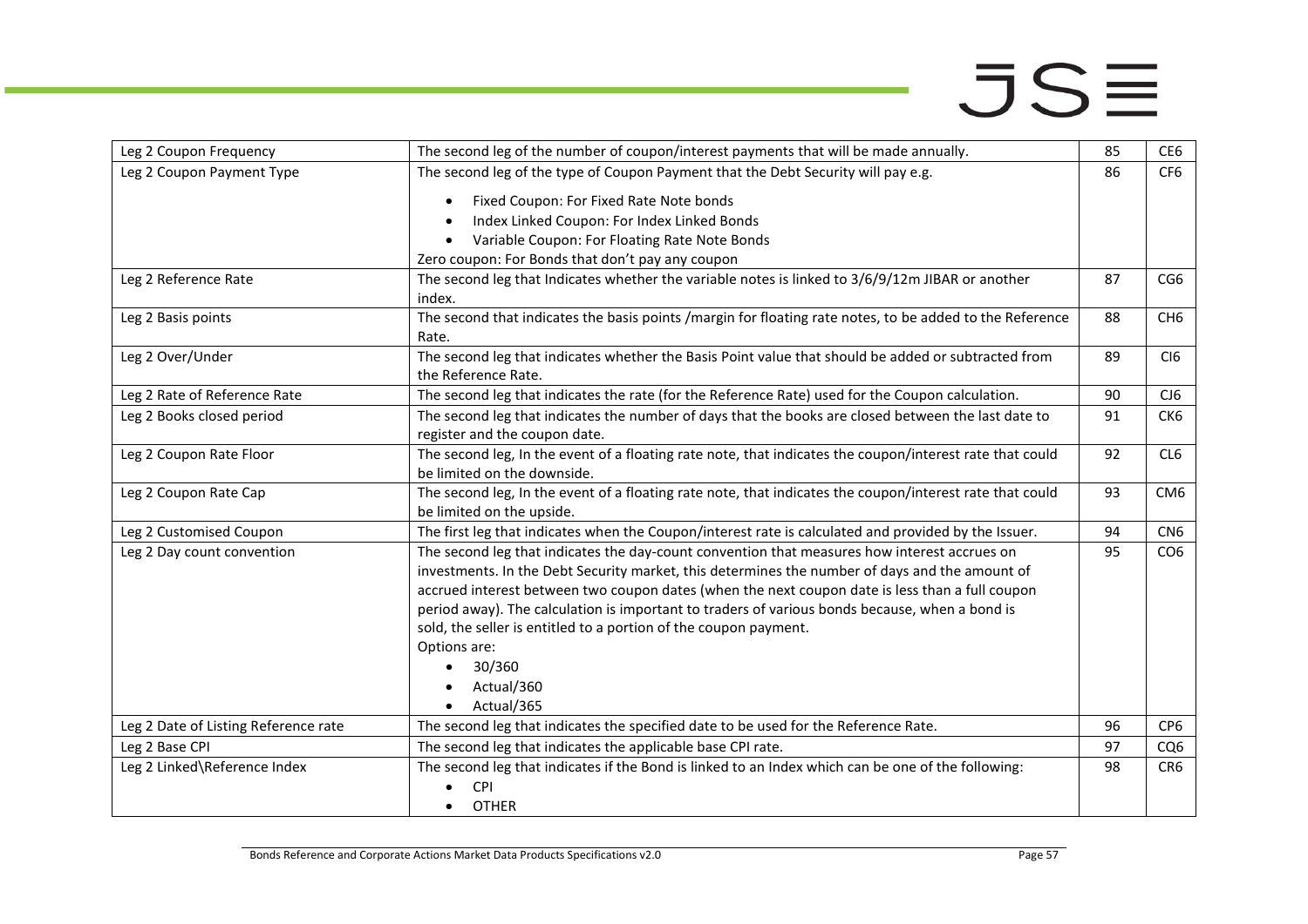| Leg 2 Coupon Frequency | The second leg of the number of coupon/interest payments that will be made annually. | 85 | CE6 |
|---|---|---|---|
| Leg 2 Coupon Payment Type | The second leg of the type of Coupon Payment that the Debt Security will pay e.g.<br>• Fixed Coupon: For Fixed Rate Note bonds<br>• Index Linked Coupon: For Index Linked Bonds<br>• Variable Coupon: For Floating Rate Note Bonds<br>Zero coupon: For Bonds that don't pay any coupon | 86 | CF6 |
| Leg 2 Reference Rate | The second leg that Indicates whether the variable notes is linked to 3/6/9/12m JIBAR or another index. | 87 | CG6 |
| Leg 2 Basis points | The second that indicates the basis points /margin for floating rate notes, to be added to the Reference Rate. | 88 | CH6 |
| Leg 2 Over/Under | The second leg that indicates whether the Basis Point value that should be added or subtracted from the Reference Rate. | 89 | CI6 |
| Leg 2 Rate of Reference Rate | The second leg that indicates the rate (for the Reference Rate) used for the Coupon calculation. | 90 | CJ6 |
| Leg 2 Books closed period | The second leg that indicates the number of days that the books are closed between the last date to register and the coupon date. | 91 | CK6 |
| Leg 2 Coupon Rate Floor | The second leg, In the event of a floating rate note, that indicates the coupon/interest rate that could be limited on the downside. | 92 | CL6 |
| Leg 2 Coupon Rate Cap | The second leg, In the event of a floating rate note, that indicates the coupon/interest rate that could be limited on the upside. | 93 | CM6 |
| Leg 2 Customised Coupon | The first leg that indicates when the Coupon/interest rate is calculated and provided by the Issuer. | 94 | CN6 |
| Leg 2 Day count convention | The second leg that indicates the day-count convention that measures how interest accrues on investments. In the Debt Security market, this determines the number of days and the amount of accrued interest between two coupon dates (when the next coupon date is less than a full coupon period away). The calculation is important to traders of various bonds because, when a bond is sold, the seller is entitled to a portion of the coupon payment.<br>Options are:<br>• 30/360<br>• Actual/360<br>• Actual/365 | 95 | CO6 |
| Leg 2 Date of Listing Reference rate | The second leg that indicates the specified date to be used for the Reference Rate. | 96 | CP6 |
| Leg 2 Base CPI | The second leg that indicates the applicable base CPI rate. | 97 | CQ6 |
| Leg 2 Linked\Reference Index | The second leg that indicates if the Bond is linked to an Index which can be one of the following:<br>• CPI<br>• OTHER | 98 | CR6 |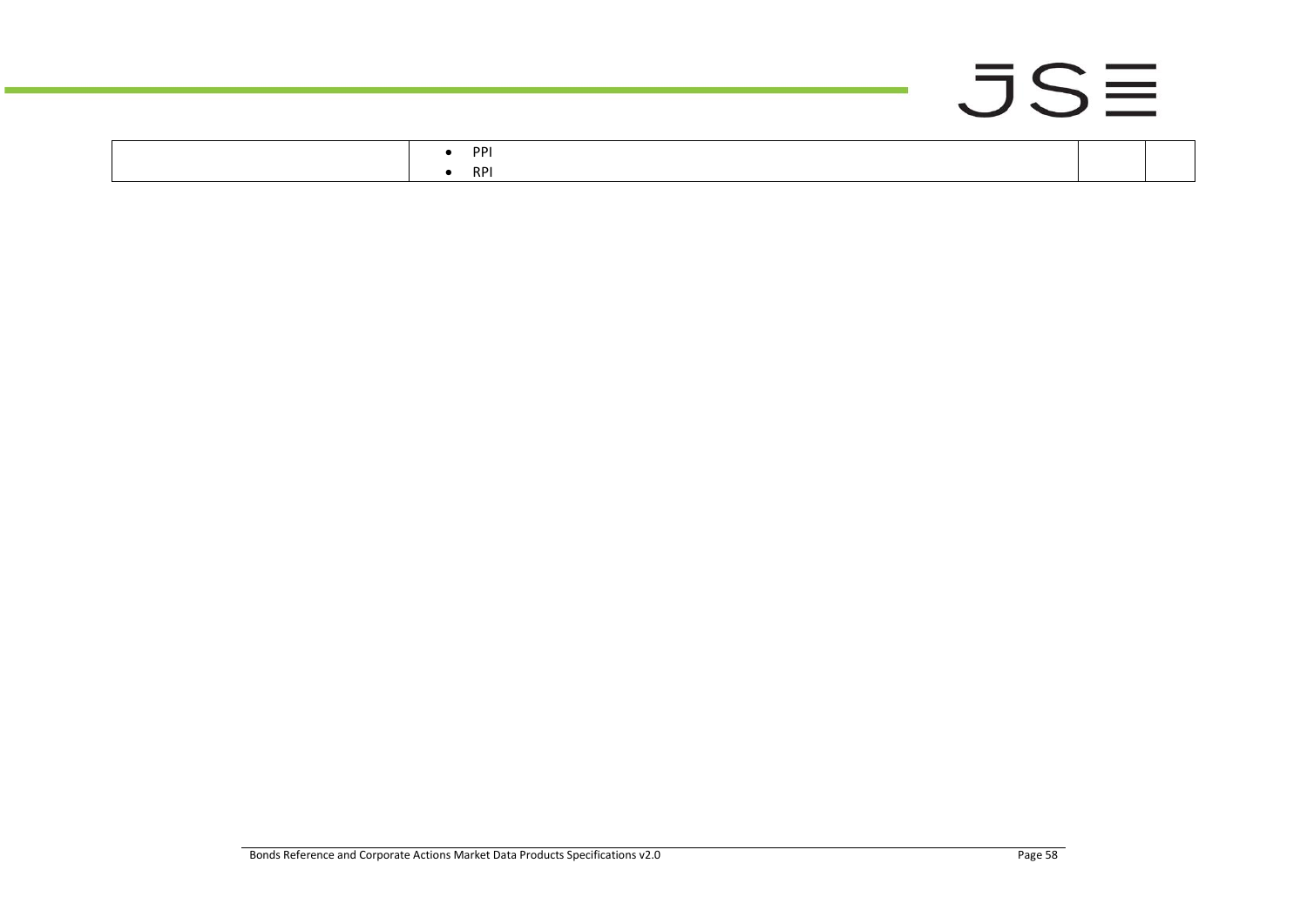|  |  |  |  |
|---|---|---|---|
|  | • PPI<br>• RPI |  |  |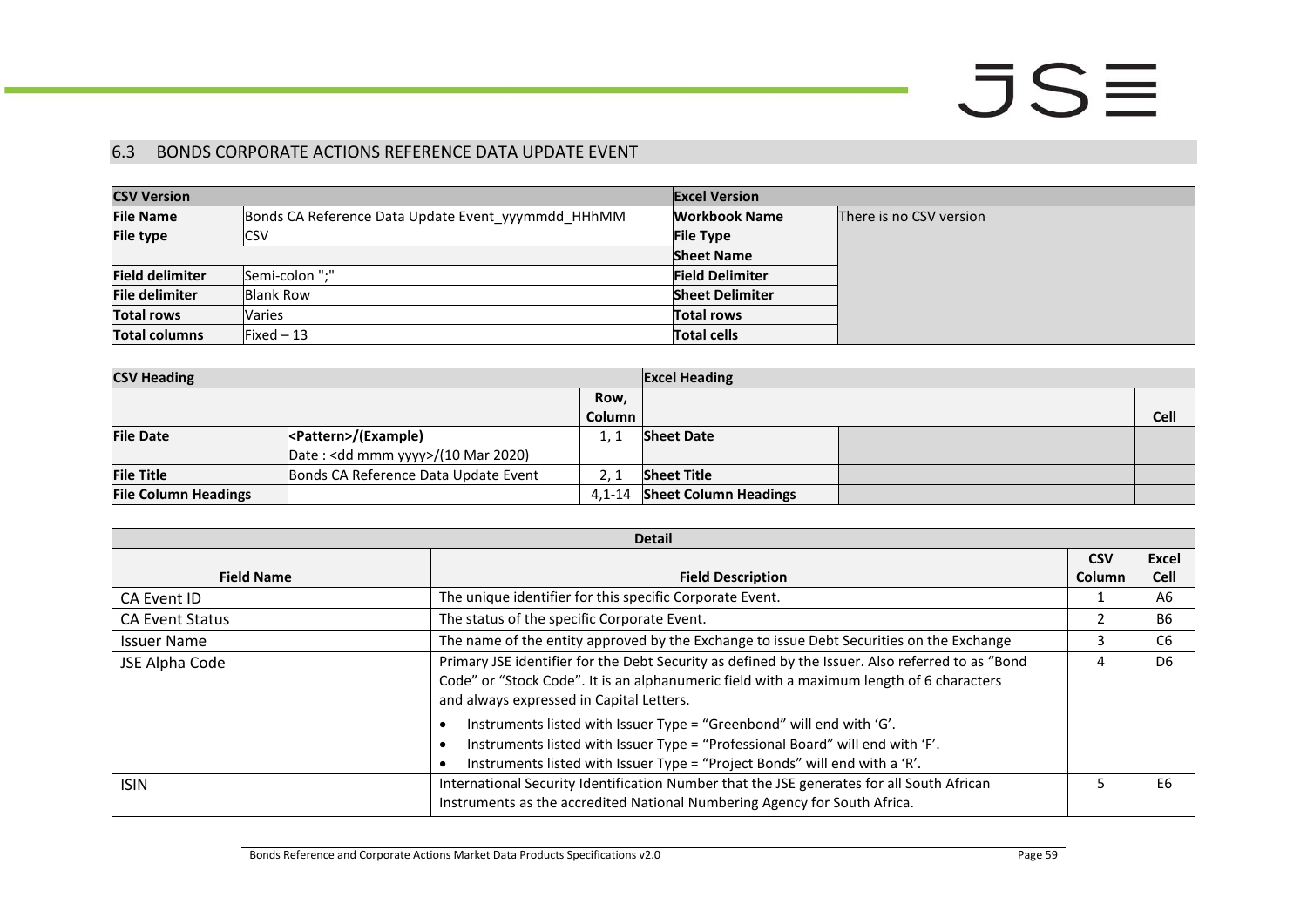## 6.3 BONDS CORPORATE ACTIONS REFERENCE DATA UPDATE EVENT

| CSV Version | | Excel Version | |
|---|---|---|---|
| **File Name** | Bonds CA Reference Data Update Event_yyyymmdd_HHhMM | **Workbook Name** | There is no CSV version |
| **File type** | CSV | **File Type** | |
| | | **Sheet Name** | |
| **Field delimiter** | Semi-colon ";" | **Field Delimiter** | |
| **File delimiter** | Blank Row | **Sheet Delimiter** | |
| **Total rows** | Varies | **Total rows** | |
| **Total columns** | Fixed – 13 | **Total cells** | |

| CSV Heading | | | Excel Heading | | |
|---|---|---|---|---|---|
| | | Row, Column | | | Cell |
| **File Date** | <Pattern>/(Example)<br>Date : <dd mmm yyyy>/(10 Mar 2020) | 1, 1 | **Sheet Date** | | |
| **File Title** | Bonds CA Reference Data Update Event | 2, 1 | **Sheet Title** | | |
| **File Column Headings** | | 4,1-14 | **Sheet Column Headings** | | |

| Detail | | | |
|---|---|---|---|
| **Field Name** | **Field Description** | **CSV Column** | **Excel Cell** |
| CA Event ID | The unique identifier for this specific Corporate Event. | 1 | A6 |
| CA Event Status | The status of the specific Corporate Event. | 2 | B6 |
| Issuer Name | The name of the entity approved by the Exchange to issue Debt Securities on the Exchange | 3 | C6 |
| JSE Alpha Code | Primary JSE identifier for the Debt Security as defined by the Issuer. Also referred to as "Bond Code" or "Stock Code". It is an alphanumeric field with a maximum length of 6 characters and always expressed in Capital Letters.<br>• Instruments listed with Issuer Type = "Greenbond" will end with 'G'.<br>• Instruments listed with Issuer Type = "Professional Board" will end with 'F'.<br>• Instruments listed with Issuer Type = "Project Bonds" will end with a 'R'. | 4 | D6 |
| ISIN | International Security Identification Number that the JSE generates for all South African Instruments as the accredited National Numbering Agency for South Africa. | 5 | E6 |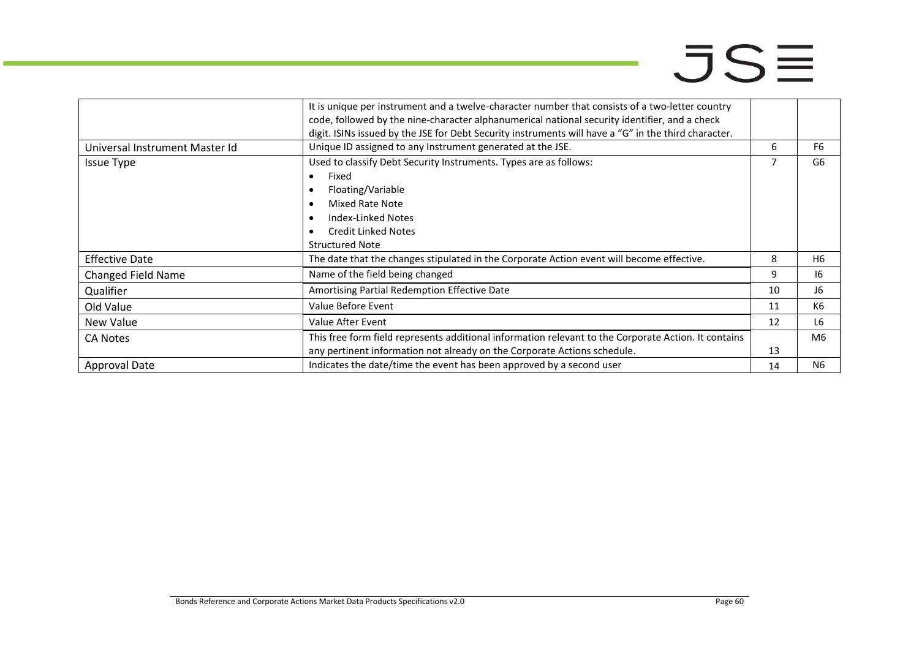| | | | |
|---|---|---|---|
| | It is unique per instrument and a twelve-character number that consists of a two-letter country code, followed by the nine-character alphanumerical national security identifier, and a check digit. ISINs issued by the JSE for Debt Security instruments will have a "G" in the third character. | | |
| Universal Instrument Master Id | Unique ID assigned to any Instrument generated at the JSE. | 6 | F6 |
| Issue Type | Used to classify Debt Security Instruments. Types are as follows:<br>• Fixed<br>• Floating/Variable<br>• Mixed Rate Note<br>• Index-Linked Notes<br>• Credit Linked Notes<br>Structured Note | 7 | G6 |
| Effective Date | The date that the changes stipulated in the Corporate Action event will become effective. | 8 | H6 |
| Changed Field Name | Name of the field being changed | 9 | I6 |
| Qualifier | Amortising Partial Redemption Effective Date | 10 | J6 |
| Old Value | Value Before Event | 11 | K6 |
| New Value | Value After Event | 12 | L6 |
| CA Notes | This free form field represents additional information relevant to the Corporate Action. It contains any pertinent information not already on the Corporate Actions schedule. | 13 | M6 |
| Approval Date | Indicates the date/time the event has been approved by a second user | 14 | N6 |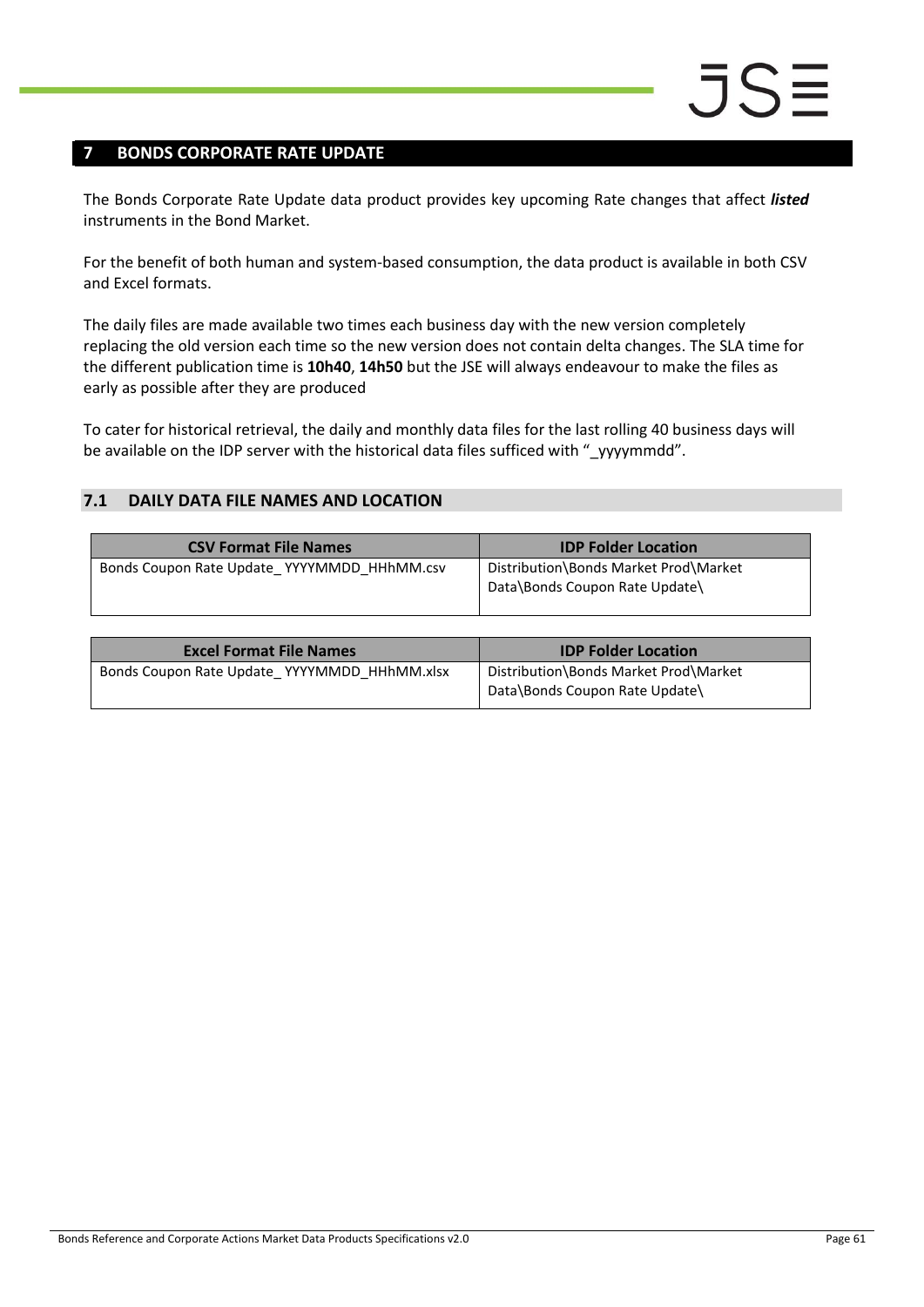## 7 BONDS CORPORATE RATE UPDATE

The Bonds Corporate Rate Update data product provides key upcoming Rate changes that affect ***listed*** instruments in the Bond Market.

For the benefit of both human and system-based consumption, the data product is available in both CSV and Excel formats.

The daily files are made available two times each business day with the new version completely replacing the old version each time so the new version does not contain delta changes. The SLA time for the different publication time is **10h40**, **14h50** but the JSE will always endeavour to make the files as early as possible after they are produced

To cater for historical retrieval, the daily and monthly data files for the last rolling 40 business days will be available on the IDP server with the historical data files sufficed with "_yyyymmdd".

### 7.1 DAILY DATA FILE NAMES AND LOCATION

| CSV Format File Names | IDP Folder Location |
|---|---|
| Bonds Coupon Rate Update_ YYYYMMDD_HHhMM.csv | Distribution\Bonds Market Prod\Market Data\Bonds Coupon Rate Update\ |

| Excel Format File Names | IDP Folder Location |
|---|---|
| Bonds Coupon Rate Update_ YYYYMMDD_HHhMM.xlsx | Distribution\Bonds Market Prod\Market Data\Bonds Coupon Rate Update\ |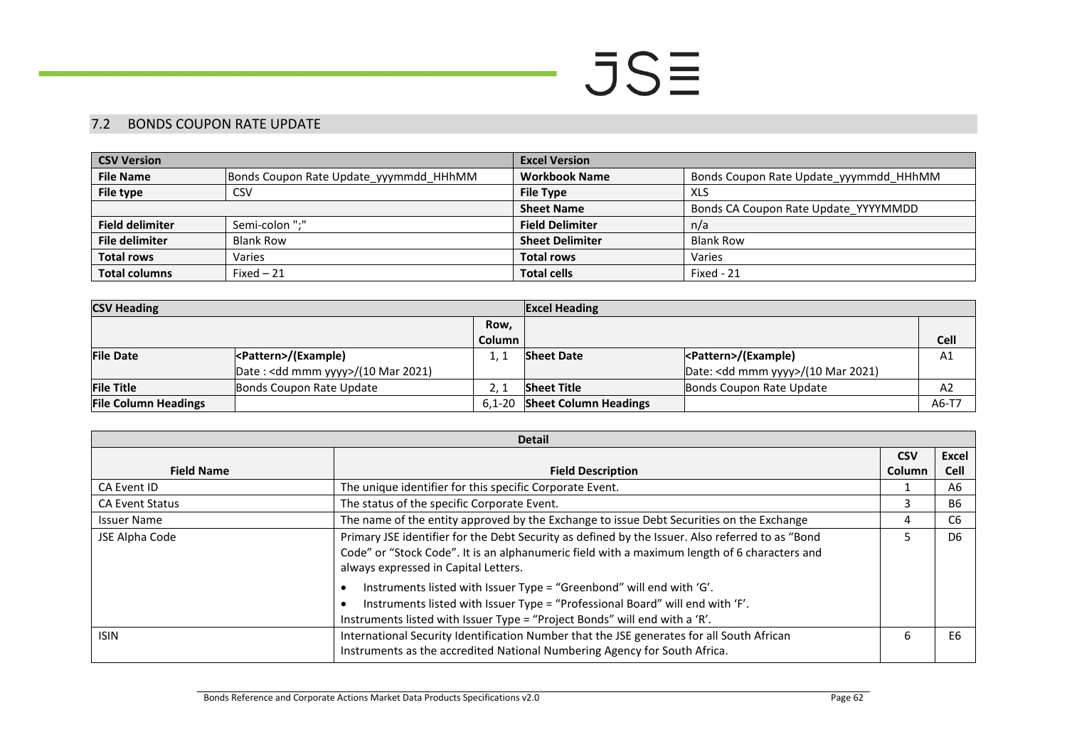## 7.2 BONDS COUPON RATE UPDATE

| CSV Version | | Excel Version | |
|---|---|---|---|
| **File Name** | Bonds Coupon Rate Update_yyymmdd_HHhMM | **Workbook Name** | Bonds Coupon Rate Update_yyymmdd_HHhMM |
| **File type** | CSV | **File Type** | XLS |
| | | **Sheet Name** | Bonds CA Coupon Rate Update_YYYYMMDD |
| **Field delimiter** | Semi-colon ";" | **Field Delimiter** | n/a |
| **File delimiter** | Blank Row | **Sheet Delimiter** | Blank Row |
| **Total rows** | Varies | **Total rows** | Varies |
| **Total columns** | Fixed – 21 | **Total cells** | Fixed - 21 |

| CSV Heading | | | Excel Heading | | |
|---|---|---|---|---|---|
| | | Row, Column | | | Cell |
| **File Date** | <Pattern>/(Example)<br>Date : <dd mmm yyyy>/(10 Mar 2021) | 1, 1 | **Sheet Date** | <Pattern>/(Example)<br>Date: <dd mmm yyyy>/(10 Mar 2021) | A1 |
| **File Title** | Bonds Coupon Rate Update | 2, 1 | **Sheet Title** | Bonds Coupon Rate Update | A2 |
| **File Column Headings** | | 6,1-20 | **Sheet Column Headings** | | A6-T7 |

| Detail | | | |
|---|---|---|---|
| **Field Name** | **Field Description** | **CSV Column** | **Excel Cell** |
| CA Event ID | The unique identifier for this specific Corporate Event. | 1 | A6 |
| CA Event Status | The status of the specific Corporate Event. | 3 | B6 |
| Issuer Name | The name of the entity approved by the Exchange to issue Debt Securities on the Exchange | 4 | C6 |
| JSE Alpha Code | Primary JSE identifier for the Debt Security as defined by the Issuer. Also referred to as "Bond Code" or "Stock Code". It is an alphanumeric field with a maximum length of 6 characters and always expressed in Capital Letters.<br>• Instruments listed with Issuer Type = "Greenbond" will end with 'G'.<br>• Instruments listed with Issuer Type = "Professional Board" will end with 'F'.<br>Instruments listed with Issuer Type = "Project Bonds" will end with a 'R'. | 5 | D6 |
| ISIN | International Security Identification Number that the JSE generates for all South African Instruments as the accredited National Numbering Agency for South Africa. | 6 | E6 |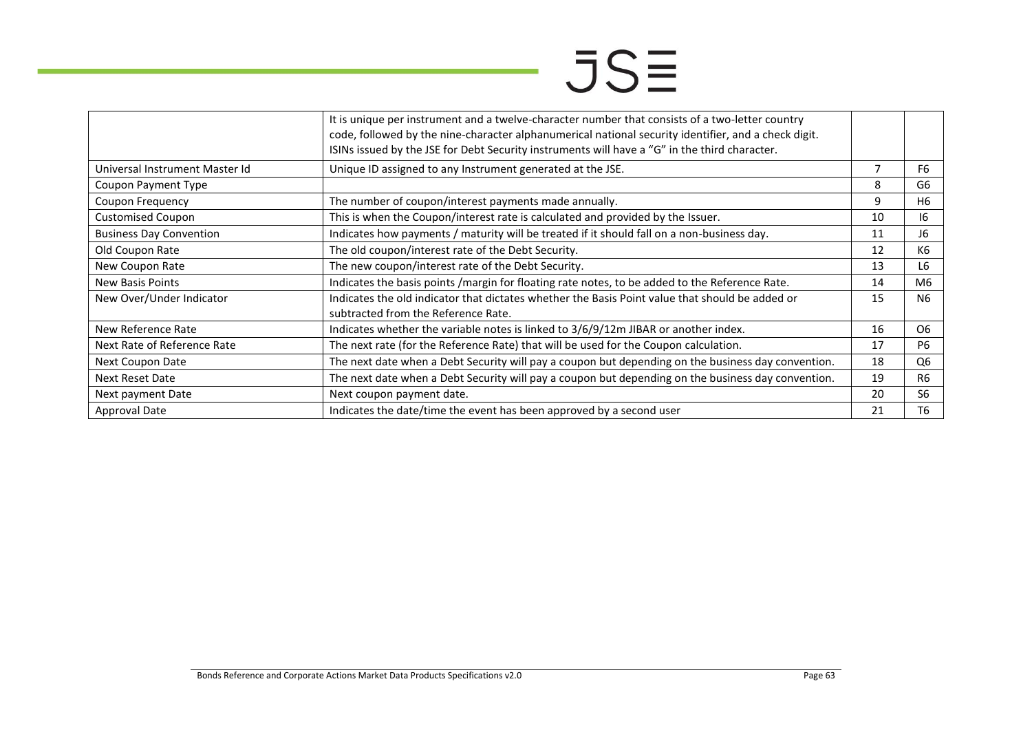| | | | |
|---|---|---|---|
| | It is unique per instrument and a twelve-character number that consists of a two-letter country code, followed by the nine-character alphanumerical national security identifier, and a check digit. ISINs issued by the JSE for Debt Security instruments will have a "G" in the third character. | | |
| Universal Instrument Master Id | Unique ID assigned to any Instrument generated at the JSE. | 7 | F6 |
| Coupon Payment Type | | 8 | G6 |
| Coupon Frequency | The number of coupon/interest payments made annually. | 9 | H6 |
| Customised Coupon | This is when the Coupon/interest rate is calculated and provided by the Issuer. | 10 | I6 |
| Business Day Convention | Indicates how payments / maturity will be treated if it should fall on a non-business day. | 11 | J6 |
| Old Coupon Rate | The old coupon/interest rate of the Debt Security. | 12 | K6 |
| New Coupon Rate | The new coupon/interest rate of the Debt Security. | 13 | L6 |
| New Basis Points | Indicates the basis points /margin for floating rate notes, to be added to the Reference Rate. | 14 | M6 |
| New Over/Under Indicator | Indicates the old indicator that dictates whether the Basis Point value that should be added or subtracted from the Reference Rate. | 15 | N6 |
| New Reference Rate | Indicates whether the variable notes is linked to 3/6/9/12m JIBAR or another index. | 16 | O6 |
| Next Rate of Reference Rate | The next rate (for the Reference Rate) that will be used for the Coupon calculation. | 17 | P6 |
| Next Coupon Date | The next date when a Debt Security will pay a coupon but depending on the business day convention. | 18 | Q6 |
| Next Reset Date | The next date when a Debt Security will pay a coupon but depending on the business day convention. | 19 | R6 |
| Next payment Date | Next coupon payment date. | 20 | S6 |
| Approval Date | Indicates the date/time the event has been approved by a second user | 21 | T6 |